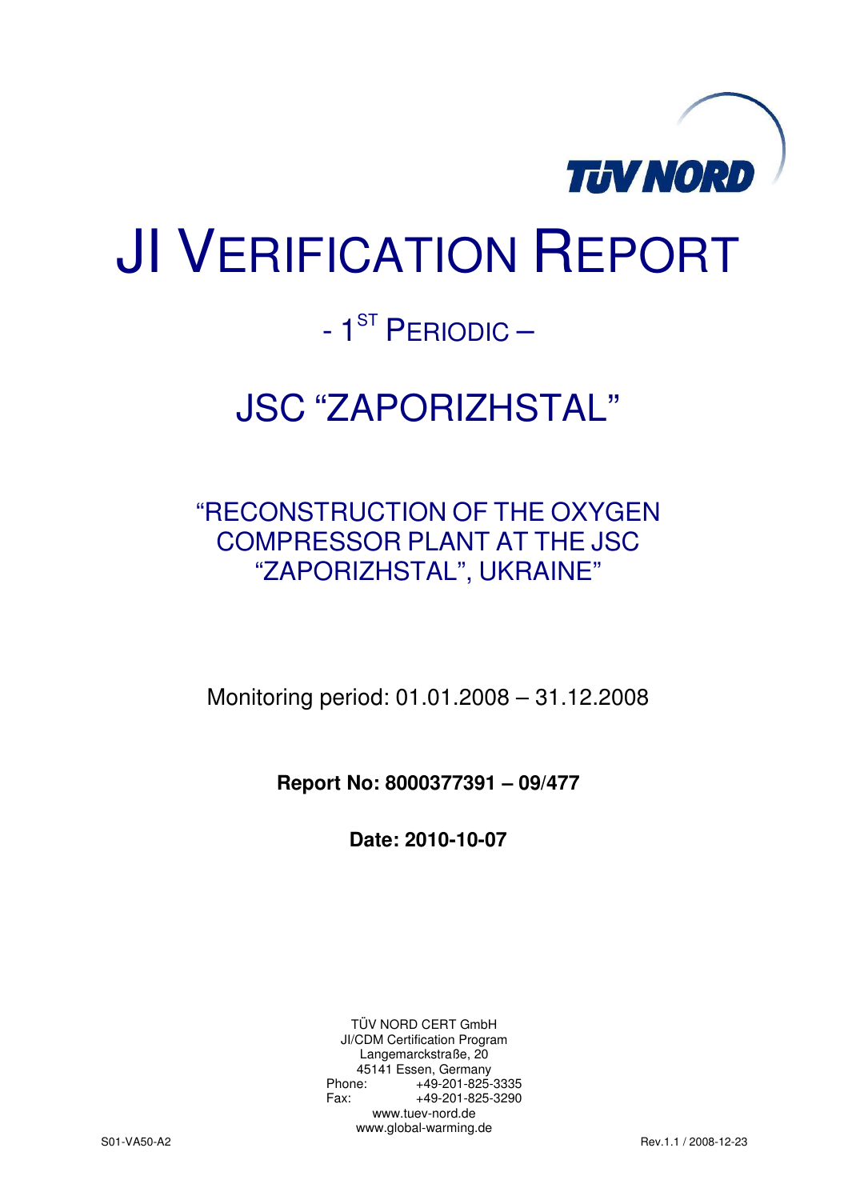# JI VERIFICATION REPORT

## - 1[ST] PERIODIC –

## JSC "ZAPORIZHSTAL"

### "RECONSTRUCTION OF THE OXYGEN COMPRESSOR PLANT AT THE JSC "ZAPORIZHSTAL", UKRAINE"

Monitoring period: 01.01.2008 – 31.12.2008

**Report No: 8000377391 – 09/477**

**Date: 2010-10-07**

TÜV NORD CERT GmbH
JI/CDM Certification Program
Langemarckstraße, 20
45141 Essen, Germany
Phone: +49-201-825-3335
Fax: +49-201-825-3290
www.tuev-nord.de
www.global-warming.de

S01-VA50-A2 Rev.1.1 / 2008-12-23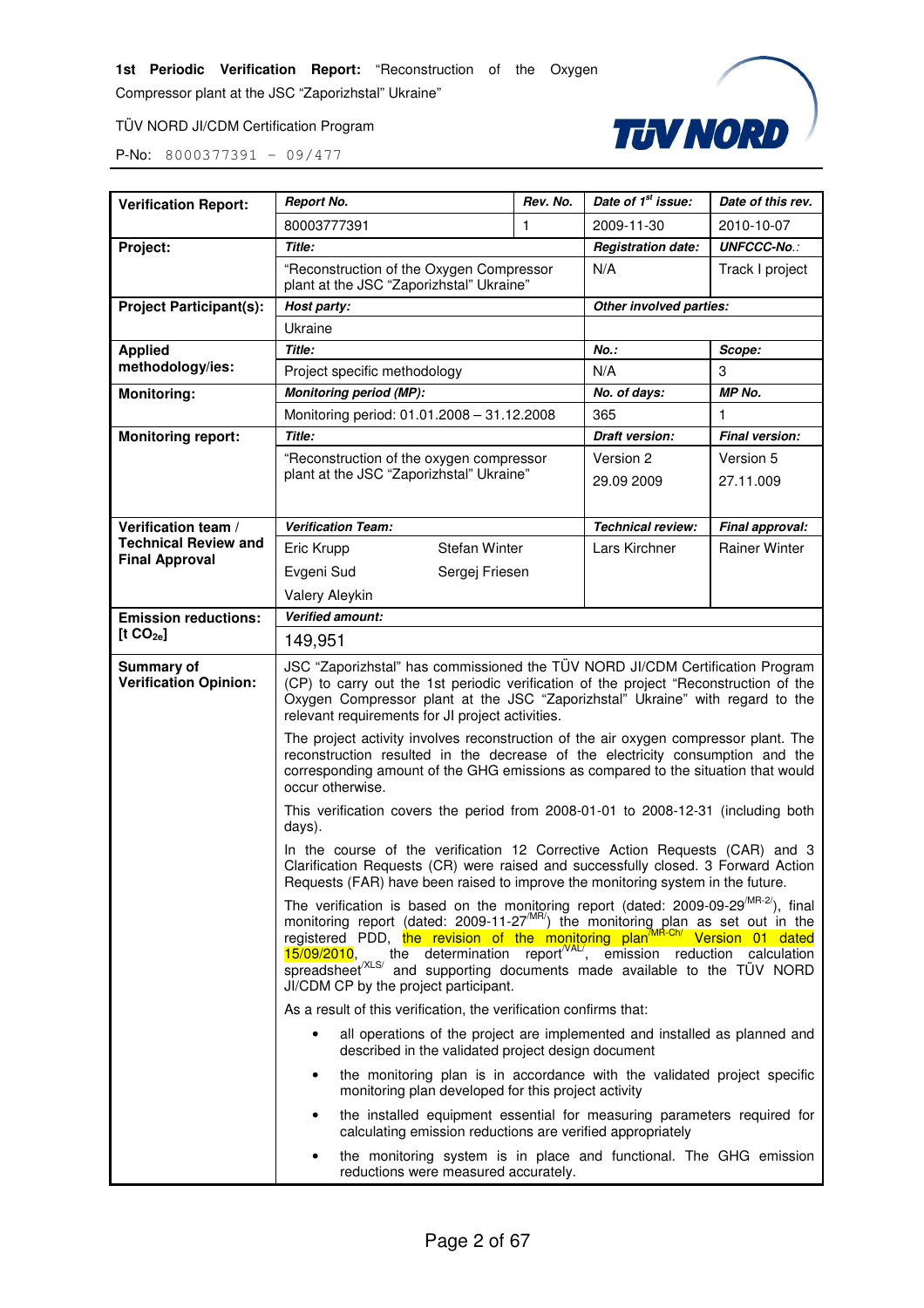| Verification Report: | Report No. | | Rev. No. | Date of 1st issue: | Date of this rev. |
|---|---|---|---|---|---|
| | 80003777391 | | 1 | 2009-11-30 | 2010-10-07 |
| **Project:** | *Title:* | | | *Registration date:* | *UNFCCC-No.:* |
| | "Reconstruction of the Oxygen Compressor plant at the JSC "Zaporizhstal" Ukraine" | | | N/A | Track I project |
| **Project Participant(s):** | *Host party:* | | | *Other involved parties:* | |
| | Ukraine | | | | |
| **Applied methodology/ies:** | *Title:* | | | *No.:* | *Scope:* |
| | Project specific methodology | | | N/A | 3 |
| **Monitoring:** | *Monitoring period (MP):* | | | *No. of days:* | *MP No.* |
| | Monitoring period: 01.01.2008 – 31.12.2008 | | | 365 | 1 |
| **Monitoring report:** | *Title:* | | | *Draft version:* | *Final version:* |
| | "Reconstruction of the oxygen compressor plant at the JSC "Zaporizhstal" Ukraine" | | | Version 2<br>29.09 2009 | Version 5<br>27.11.009 |
| **Verification team / Technical Review and Final Approval** | *Verification Team:* | | | *Technical review:* | *Final approval:* |
| | Eric Krupp<br>Evgeni Sud<br>Valery Aleykin | Stefan Winter<br>Sergej Friesen | | Lars Kirchner | Rainer Winter |
| **Emission reductions: [t $CO_{2e}$]** | *Verified amount:* | | | | |
| | 149,951 | | | | |
| **Summary of Verification Opinion:** | JSC "Zaporizhstal" has commissioned the TÜV NORD JI/CDM Certification Program (CP) to carry out the 1st periodic verification of the project "Reconstruction of the Oxygen Compressor plant at the JSC "Zaporizhstal" Ukraine" with regard to the relevant requirements for JI project activities.<br><br>The project activity involves reconstruction of the air oxygen compressor plant. The reconstruction resulted in the decrease of the electricity consumption and the corresponding amount of the GHG emissions as compared to the situation that would occur otherwise.<br><br>This verification covers the period from 2008-01-01 to 2008-12-31 (including both days).<br><br>In the course of the verification 12 Corrective Action Requests (CAR) and 3 Clarification Requests (CR) were raised and successfully closed. 3 Forward Action Requests (FAR) have been raised to improve the monitoring system in the future.<br><br>The verification is based on the monitoring report (dated: 2009-09-29/MR-2/), final monitoring report (dated: 2009-11-27/MR/) the monitoring plan as set out in the registered PDD, the revision of the monitoring plan/MR-Ch/ Version 01 dated 15/09/2010, the determination report/VAL/, emission reduction calculation spreadsheet/XLS/ and supporting documents made available to the TÜV NORD JI/CDM CP by the project participant.<br><br>As a result of this verification, the verification confirms that:<br><br>• all operations of the project are implemented and installed as planned and described in the validated project design document<br>• the monitoring plan is in accordance with the validated project specific monitoring plan developed for this project activity<br>• the installed equipment essential for measuring parameters required for calculating emission reductions are verified appropriately<br>• the monitoring system is in place and functional. The GHG emission reductions were measured accurately. | | | | |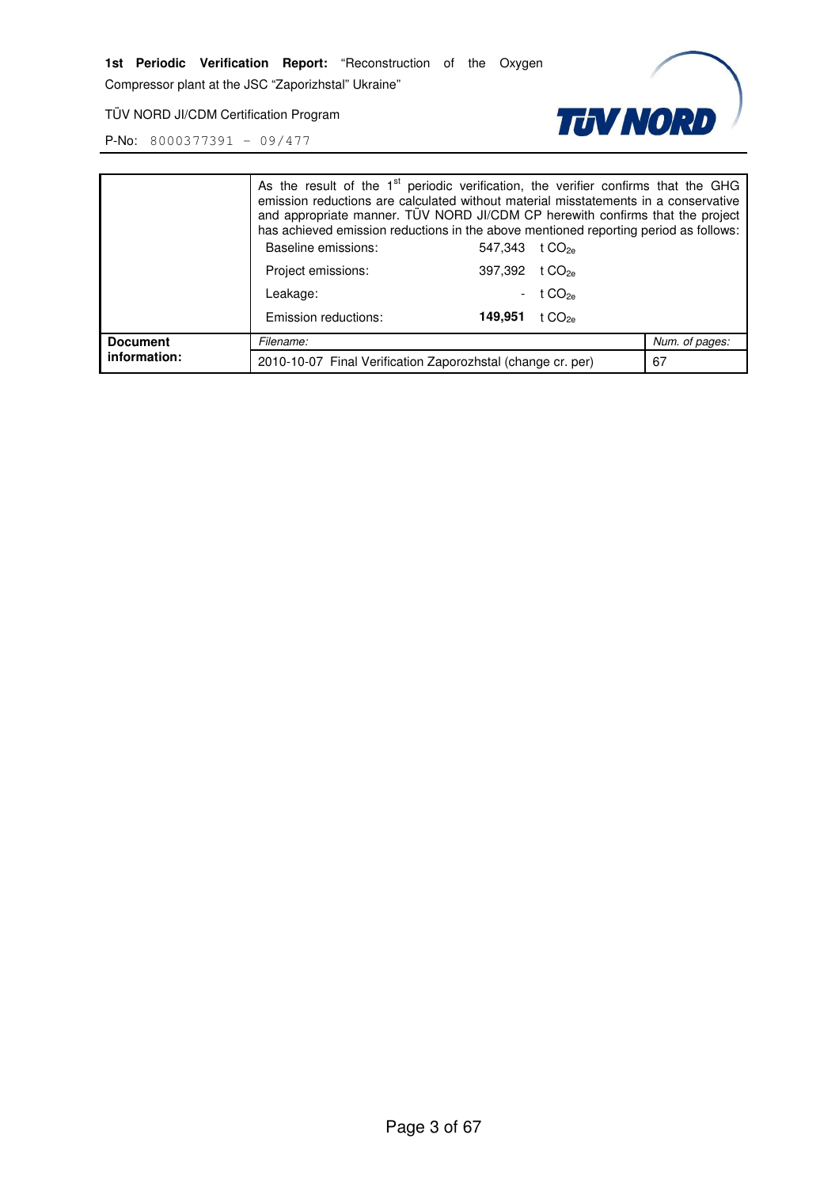| | | |
|---|---|---|
| | As the result of the 1st periodic verification, the verifier confirms that the GHG emission reductions are calculated without material misstatements in a conservative and appropriate manner. TÜV NORD JI/CDM CP herewith confirms that the project has achieved emission reductions in the above mentioned reporting period as follows:<br>Baseline emissions: 547,343 t $CO_{2e}$<br>Project emissions: 397,392 t $CO_{2e}$<br>Leakage: - t $CO_{2e}$<br>Emission reductions: **149,951** t $CO_{2e}$ | |
| **Document information:** | *Filename:*<br>2010-10-07 Final Verification Zaporozhstal (change cr. per) | *Num. of pages:*<br>67 |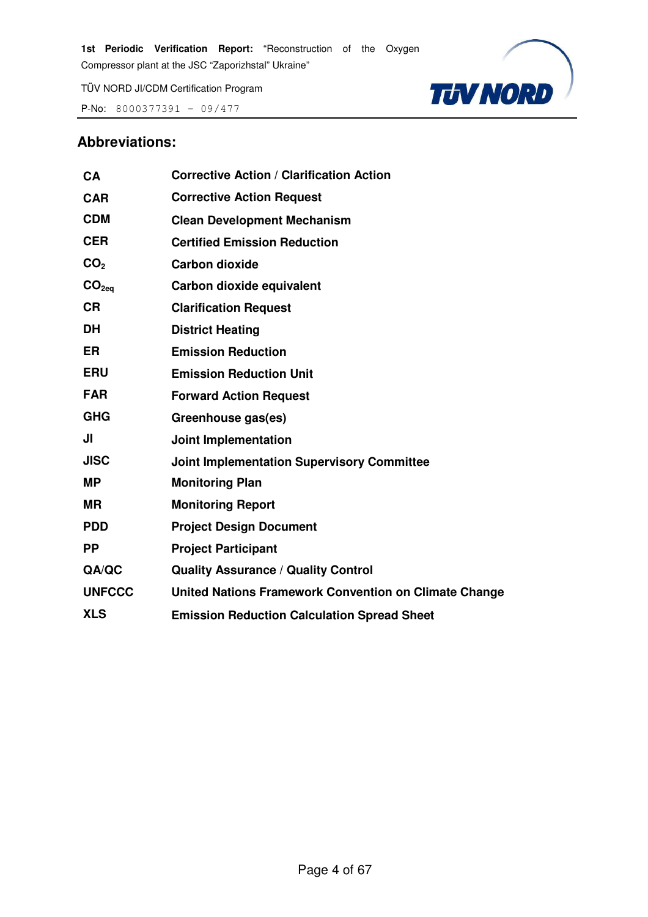## Abbreviations:

| | |
|---|---|
| **CA** | **Corrective Action / Clarification Action** |
| **CAR** | **Corrective Action Request** |
| **CDM** | **Clean Development Mechanism** |
| **CER** | **Certified Emission Reduction** |
| **$CO_2$** | **Carbon dioxide** |
| **$CO_{2eq}$** | **Carbon dioxide equivalent** |
| **CR** | **Clarification Request** |
| **DH** | **District Heating** |
| **ER** | **Emission Reduction** |
| **ERU** | **Emission Reduction Unit** |
| **FAR** | **Forward Action Request** |
| **GHG** | **Greenhouse gas(es)** |
| **JI** | **Joint Implementation** |
| **JISC** | **Joint Implementation Supervisory Committee** |
| **MP** | **Monitoring Plan** |
| **MR** | **Monitoring Report** |
| **PDD** | **Project Design Document** |
| **PP** | **Project Participant** |
| **QA/QC** | **Quality Assurance / Quality Control** |
| **UNFCCC** | **United Nations Framework Convention on Climate Change** |
| **XLS** | **Emission Reduction Calculation Spread Sheet** |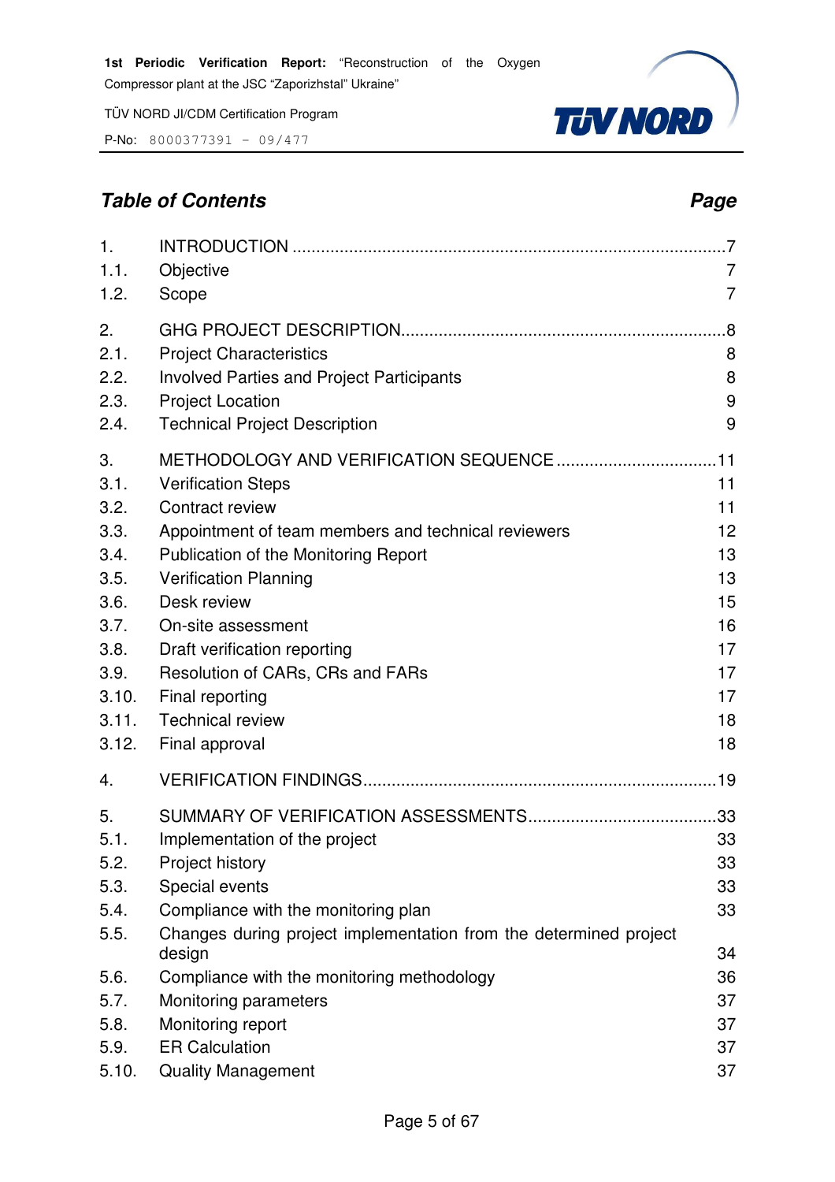## *Table of Contents* *Page*

| | | |
|---|---|---|
| 1. | INTRODUCTION | 7 |
| 1.1. | Objective | 7 |
| 1.2. | Scope | 7 |
| 2. | GHG PROJECT DESCRIPTION | 8 |
| 2.1. | Project Characteristics | 8 |
| 2.2. | Involved Parties and Project Participants | 8 |
| 2.3. | Project Location | 9 |
| 2.4. | Technical Project Description | 9 |
| 3. | METHODOLOGY AND VERIFICATION SEQUENCE | 11 |
| 3.1. | Verification Steps | 11 |
| 3.2. | Contract review | 11 |
| 3.3. | Appointment of team members and technical reviewers | 12 |
| 3.4. | Publication of the Monitoring Report | 13 |
| 3.5. | Verification Planning | 13 |
| 3.6. | Desk review | 15 |
| 3.7. | On-site assessment | 16 |
| 3.8. | Draft verification reporting | 17 |
| 3.9. | Resolution of CARs, CRs and FARs | 17 |
| 3.10. | Final reporting | 17 |
| 3.11. | Technical review | 18 |
| 3.12. | Final approval | 18 |
| 4. | VERIFICATION FINDINGS | 19 |
| 5. | SUMMARY OF VERIFICATION ASSESSMENTS | 33 |
| 5.1. | Implementation of the project | 33 |
| 5.2. | Project history | 33 |
| 5.3. | Special events | 33 |
| 5.4. | Compliance with the monitoring plan | 33 |
| 5.5. | Changes during project implementation from the determined project design | 34 |
| 5.6. | Compliance with the monitoring methodology | 36 |
| 5.7. | Monitoring parameters | 37 |
| 5.8. | Monitoring report | 37 |
| 5.9. | ER Calculation | 37 |
| 5.10. | Quality Management | 37 |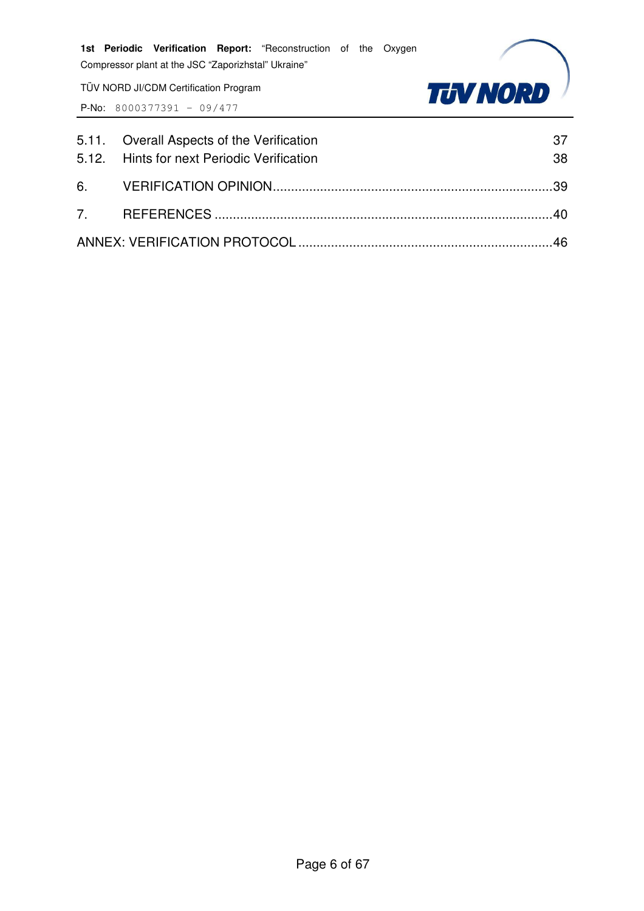5.11. Overall Aspects of the Verification 37
5.12. Hints for next Periodic Verification 38

6. VERIFICATION OPINION............................................................................39

7. REFERENCES ............................................................................................40

ANNEX: VERIFICATION PROTOCOL.....................................................................46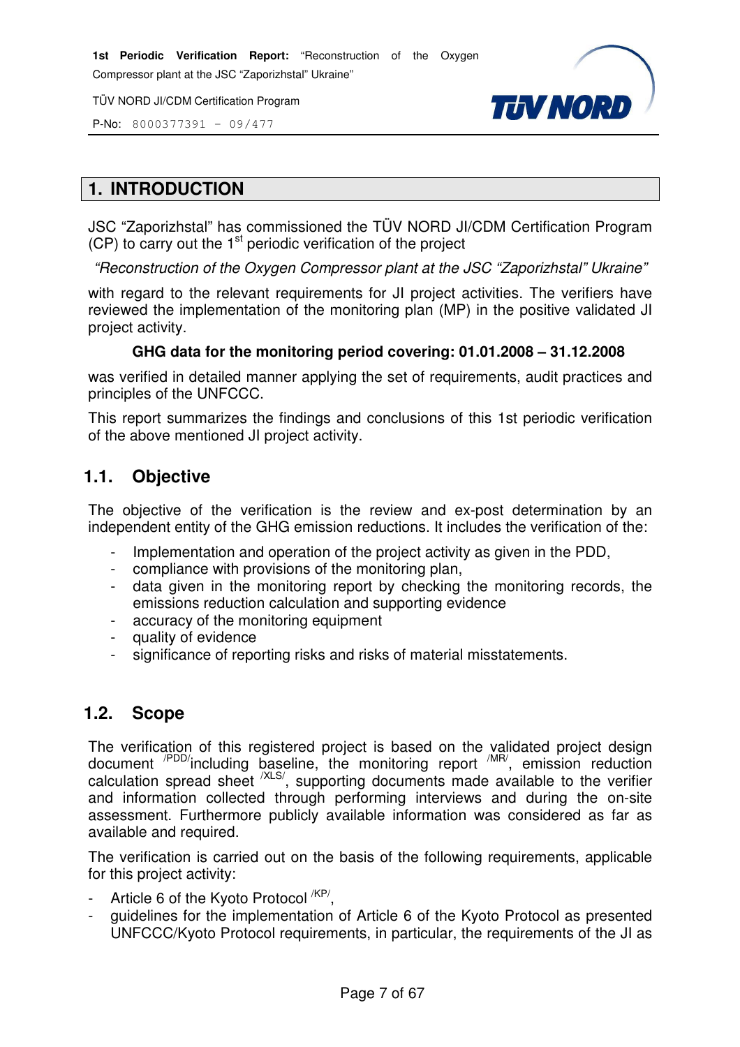# 1. INTRODUCTION

JSC “Zaporizhstal” has commissioned the TÜV NORD JI/CDM Certification Program (CP) to carry out the 1st periodic verification of the project

*“Reconstruction of the Oxygen Compressor plant at the JSC “Zaporizhstal” Ukraine”*

with regard to the relevant requirements for JI project activities. The verifiers have reviewed the implementation of the monitoring plan (MP) in the positive validated JI project activity.

**GHG data for the monitoring period covering: 01.01.2008 – 31.12.2008**

was verified in detailed manner applying the set of requirements, audit practices and principles of the UNFCCC.

This report summarizes the findings and conclusions of this 1st periodic verification of the above mentioned JI project activity.

## 1.1. Objective

The objective of the verification is the review and ex-post determination by an independent entity of the GHG emission reductions. It includes the verification of the:

- Implementation and operation of the project activity as given in the PDD,
- compliance with provisions of the monitoring plan,
- data given in the monitoring report by checking the monitoring records, the emissions reduction calculation and supporting evidence
- accuracy of the monitoring equipment
- quality of evidence
- significance of reporting risks and risks of material misstatements.

## 1.2. Scope

The verification of this registered project is based on the validated project design document [/PDD/] including baseline, the monitoring report [/MR/], emission reduction calculation spread sheet [/XLS/], supporting documents made available to the verifier and information collected through performing interviews and during the on-site assessment. Furthermore publicly available information was considered as far as available and required.

The verification is carried out on the basis of the following requirements, applicable for this project activity:

- Article 6 of the Kyoto Protocol [/KP/],
- guidelines for the implementation of Article 6 of the Kyoto Protocol as presented UNFCCC/Kyoto Protocol requirements, in particular, the requirements of the JI as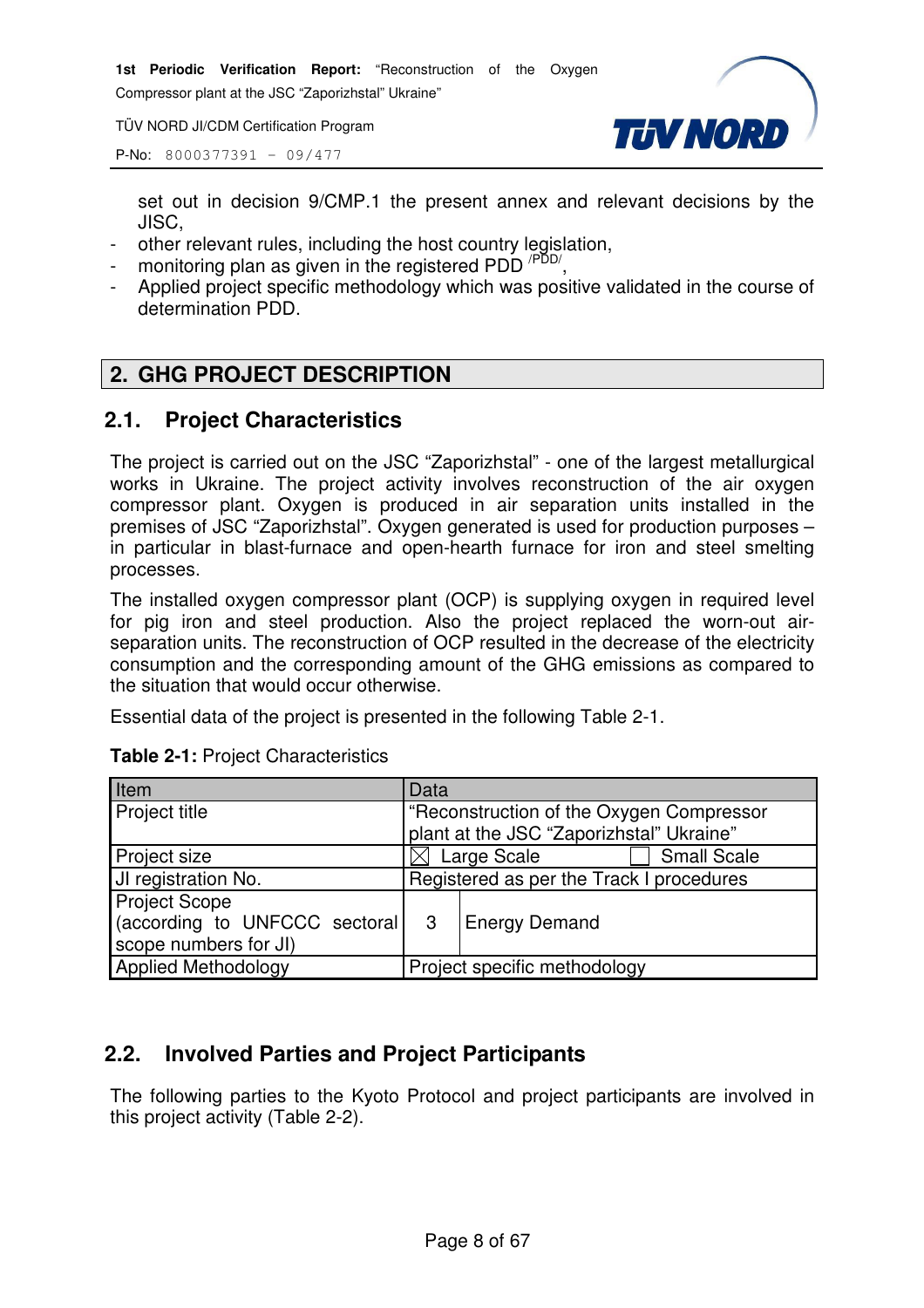set out in decision 9/CMP.1 the present annex and relevant decisions by the JISC,
- other relevant rules, including the host country legislation,
- monitoring plan as given in the registered PDD /PDD/,
- Applied project specific methodology which was positive validated in the course of determination PDD.

## 2. GHG PROJECT DESCRIPTION

### 2.1. Project Characteristics

The project is carried out on the JSC “Zaporizhstal” - one of the largest metallurgical works in Ukraine. The project activity involves reconstruction of the air oxygen compressor plant. Oxygen is produced in air separation units installed in the premises of JSC “Zaporizhstal”. Oxygen generated is used for production purposes – in particular in blast-furnace and open-hearth furnace for iron and steel smelting processes.

The installed oxygen compressor plant (OCP) is supplying oxygen in required level for pig iron and steel production. Also the project replaced the worn-out air-separation units. The reconstruction of OCP resulted in the decrease of the electricity consumption and the corresponding amount of the GHG emissions as compared to the situation that would occur otherwise.

Essential data of the project is presented in the following Table 2-1.

**Table 2-1:** Project Characteristics

| Item | Data | |
|---|---|---|
| Project title | “Reconstruction of the Oxygen Compressor plant at the JSC “Zaporizhstal” Ukraine” | |
| Project size | ☒ Large Scale | ☐ Small Scale |
| JI registration No. | Registered as per the Track I procedures | |
| Project Scope (according to UNFCCC sectoral scope numbers for JI) | 3 | Energy Demand |
| Applied Methodology | Project specific methodology | |

### 2.2. Involved Parties and Project Participants

The following parties to the Kyoto Protocol and project participants are involved in this project activity (Table 2-2).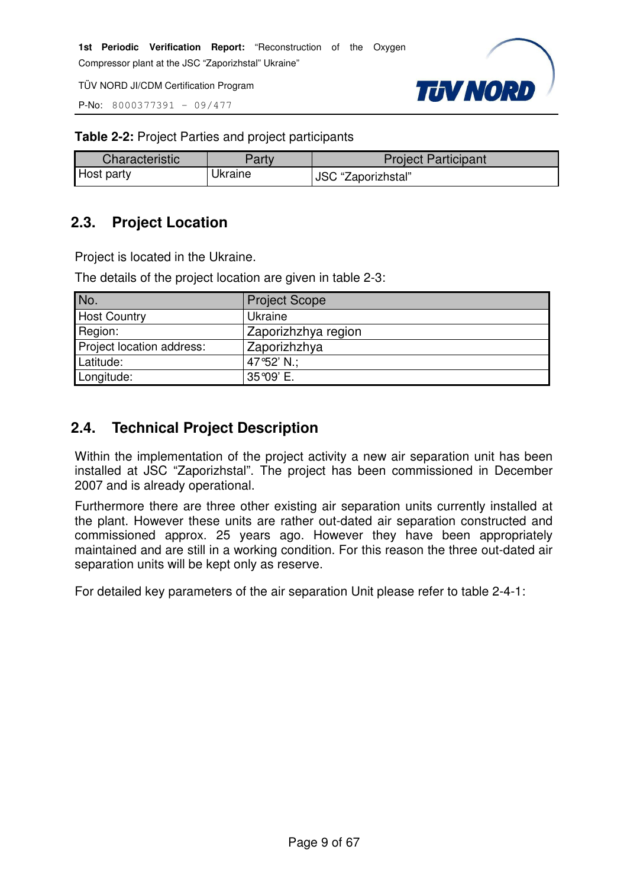**Table 2-2:** Project Parties and project participants

| Characteristic | Party | Project Participant |
|---|---|---|
| Host party | Ukraine | JSC “Zaporizhstal” |

## 2.3. Project Location

Project is located in the Ukraine.

The details of the project location are given in table 2-3:

| No. | Project Scope |
|---|---|
| Host Country | Ukraine |
| Region: | Zaporizhzhya region |
| Project location address: | Zaporizhzhya |
| Latitude: | 47°52’ N.; |
| Longitude: | 35°09’ E. |

## 2.4. Technical Project Description

Within the implementation of the project activity a new air separation unit has been installed at JSC “Zaporizhstal”. The project has been commissioned in December 2007 and is already operational.

Furthermore there are three other existing air separation units currently installed at the plant. However these units are rather out-dated air separation constructed and commissioned approx. 25 years ago. However they have been appropriately maintained and are still in a working condition. For this reason the three out-dated air separation units will be kept only as reserve.

For detailed key parameters of the air separation Unit please refer to table 2-4-1: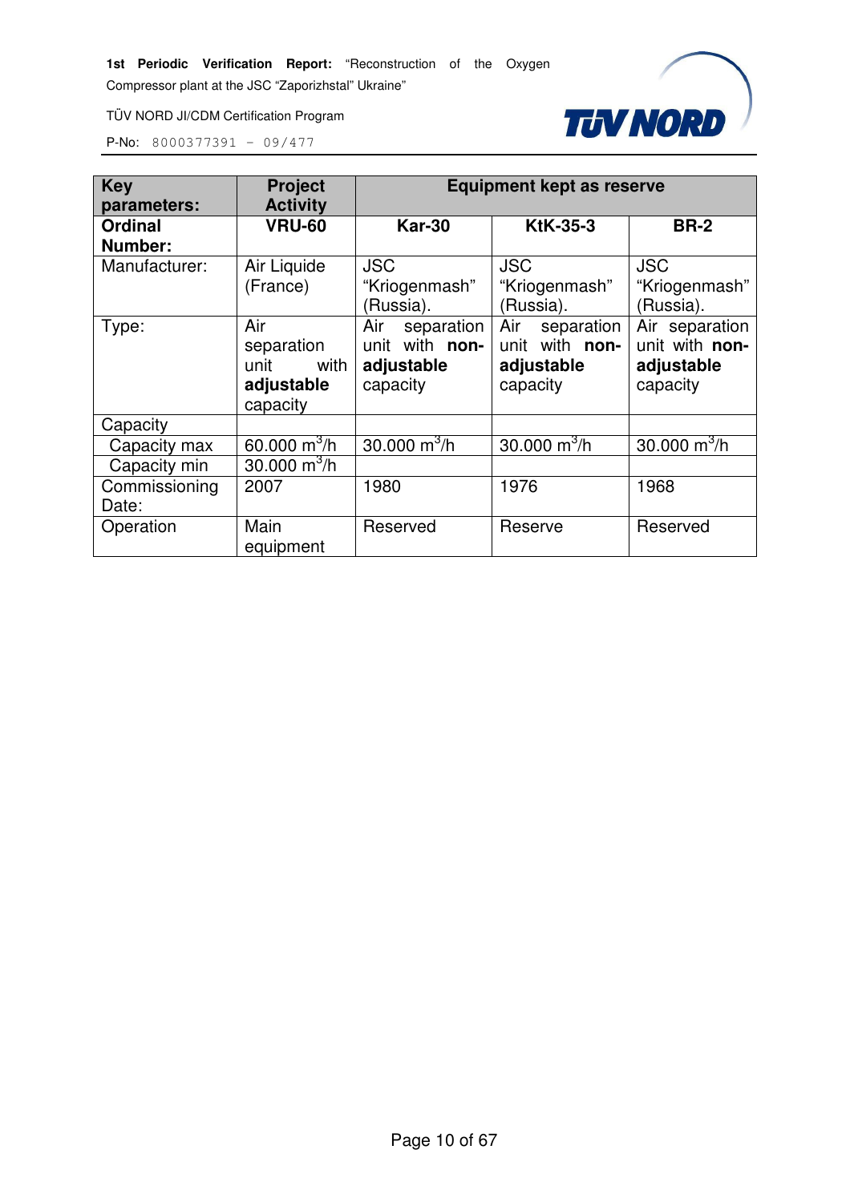| **Key parameters:** | **Project Activity** | **Equipment kept as reserve** | | |
|---|---|---|---|---|
| **Ordinal Number:** | **VRU-60** | **Kar-30** | **KtK-35-3** | **BR-2** |
| Manufacturer: | Air Liquide (France) | JSC "Kriogenmash" (Russia). | JSC "Kriogenmash" (Russia). | JSC "Kriogenmash" (Russia). |
| Type: | Air separation unit with **adjustable** capacity | Air separation unit with **non-adjustable** capacity | Air separation unit with **non-adjustable** capacity | Air separation unit with **non-adjustable** capacity |
| Capacity | | | | |
| Capacity max | 60.000 $m^3$/h | 30.000 $m^3$/h | 30.000 $m^3$/h | 30.000 $m^3$/h |
| Capacity min | 30.000 $m^3$/h | | | |
| Commissioning Date: | 2007 | 1980 | 1976 | 1968 |
| Operation | Main equipment | Reserved | Reserve | Reserved |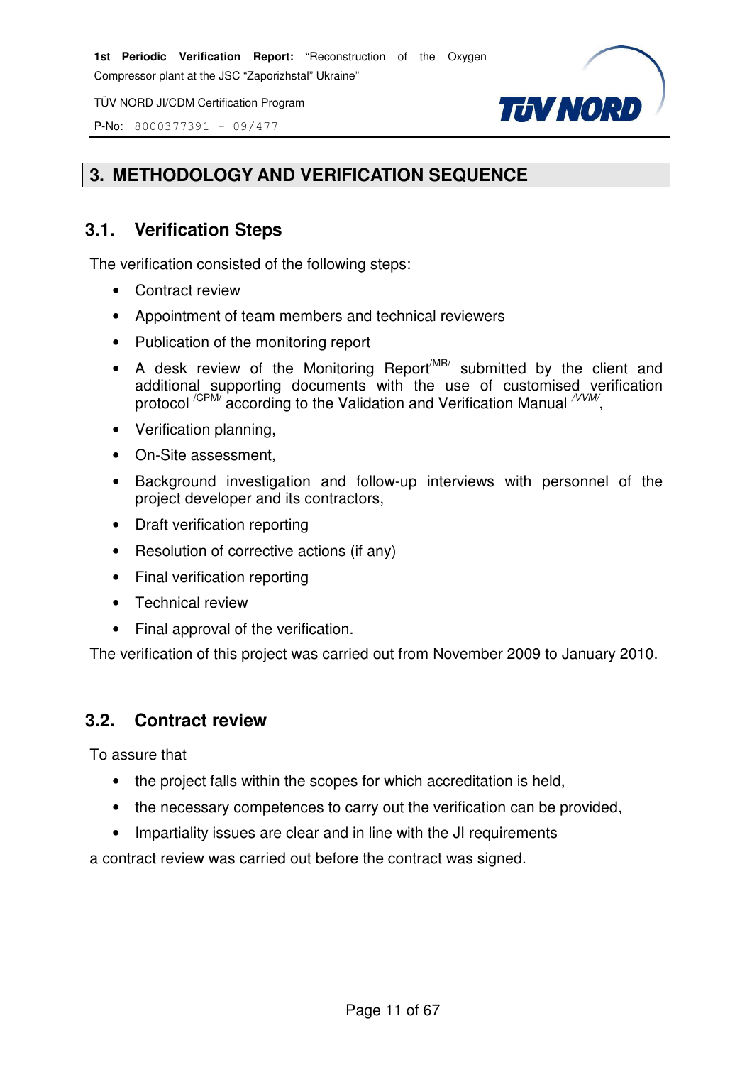# 3. METHODOLOGY AND VERIFICATION SEQUENCE

## 3.1. Verification Steps

The verification consisted of the following steps:

- Contract review
- Appointment of team members and technical reviewers
- Publication of the monitoring report
- A desk review of the Monitoring Report /MR/ submitted by the client and additional supporting documents with the use of customised verification protocol /CPM/ according to the Validation and Verification Manual /VVM/,
- Verification planning,
- On-Site assessment,
- Background investigation and follow-up interviews with personnel of the project developer and its contractors,
- Draft verification reporting
- Resolution of corrective actions (if any)
- Final verification reporting
- Technical review
- Final approval of the verification.

The verification of this project was carried out from November 2009 to January 2010.

## 3.2. Contract review

To assure that

- the project falls within the scopes for which accreditation is held,
- the necessary competences to carry out the verification can be provided,
- Impartiality issues are clear and in line with the JI requirements

a contract review was carried out before the contract was signed.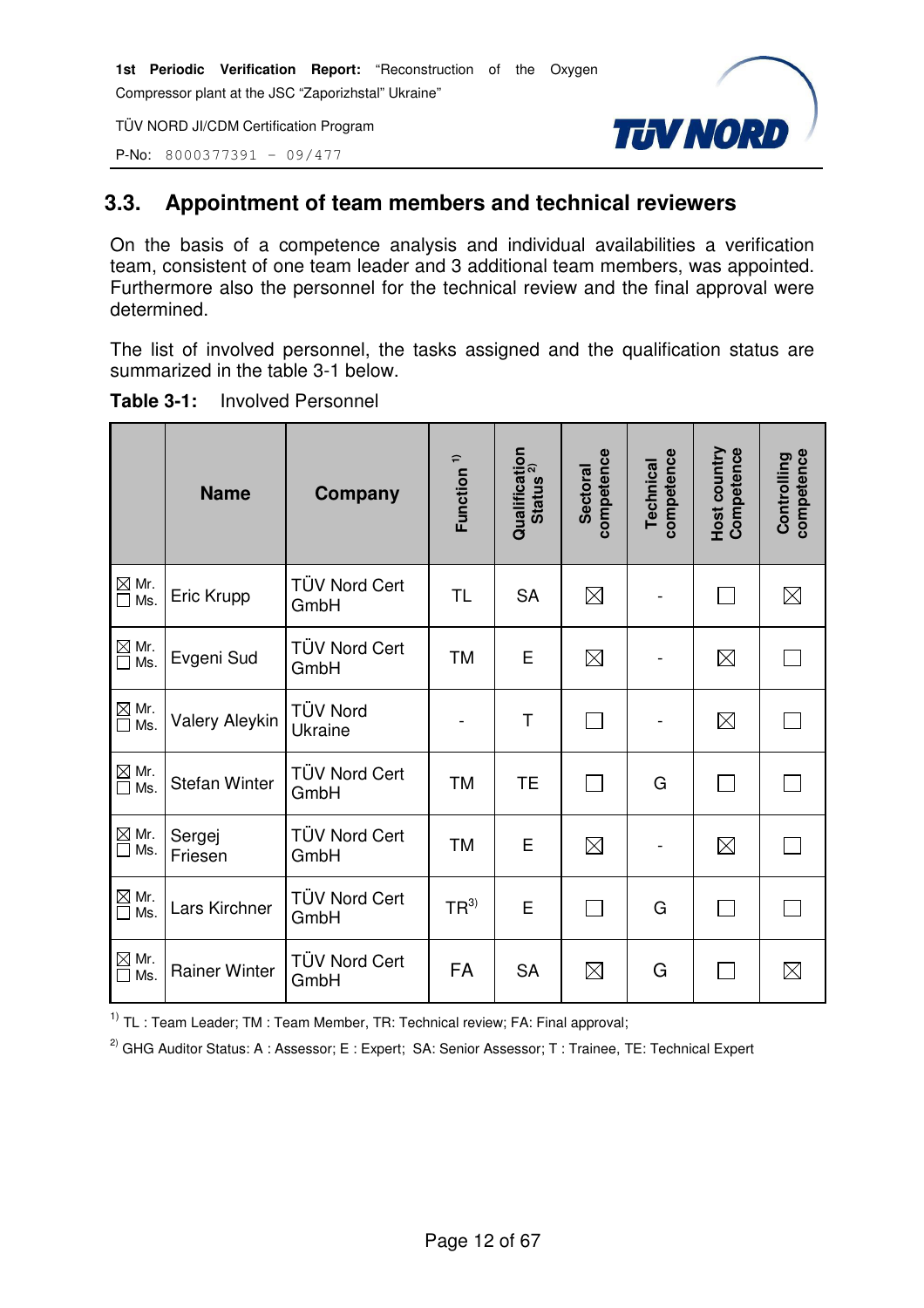## 3.3. Appointment of team members and technical reviewers

On the basis of a competence analysis and individual availabilities a verification team, consistent of one team leader and 3 additional team members, was appointed. Furthermore also the personnel for the technical review and the final approval were determined.

The list of involved personnel, the tasks assigned and the qualification status are summarized in the table 3-1 below.

**Table 3-1:** Involved Personnel

| | Name | Company | Function [1] | Qualification Status [2] | Sectoral competence | Technical competence | Host country Competence | Controlling competence |
|---|---|---|---|---|---|---|---|---|
| ☒ Mr. ☐ Ms. | Eric Krupp | TÜV Nord Cert GmbH | TL | SA | ☒ | - | ☐ | ☒ |
| ☒ Mr. ☐ Ms. | Evgeni Sud | TÜV Nord Cert GmbH | TM | E | ☒ | - | ☒ | ☐ |
| ☒ Mr. ☐ Ms. | Valery Aleykin | TÜV Nord Ukraine | - | T | ☐ | - | ☒ | ☐ |
| ☒ Mr. ☐ Ms. | Stefan Winter | TÜV Nord Cert GmbH | TM | TE | ☐ | G | ☐ | ☐ |
| ☒ Mr. ☐ Ms. | Sergej Friesen | TÜV Nord Cert GmbH | TM | E | ☒ | - | ☒ | ☐ |
| ☒ Mr. ☐ Ms. | Lars Kirchner | TÜV Nord Cert GmbH | TR[3] | E | ☐ | G | ☐ | ☐ |
| ☒ Mr. ☐ Ms. | Rainer Winter | TÜV Nord Cert GmbH | FA | SA | ☒ | G | ☐ | ☒ |

[1] TL : Team Leader; TM : Team Member, TR: Technical review; FA: Final approval;

[2] GHG Auditor Status: A : Assessor; E : Expert; SA: Senior Assessor; T : Trainee, TE: Technical Expert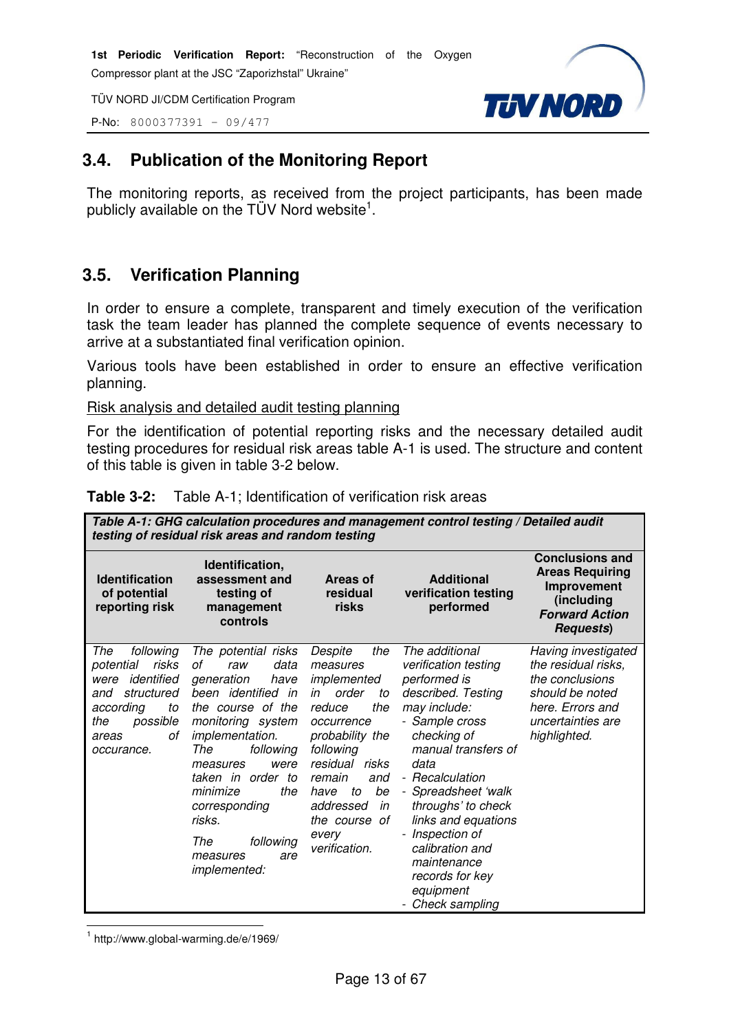## 3.4. Publication of the Monitoring Report

The monitoring reports, as received from the project participants, has been made publicly available on the TÜV Nord website[1].

## 3.5. Verification Planning

In order to ensure a complete, transparent and timely execution of the verification task the team leader has planned the complete sequence of events necessary to arrive at a substantiated final verification opinion.

Various tools have been established in order to ensure an effective verification planning.

Risk analysis and detailed audit testing planning

For the identification of potential reporting risks and the necessary detailed audit testing procedures for residual risk areas table A-1 is used. The structure and content of this table is given in table 3-2 below.

**Table 3-2:** Table A-1; Identification of verification risk areas

| ***Table A-1: GHG calculation procedures and management control testing / Detailed audit testing of residual risk areas and random testing*** | | | | |
|---|---|---|---|---|
| **Identification of potential reporting risk** | **Identification, assessment and testing of management controls** | **Areas of residual risks** | **Additional verification testing performed** | **Conclusions and Areas Requiring Improvement (including *Forward Action Requests*)** |
| *The following potential risks were identified and structured according to the possible areas of occurance.* | *The potential risks of raw data generation have been identified in the course of the monitoring system implementation. The following measures were taken in order to minimize the corresponding risks.* *The following measures are implemented:* | *Despite the measures implemented in order to reduce the occurrence probability the following residual risks remain and have to be addressed in the course of every verification.* | *The additional verification testing performed is described. Testing may include:* *- Sample cross checking of manual transfers of data* *- Recalculation* *- Spreadsheet 'walk throughs' to check links and equations* *- Inspection of calibration and maintenance records for key equipment* *- Check sampling* | *Having investigated the residual risks, the conclusions should be noted here. Errors and uncertainties are highlighted.* |

[1] http://www.global-warming.de/e/1969/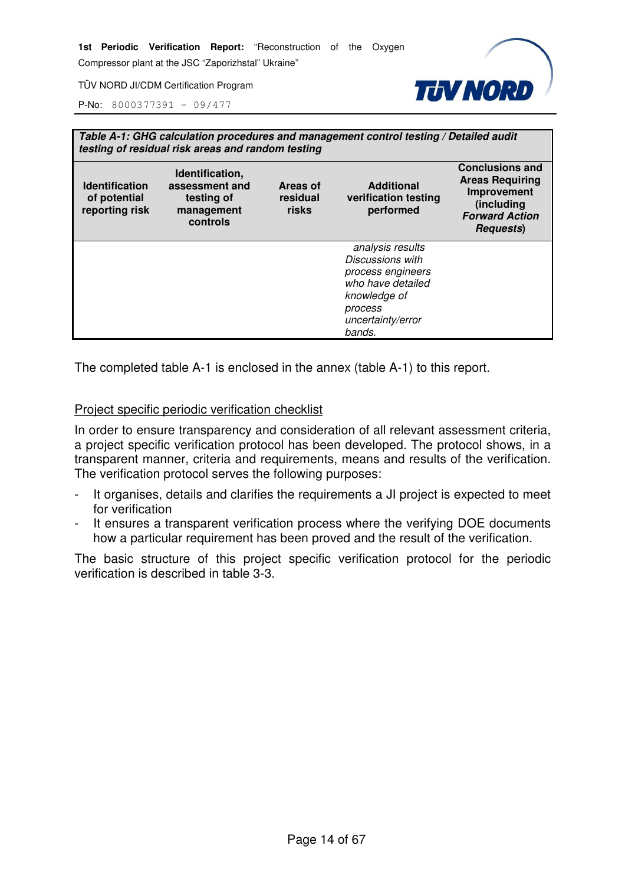| ***Table A-1: GHG calculation procedures and management control testing / Detailed audit testing of residual risk areas and random testing*** | | | | |
|---|---|---|---|---|
| **Identification of potential reporting risk** | **Identification, assessment and testing of management controls** | **Areas of residual risks** | **Additional verification testing performed** | **Conclusions and Areas Requiring Improvement (including *Forward Action Requests*)** |
| | | | *analysis results Discussions with process engineers who have detailed knowledge of process uncertainty/error bands.* | |

The completed table A-1 is enclosed in the annex (table A-1) to this report.

<u>Project specific periodic verification checklist</u>

In order to ensure transparency and consideration of all relevant assessment criteria, a project specific verification protocol has been developed. The protocol shows, in a transparent manner, criteria and requirements, means and results of the verification. The verification protocol serves the following purposes:

- It organises, details and clarifies the requirements a JI project is expected to meet for verification
- It ensures a transparent verification process where the verifying DOE documents how a particular requirement has been proved and the result of the verification.

The basic structure of this project specific verification protocol for the periodic verification is described in table 3-3.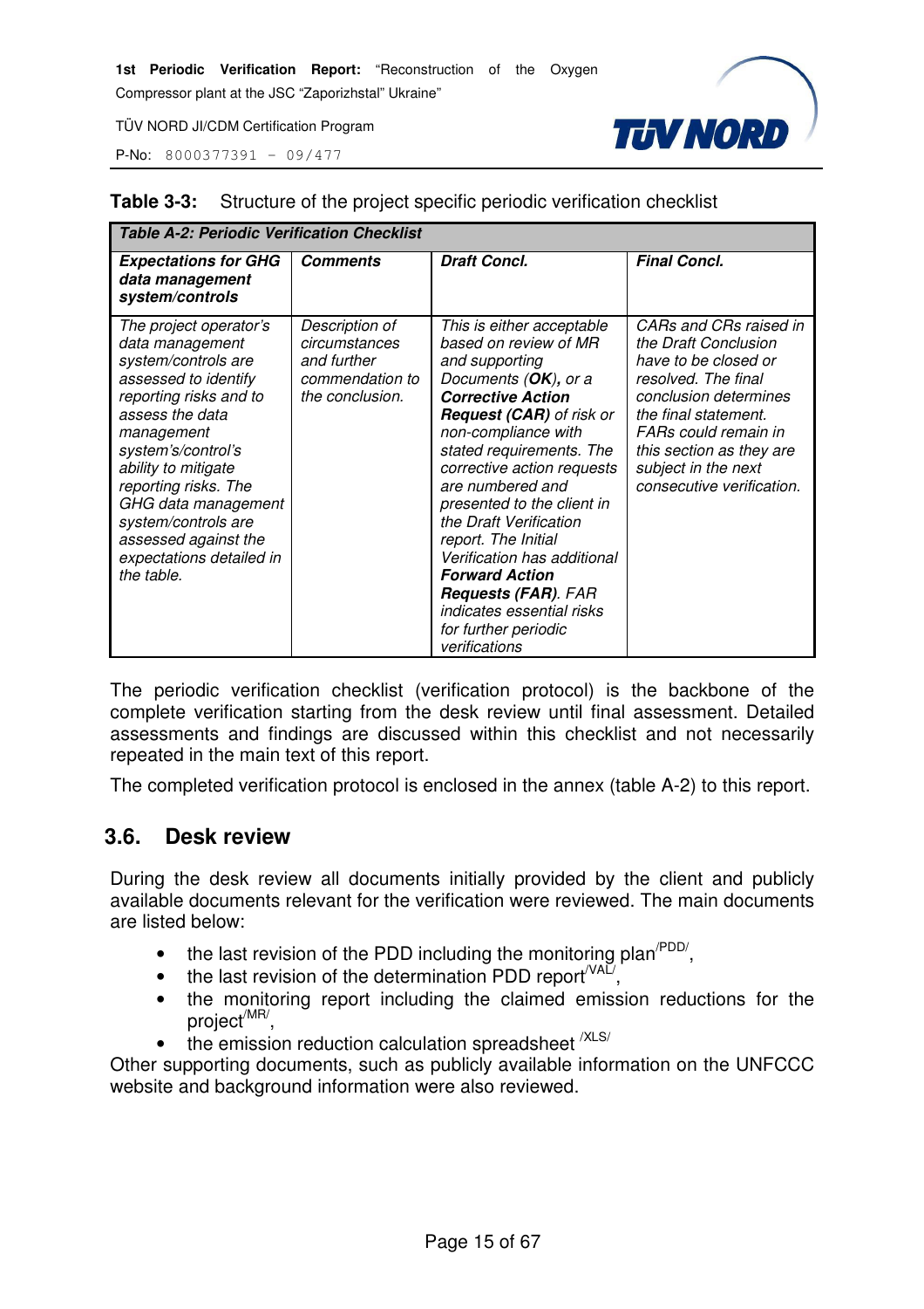**Table 3-3:** Structure of the project specific periodic verification checklist

| *Table A-2: Periodic Verification Checklist* | | | |
|---|---|---|---|
| ***Expectations for GHG data management system/controls*** | ***Comments*** | ***Draft Concl.*** | ***Final Concl.*** |
| *The project operator's data management system/controls are assessed to identify reporting risks and to assess the data management system's/control's ability to mitigate reporting risks. The GHG data management system/controls are assessed against the expectations detailed in the table.* | *Description of circumstances and further commendation to the conclusion.* | *This is either acceptable based on review of MR and supporting Documents (**OK**), or a **Corrective Action Request (CAR)** of risk or non-compliance with stated requirements. The corrective action requests are numbered and presented to the client in the Draft Verification report. The Initial Verification has additional **Forward Action Requests (FAR)**. FAR indicates essential risks for further periodic verifications* | *CARs and CRs raised in the Draft Conclusion have to be closed or resolved. The final conclusion determines the final statement. FARs could remain in this section as they are subject in the next consecutive verification.* |

The periodic verification checklist (verification protocol) is the backbone of the complete verification starting from the desk review until final assessment. Detailed assessments and findings are discussed within this checklist and not necessarily repeated in the main text of this report.

The completed verification protocol is enclosed in the annex (table A-2) to this report.

## 3.6. Desk review

During the desk review all documents initially provided by the client and publicly available documents relevant for the verification were reviewed. The main documents are listed below:

- the last revision of the PDD including the monitoring plan[/PDD/],
- the last revision of the determination PDD report[/VAL/],
- the monitoring report including the claimed emission reductions for the project[/MR/],
- the emission reduction calculation spreadsheet [/XLS/]

Other supporting documents, such as publicly available information on the UNFCCC website and background information were also reviewed.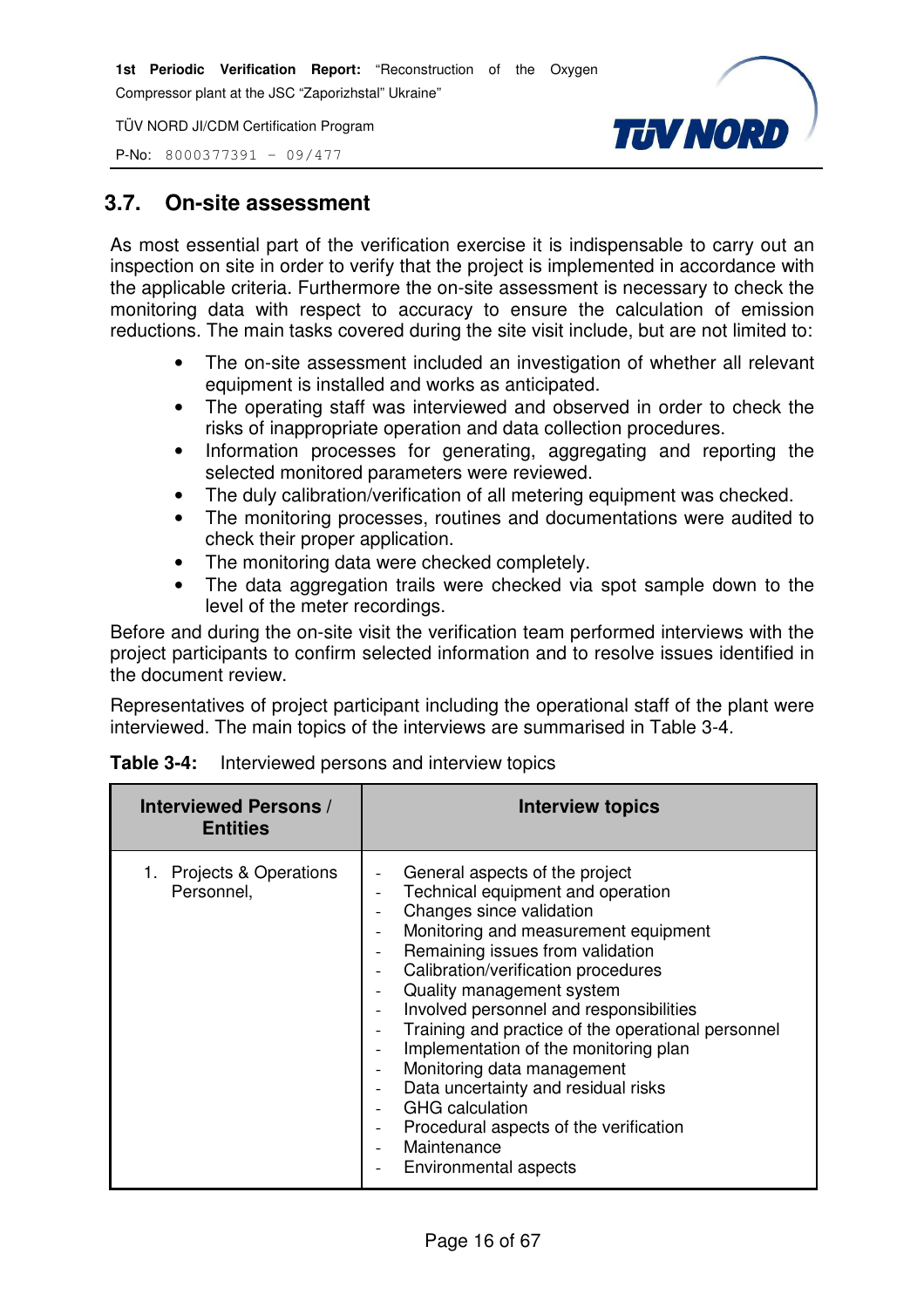## 3.7. On-site assessment

As most essential part of the verification exercise it is indispensable to carry out an inspection on site in order to verify that the project is implemented in accordance with the applicable criteria. Furthermore the on-site assessment is necessary to check the monitoring data with respect to accuracy to ensure the calculation of emission reductions. The main tasks covered during the site visit include, but are not limited to:

- The on-site assessment included an investigation of whether all relevant equipment is installed and works as anticipated.
- The operating staff was interviewed and observed in order to check the risks of inappropriate operation and data collection procedures.
- Information processes for generating, aggregating and reporting the selected monitored parameters were reviewed.
- The duly calibration/verification of all metering equipment was checked.
- The monitoring processes, routines and documentations were audited to check their proper application.
- The monitoring data were checked completely.
- The data aggregation trails were checked via spot sample down to the level of the meter recordings.

Before and during the on-site visit the verification team performed interviews with the project participants to confirm selected information and to resolve issues identified in the document review.

Representatives of project participant including the operational staff of the plant were interviewed. The main topics of the interviews are summarised in Table 3-4.

**Table 3-4:** Interviewed persons and interview topics

| Interviewed Persons / Entities | Interview topics |
|---|---|
| 1. Projects & Operations Personnel, | - General aspects of the project<br>- Technical equipment and operation<br>- Changes since validation<br>- Monitoring and measurement equipment<br>- Remaining issues from validation<br>- Calibration/verification procedures<br>- Quality management system<br>- Involved personnel and responsibilities<br>- Training and practice of the operational personnel<br>- Implementation of the monitoring plan<br>- Monitoring data management<br>- Data uncertainty and residual risks<br>- GHG calculation<br>- Procedural aspects of the verification<br>- Maintenance<br>- Environmental aspects |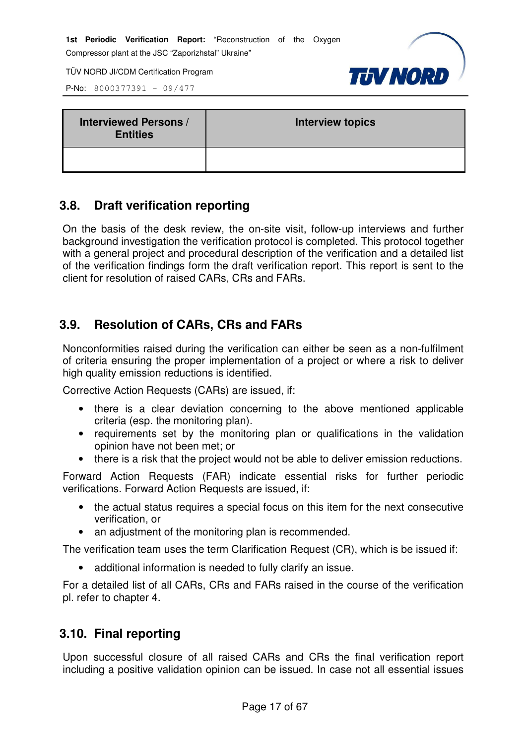| Interviewed Persons / Entities | Interview topics |
|---|---|
| | |

## 3.8. Draft verification reporting

On the basis of the desk review, the on-site visit, follow-up interviews and further background investigation the verification protocol is completed. This protocol together with a general project and procedural description of the verification and a detailed list of the verification findings form the draft verification report. This report is sent to the client for resolution of raised CARs, CRs and FARs.

## 3.9. Resolution of CARs, CRs and FARs

Nonconformities raised during the verification can either be seen as a non-fulfilment of criteria ensuring the proper implementation of a project or where a risk to deliver high quality emission reductions is identified.

Corrective Action Requests (CARs) are issued, if:

- there is a clear deviation concerning to the above mentioned applicable criteria (esp. the monitoring plan).
- requirements set by the monitoring plan or qualifications in the validation opinion have not been met; or
- there is a risk that the project would not be able to deliver emission reductions.

Forward Action Requests (FAR) indicate essential risks for further periodic verifications. Forward Action Requests are issued, if:

- the actual status requires a special focus on this item for the next consecutive verification, or
- an adjustment of the monitoring plan is recommended.

The verification team uses the term Clarification Request (CR), which is be issued if:

- additional information is needed to fully clarify an issue.

For a detailed list of all CARs, CRs and FARs raised in the course of the verification pl. refer to chapter 4.

## 3.10. Final reporting

Upon successful closure of all raised CARs and CRs the final verification report including a positive validation opinion can be issued. In case not all essential issues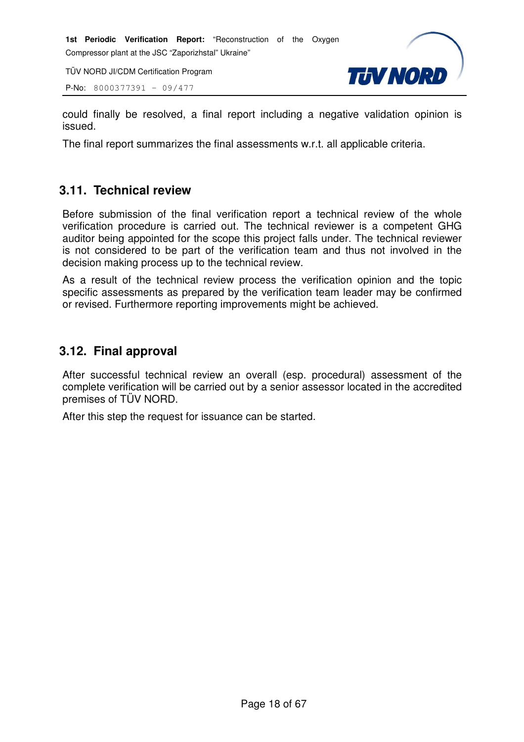could finally be resolved, a final report including a negative validation opinion is issued.

The final report summarizes the final assessments w.r.t. all applicable criteria.

## 3.11. Technical review

Before submission of the final verification report a technical review of the whole verification procedure is carried out. The technical reviewer is a competent GHG auditor being appointed for the scope this project falls under. The technical reviewer is not considered to be part of the verification team and thus not involved in the decision making process up to the technical review.

As a result of the technical review process the verification opinion and the topic specific assessments as prepared by the verification team leader may be confirmed or revised. Furthermore reporting improvements might be achieved.

## 3.12. Final approval

After successful technical review an overall (esp. procedural) assessment of the complete verification will be carried out by a senior assessor located in the accredited premises of TÜV NORD.

After this step the request for issuance can be started.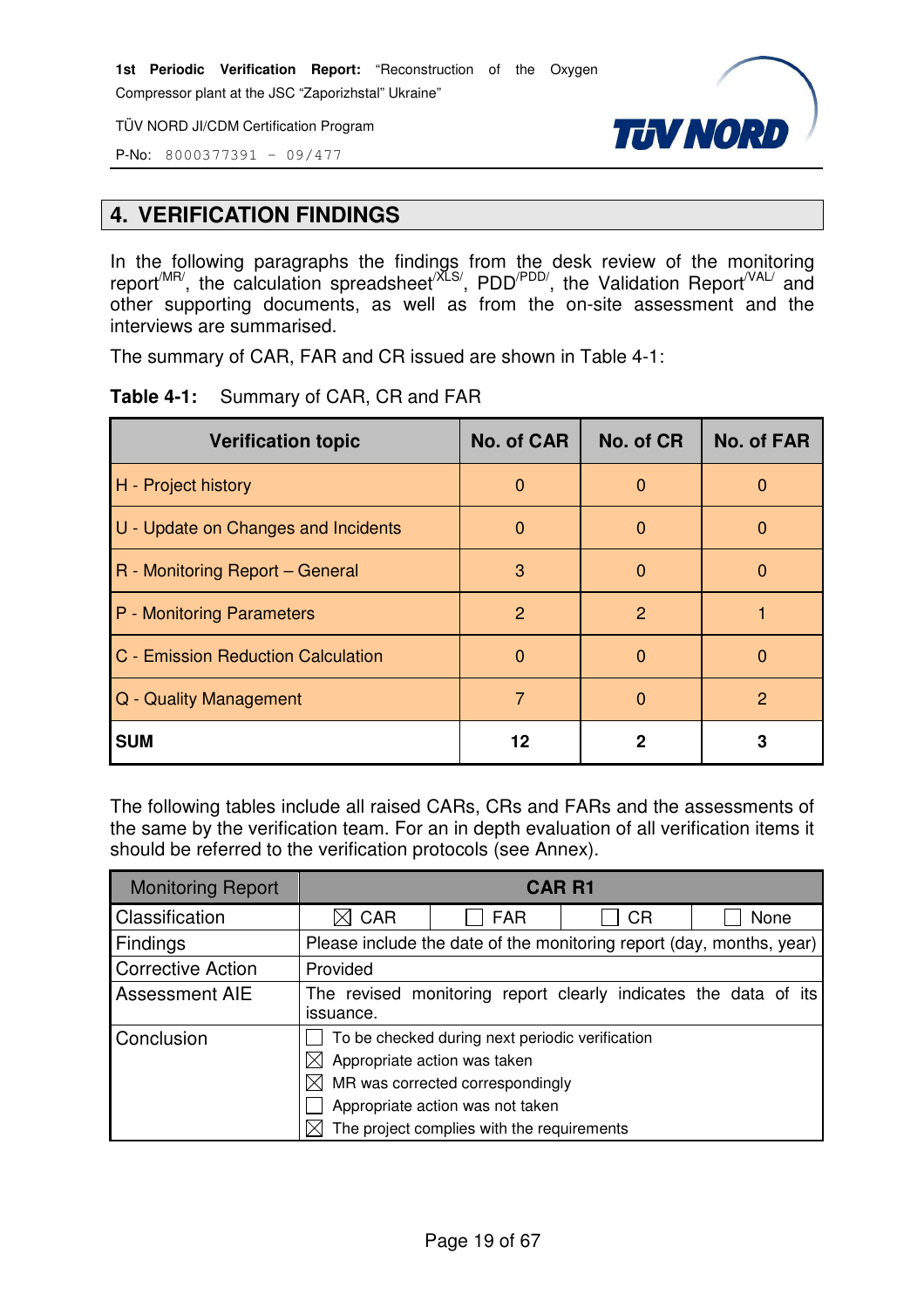## 4. VERIFICATION FINDINGS

In the following paragraphs the findings from the desk review of the monitoring report[/MR/], the calculation spreadsheet[/XLS/], PDD[/PDD/], the Validation Report[/VAL/] and other supporting documents, as well as from the on-site assessment and the interviews are summarised.

The summary of CAR, FAR and CR issued are shown in Table 4-1:

**Table 4-1:** Summary of CAR, CR and FAR

| Verification topic | No. of CAR | No. of CR | No. of FAR |
|---|---|---|---|
| H - Project history | 0 | 0 | 0 |
| U - Update on Changes and Incidents | 0 | 0 | 0 |
| R - Monitoring Report – General | 3 | 0 | 0 |
| P - Monitoring Parameters | 2 | 2 | 1 |
| C - Emission Reduction Calculation | 0 | 0 | 0 |
| Q - Quality Management | 7 | 0 | 2 |
| **SUM** | **12** | **2** | **3** |

The following tables include all raised CARs, CRs and FARs and the assessments of the same by the verification team. For an in depth evaluation of all verification items it should be referred to the verification protocols (see Annex).

| Monitoring Report | CAR R1 | | | |
|---|---|---|---|---|
| Classification | ☒ CAR | ☐ FAR | ☐ CR | ☐ None |
| Findings | Please include the date of the monitoring report (day, months, year) | | | |
| Corrective Action | Provided | | | |
| Assessment AIE | The revised monitoring report clearly indicates the data of its issuance. | | | |
| Conclusion | ☐ To be checked during next periodic verification<br>☒ Appropriate action was taken<br>☒ MR was corrected correspondingly<br>☐ Appropriate action was not taken<br>☒ The project complies with the requirements | | | |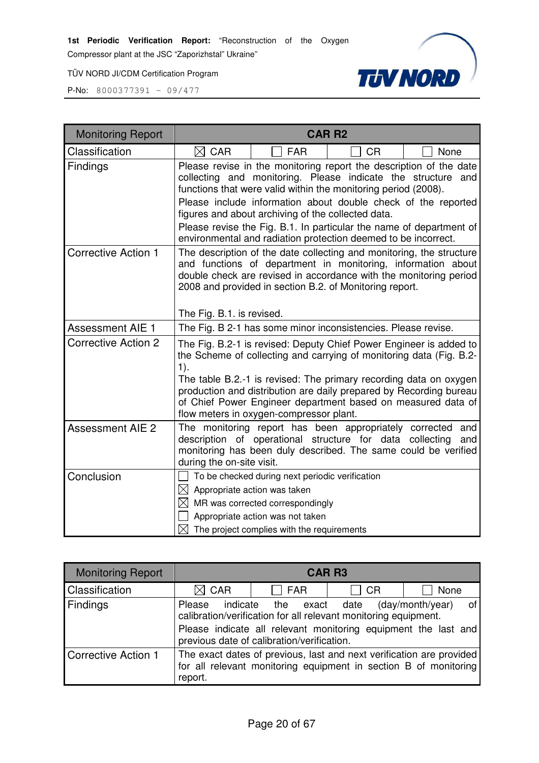| Monitoring Report | CAR R2 | | | |
|---|---|---|---|---|
| Classification | ☒ CAR | ☐ FAR | ☐ CR | ☐ None |
| Findings | Please revise in the monitoring report the description of the date collecting and monitoring. Please indicate the structure and functions that were valid within the monitoring period (2008).<br>Please include information about double check of the reported figures and about archiving of the collected data.<br>Please revise the Fig. B.1. In particular the name of department of environmental and radiation protection deemed to be incorrect. | | | |
| Corrective Action 1 | The description of the date collecting and monitoring, the structure and functions of department in monitoring, information about double check are revised in accordance with the monitoring period 2008 and provided in section B.2. of Monitoring report.<br><br>The Fig. B.1. is revised. | | | |
| Assessment AIE 1 | The Fig. B 2-1 has some minor inconsistencies. Please revise. | | | |
| Corrective Action 2 | The Fig. B.2-1 is revised: Deputy Chief Power Engineer is added to the Scheme of collecting and carrying of monitoring data (Fig. B.2-1).<br>The table B.2.-1 is revised: The primary recording data on oxygen production and distribution are daily prepared by Recording bureau of Chief Power Engineer department based on measured data of flow meters in oxygen-compressor plant. | | | |
| Assessment AIE 2 | The monitoring report has been appropriately corrected and description of operational structure for data collecting and monitoring has been duly described. The same could be verified during the on-site visit. | | | |
| Conclusion | ☐ To be checked during next periodic verification<br>☒ Appropriate action was taken<br>☒ MR was corrected correspondingly<br>☐ Appropriate action was not taken<br>☒ The project complies with the requirements | | | |

| Monitoring Report | CAR R3 | | | |
|---|---|---|---|---|
| Classification | ☒ CAR | ☐ FAR | ☐ CR | ☐ None |
| Findings | Please indicate the exact date (day/month/year) of calibration/verification for all relevant monitoring equipment.<br>Please indicate all relevant monitoring equipment the last and previous date of calibration/verification. | | | |
| Corrective Action 1 | The exact dates of previous, last and next verification are provided for all relevant monitoring equipment in section B of monitoring report. | | | |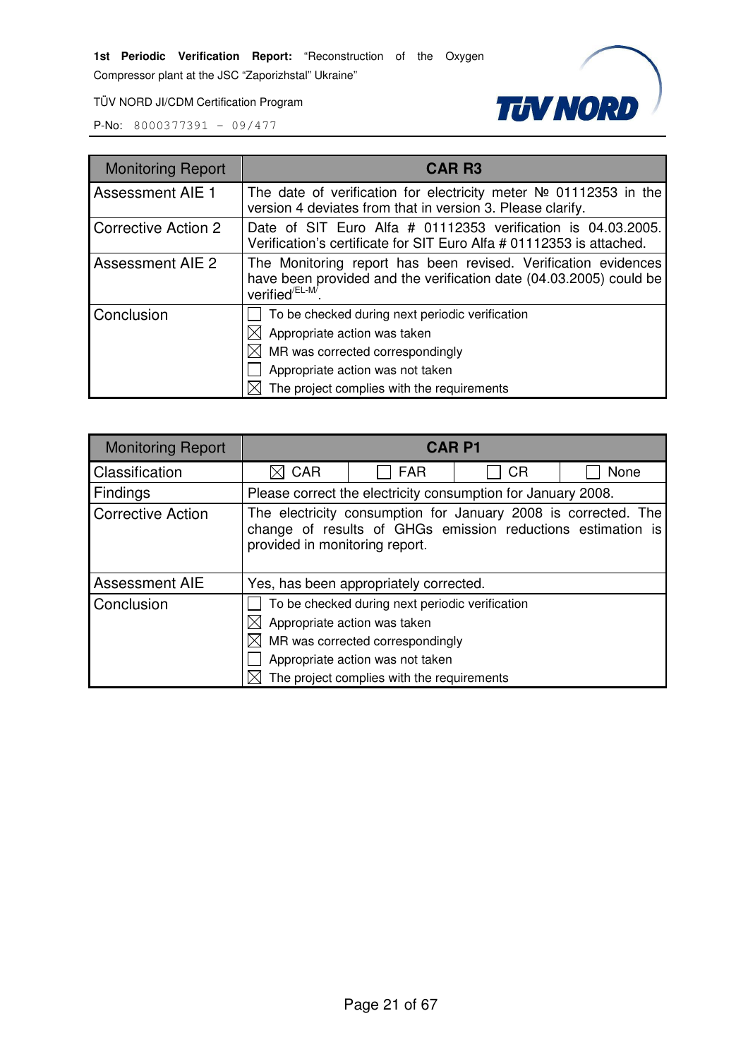| Monitoring Report | CAR R3 |
|---|---|
| Assessment AIE 1 | The date of verification for electricity meter № 01112353 in the version 4 deviates from that in version 3. Please clarify. |
| Corrective Action 2 | Date of SIT Euro Alfa # 01112353 verification is 04.03.2005. Verification's certificate for SIT Euro Alfa # 01112353 is attached. |
| Assessment AIE 2 | The Monitoring report has been revised. Verification evidences have been provided and the verification date (04.03.2005) could be verified[/EL-M/]. |
| Conclusion | ☐ To be checked during next periodic verification<br>☒ Appropriate action was taken<br>☒ MR was corrected correspondingly<br>☐ Appropriate action was not taken<br>☒ The project complies with the requirements |

| Monitoring Report | CAR P1 | | | |
|---|---|---|---|---|
| Classification | ☒ CAR | ☐ FAR | ☐ CR | ☐ None |
| Findings | Please correct the electricity consumption for January 2008. | | | |
| Corrective Action | The electricity consumption for January 2008 is corrected. The change of results of GHGs emission reductions estimation is provided in monitoring report. | | | |
| Assessment AIE | Yes, has been appropriately corrected. | | | |
| Conclusion | ☐ To be checked during next periodic verification<br>☒ Appropriate action was taken<br>☒ MR was corrected correspondingly<br>☐ Appropriate action was not taken<br>☒ The project complies with the requirements | | | |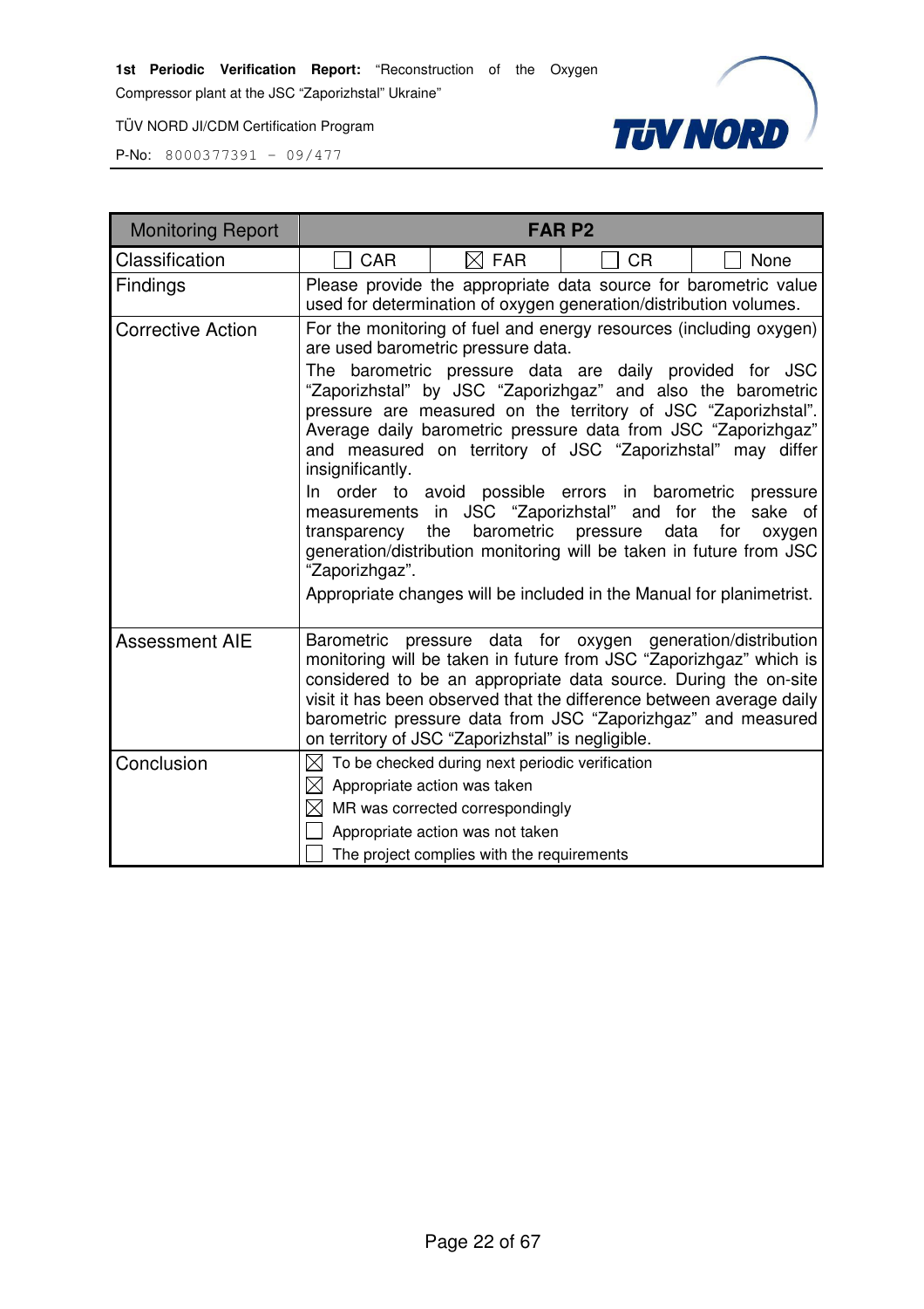| Monitoring Report | FAR P2 | | | |
|---|---|---|---|---|
| Classification | ☐ CAR | ☒ FAR | ☐ CR | ☐ None |
| Findings | Please provide the appropriate data source for barometric value used for determination of oxygen generation/distribution volumes. | | | |
| Corrective Action | For the monitoring of fuel and energy resources (including oxygen) are used barometric pressure data.<br>The barometric pressure data are daily provided for JSC "Zaporizhstal" by JSC "Zaporizhgaz" and also the barometric pressure are measured on the territory of JSC "Zaporizhstal". Average daily barometric pressure data from JSC "Zaporizhgaz" and measured on territory of JSC "Zaporizhstal" may differ insignificantly.<br>In order to avoid possible errors in barometric pressure measurements in JSC "Zaporizhstal" and for the sake of transparency the barometric pressure data for oxygen generation/distribution monitoring will be taken in future from JSC "Zaporizhgaz".<br>Appropriate changes will be included in the Manual for planimetrist. | | | |
| Assessment AIE | Barometric pressure data for oxygen generation/distribution monitoring will be taken in future from JSC "Zaporizhgaz" which is considered to be an appropriate data source. During the on-site visit it has been observed that the difference between average daily barometric pressure data from JSC "Zaporizhgaz" and measured on territory of JSC "Zaporizhstal" is negligible. | | | |
| Conclusion | ☒ To be checked during next periodic verification<br>☒ Appropriate action was taken<br>☒ MR was corrected correspondingly<br>☐ Appropriate action was not taken<br>☐ The project complies with the requirements | | | |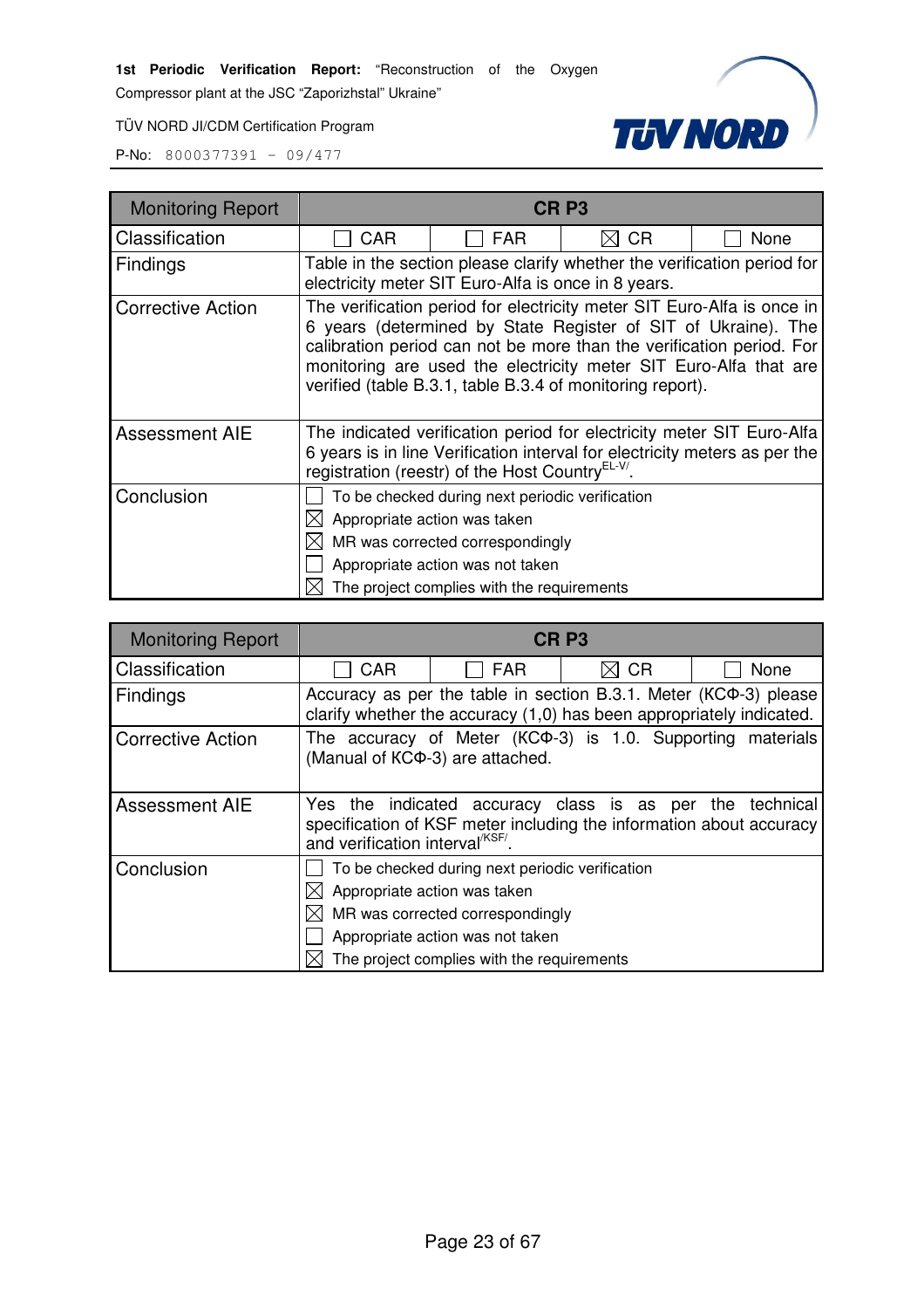| Monitoring Report | CR P3 | | | |
|---|---|---|---|---|
| Classification | ☐ CAR | ☐ FAR | ☒ CR | ☐ None |
| Findings | Table in the section please clarify whether the verification period for electricity meter SIT Euro-Alfa is once in 8 years. | | | |
| Corrective Action | The verification period for electricity meter SIT Euro-Alfa is once in 6 years (determined by State Register of SIT of Ukraine). The calibration period can not be more than the verification period. For monitoring are used the electricity meter SIT Euro-Alfa that are verified (table B.3.1, table B.3.4 of monitoring report). | | | |
| Assessment AIE | The indicated verification period for electricity meter SIT Euro-Alfa 6 years is in line Verification interval for electricity meters as per the registration (reestr) of the Host Country[EL-V]. | | | |
| Conclusion | ☐ To be checked during next periodic verification<br>☒ Appropriate action was taken<br>☒ MR was corrected correspondingly<br>☐ Appropriate action was not taken<br>☒ The project complies with the requirements | | | |

| Monitoring Report | CR P3 | | | |
|---|---|---|---|---|
| Classification | ☐ CAR | ☐ FAR | ☒ CR | ☐ None |
| Findings | Accuracy as per the table in section B.3.1. Meter (КСФ-3) please clarify whether the accuracy (1,0) has been appropriately indicated. | | | |
| Corrective Action | The accuracy of Meter (КСФ-3) is 1.0. Supporting materials (Manual of КСФ-3) are attached. | | | |
| Assessment AIE | Yes the indicated accuracy class is as per the technical specification of KSF meter including the information about accuracy and verification interval[KSF]. | | | |
| Conclusion | ☐ To be checked during next periodic verification<br>☒ Appropriate action was taken<br>☒ MR was corrected correspondingly<br>☐ Appropriate action was not taken<br>☒ The project complies with the requirements | | | |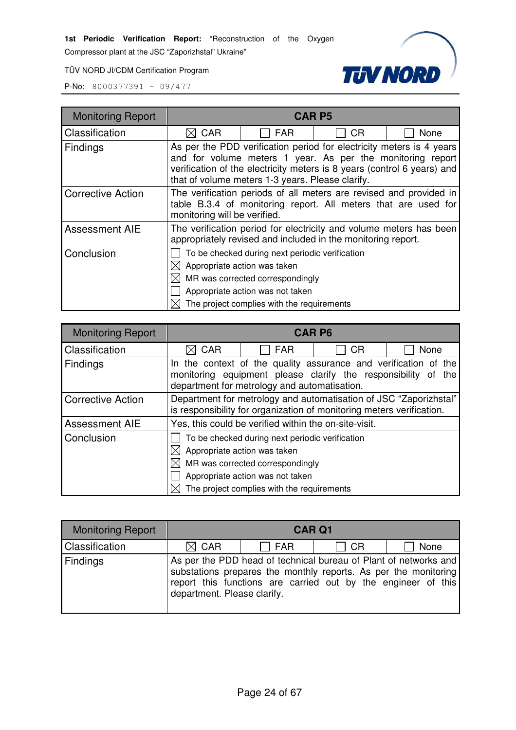| Monitoring Report | CAR P5 | | | |
|---|---|---|---|---|
| Classification | ☒ CAR | ☐ FAR | ☐ CR | ☐ None |
| Findings | As per the PDD verification period for electricity meters is 4 years and for volume meters 1 year. As per the monitoring report verification of the electricity meters is 8 years (control 6 years) and that of volume meters 1-3 years. Please clarify. | | | |
| Corrective Action | The verification periods of all meters are revised and provided in table B.3.4 of monitoring report. All meters that are used for monitoring will be verified. | | | |
| Assessment AIE | The verification period for electricity and volume meters has been appropriately revised and included in the monitoring report. | | | |
| Conclusion | ☐ To be checked during next periodic verification<br>☒ Appropriate action was taken<br>☒ MR was corrected correspondingly<br>☐ Appropriate action was not taken<br>☒ The project complies with the requirements | | | |

| Monitoring Report | CAR P6 | | | |
|---|---|---|---|---|
| Classification | ☒ CAR | ☐ FAR | ☐ CR | ☐ None |
| Findings | In the context of the quality assurance and verification of the monitoring equipment please clarify the responsibility of the department for metrology and automatisation. | | | |
| Corrective Action | Department for metrology and automatisation of JSC "Zaporizhstal" is responsibility for organization of monitoring meters verification. | | | |
| Assessment AIE | Yes, this could be verified within the on-site-visit. | | | |
| Conclusion | ☐ To be checked during next periodic verification<br>☒ Appropriate action was taken<br>☒ MR was corrected correspondingly<br>☐ Appropriate action was not taken<br>☒ The project complies with the requirements | | | |

| Monitoring Report | CAR Q1 | | | |
|---|---|---|---|---|
| Classification | ☒ CAR | ☐ FAR | ☐ CR | ☐ None |
| Findings | As per the PDD head of technical bureau of Plant of networks and substations prepares the monthly reports. As per the monitoring report this functions are carried out by the engineer of this department. Please clarify. | | | |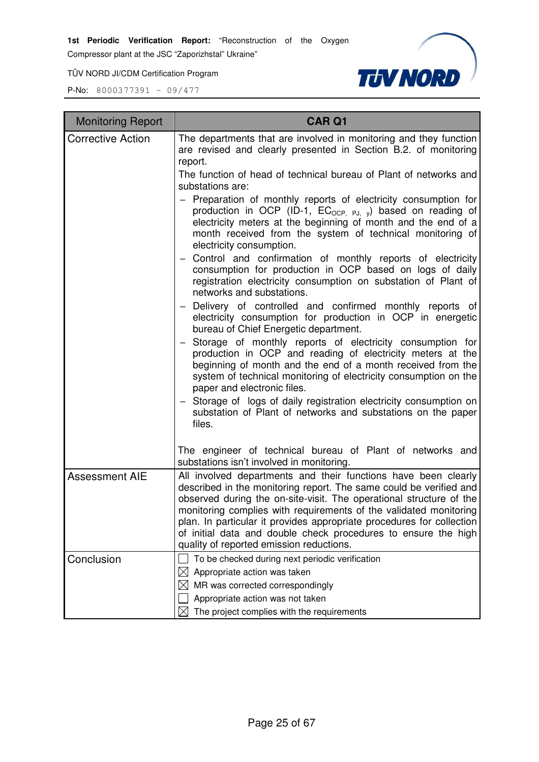| Monitoring Report | CAR Q1 |
|---|---|
| Corrective Action | The departments that are involved in monitoring and they function are revised and clearly presented in Section B.2. of monitoring report.<br>The function of head of technical bureau of Plant of networks and substations are:<br>– Preparation of monthly reports of electricity consumption for production in OCP (ID-1, $EC_{OCP,\ PJ,\ y}$) based on reading of electricity meters at the beginning of month and the end of a month received from the system of technical monitoring of electricity consumption.<br>– Control and confirmation of monthly reports of electricity consumption for production in OCP based on logs of daily registration electricity consumption on substation of Plant of networks and substations.<br>– Delivery of controlled and confirmed monthly reports of electricity consumption for production in OCP in energetic bureau of Chief Energetic department.<br>– Storage of monthly reports of electricity consumption for production in OCP and reading of electricity meters at the beginning of month and the end of a month received from the system of technical monitoring of electricity consumption on the paper and electronic files.<br>– Storage of logs of daily registration electricity consumption on substation of Plant of networks and substations on the paper files.<br><br>The engineer of technical bureau of Plant of networks and substations isn't involved in monitoring. |
| Assessment AIE | All involved departments and their functions have been clearly described in the monitoring report. The same could be verified and observed during the on-site-visit. The operational structure of the monitoring complies with requirements of the validated monitoring plan. In particular it provides appropriate procedures for collection of initial data and double check procedures to ensure the high quality of reported emission reductions. |
| Conclusion | ☐ To be checked during next periodic verification<br>☒ Appropriate action was taken<br>☒ MR was corrected correspondingly<br>☐ Appropriate action was not taken<br>☒ The project complies with the requirements |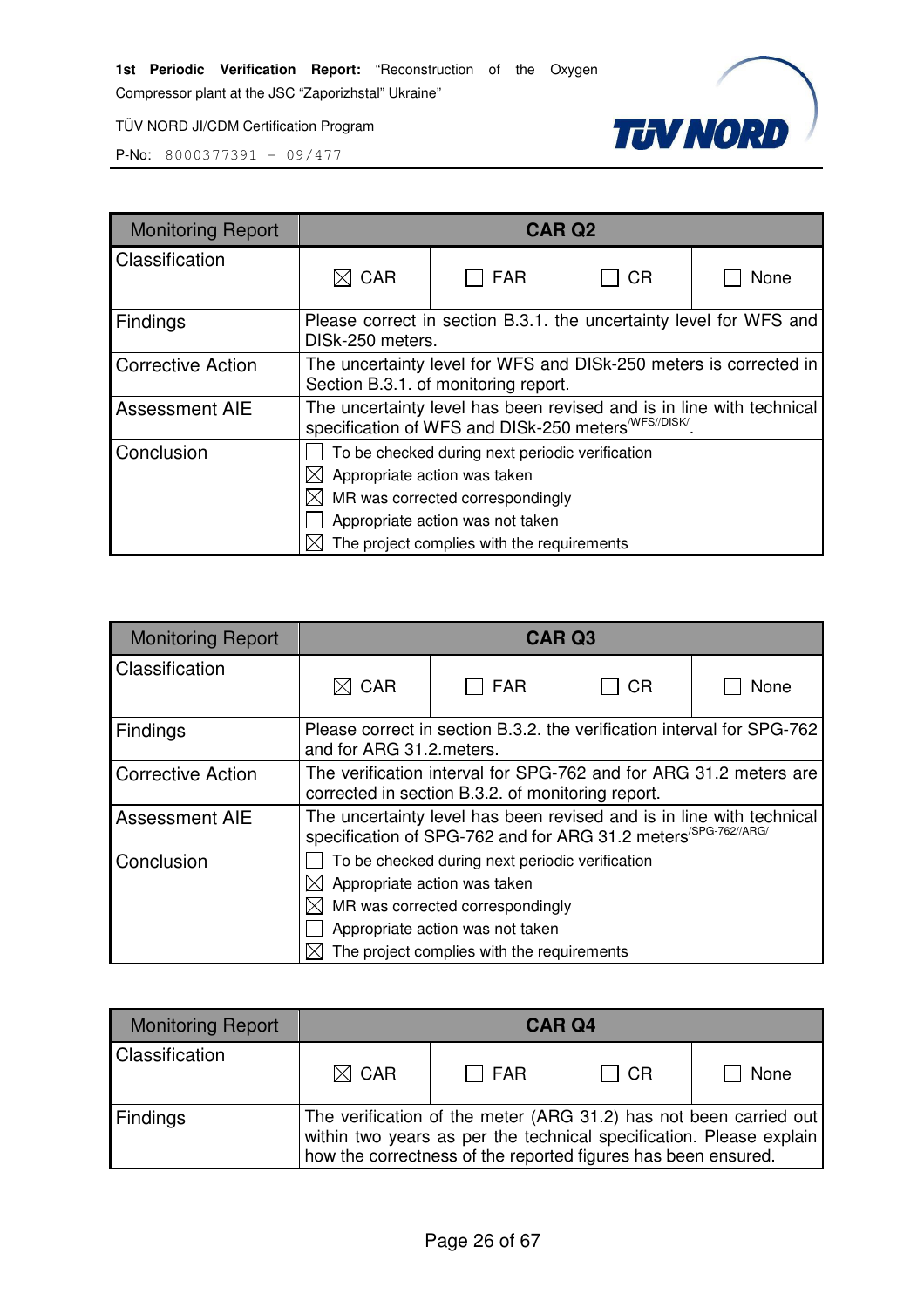| Monitoring Report | CAR Q2 | | | |
|---|---|---|---|---|
| Classification | ☒ CAR | ☐ FAR | ☐ CR | ☐ None |
| Findings | Please correct in section B.3.1. the uncertainty level for WFS and DISk-250 meters. | | | |
| Corrective Action | The uncertainty level for WFS and DISk-250 meters is corrected in Section B.3.1. of monitoring report. | | | |
| Assessment AIE | The uncertainty level has been revised and is in line with technical specification of WFS and DISk-250 meters[/WFS//DISK/]. | | | |
| Conclusion | ☐ To be checked during next periodic verification<br>☒ Appropriate action was taken<br>☒ MR was corrected correspondingly<br>☐ Appropriate action was not taken<br>☒ The project complies with the requirements | | | |

| Monitoring Report | CAR Q3 | | | |
|---|---|---|---|---|
| Classification | ☒ CAR | ☐ FAR | ☐ CR | ☐ None |
| Findings | Please correct in section B.3.2. the verification interval for SPG-762 and for ARG 31.2.meters. | | | |
| Corrective Action | The verification interval for SPG-762 and for ARG 31.2 meters are corrected in section B.3.2. of monitoring report. | | | |
| Assessment AIE | The uncertainty level has been revised and is in line with technical specification of SPG-762 and for ARG 31.2 meters[/SPG-762//ARG/] | | | |
| Conclusion | ☐ To be checked during next periodic verification<br>☒ Appropriate action was taken<br>☒ MR was corrected correspondingly<br>☐ Appropriate action was not taken<br>☒ The project complies with the requirements | | | |

| Monitoring Report | CAR Q4 | | | |
|---|---|---|---|---|
| Classification | ☒ CAR | ☐ FAR | ☐ CR | ☐ None |
| Findings | The verification of the meter (ARG 31.2) has not been carried out within two years as per the technical specification. Please explain how the correctness of the reported figures has been ensured. | | | |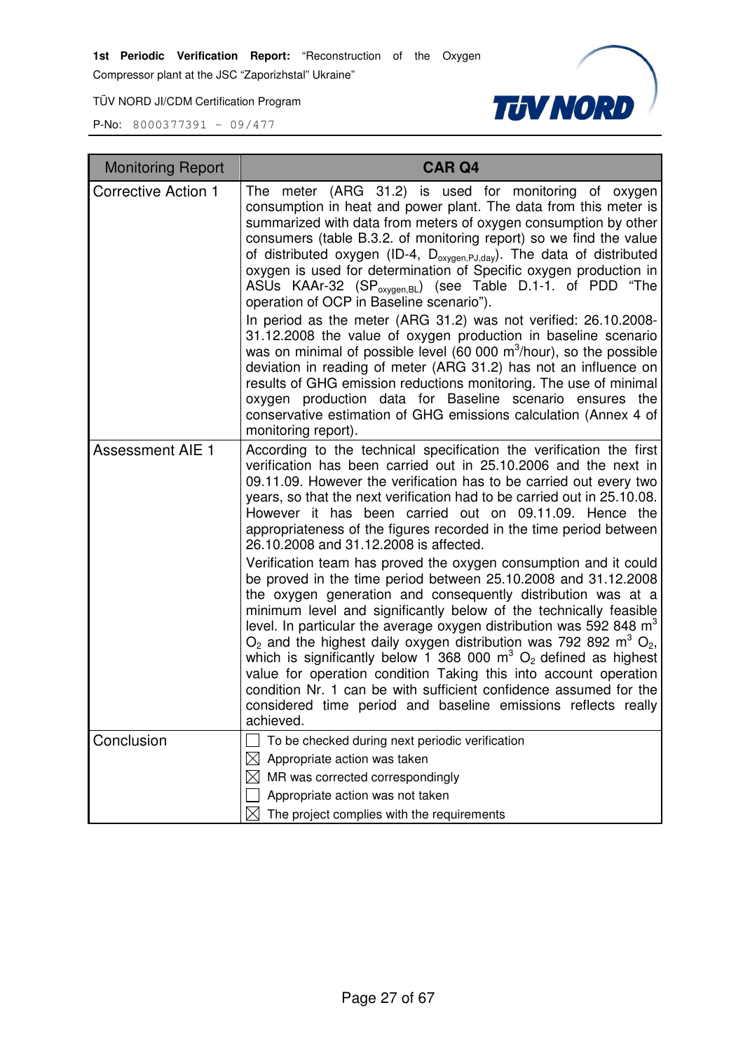| Monitoring Report | CAR Q4 |
|---|---|
| Corrective Action 1 | The meter (ARG 31.2) is used for monitoring of oxygen consumption in heat and power plant. The data from this meter is summarized with data from meters of oxygen consumption by other consumers (table B.3.2. of monitoring report) so we find the value of distributed oxygen (ID-4, $D_{oxygen,PJ,day}$). The data of distributed oxygen is used for determination of Specific oxygen production in ASUs KAAr-32 ($SP_{oxygen,BL}$) (see Table D.1-1. of PDD "The operation of OCP in Baseline scenario").<br>In period as the meter (ARG 31.2) was not verified: 26.10.2008-31.12.2008 the value of oxygen production in baseline scenario was on minimal of possible level (60 000 $m^3$/hour), so the possible deviation in reading of meter (ARG 31.2) has not an influence on results of GHG emission reductions monitoring. The use of minimal oxygen production data for Baseline scenario ensures the conservative estimation of GHG emissions calculation (Annex 4 of monitoring report). |
| Assessment AIE 1 | According to the technical specification the verification the first verification has been carried out in 25.10.2006 and the next in 09.11.09. However the verification has to be carried out every two years, so that the next verification had to be carried out in 25.10.08. However it has been carried out on 09.11.09. Hence the appropriateness of the figures recorded in the time period between 26.10.2008 and 31.12.2008 is affected.<br>Verification team has proved the oxygen consumption and it could be proved in the time period between 25.10.2008 and 31.12.2008 the oxygen generation and consequently distribution was at a minimum level and significantly below of the technically feasible level. In particular the average oxygen distribution was 592 848 $m^3$ $O_2$ and the highest daily oxygen distribution was 792 892 $m^3$ $O_2$, which is significantly below 1 368 000 $m^3$ $O_2$ defined as highest value for operation condition Taking this into account operation condition Nr. 1 can be with sufficient confidence assumed for the considered time period and baseline emissions reflects really achieved. |
| Conclusion | ☐ To be checked during next periodic verification<br>☒ Appropriate action was taken<br>☒ MR was corrected correspondingly<br>☐ Appropriate action was not taken<br>☒ The project complies with the requirements |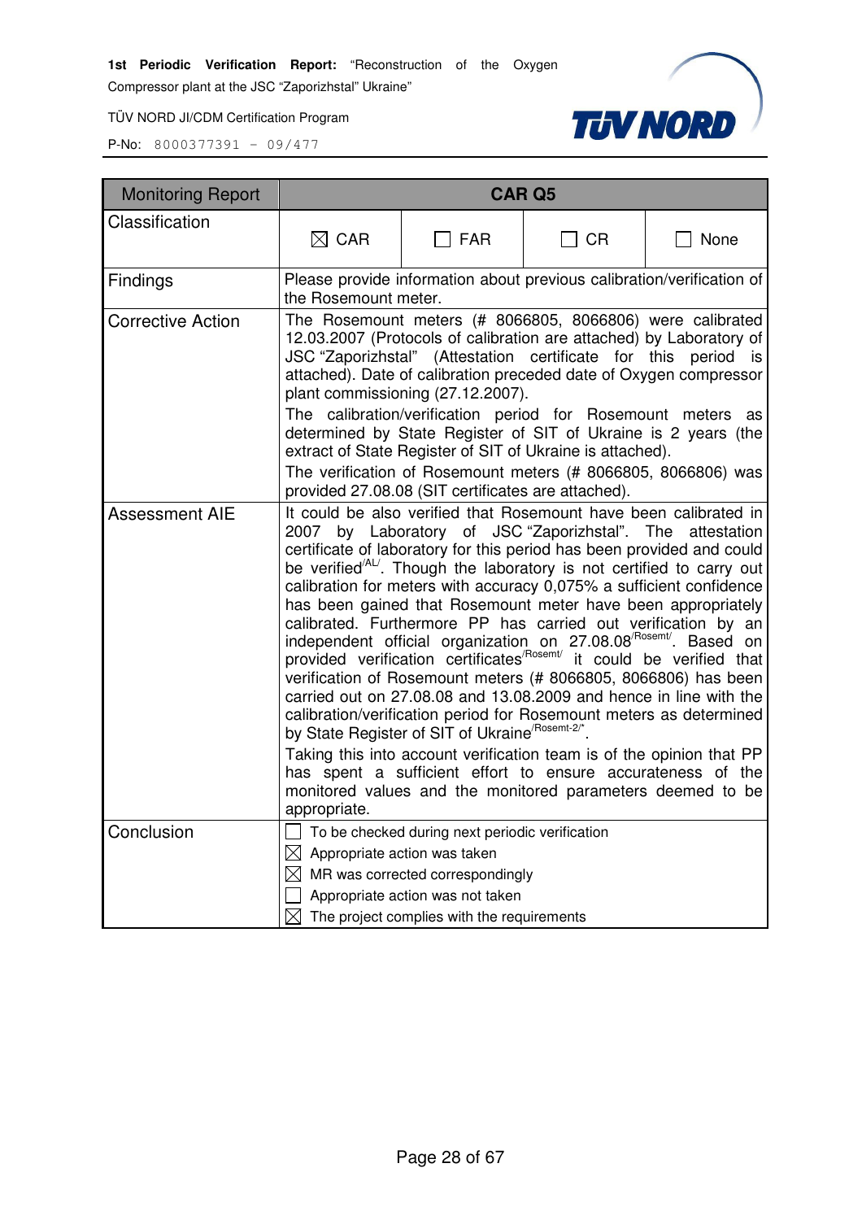| Monitoring Report | CAR Q5 | | | |
|---|---|---|---|---|
| Classification | ☒ CAR | ☐ FAR | ☐ CR | ☐ None |
| Findings | Please provide information about previous calibration/verification of the Rosemount meter. | | | |
| Corrective Action | The Rosemount meters (# 8066805, 8066806) were calibrated 12.03.2007 (Protocols of calibration are attached) by Laboratory of JSC "Zaporizhstal" (Attestation certificate for this period is attached). Date of calibration preceded date of Oxygen compressor plant commissioning (27.12.2007).<br>The calibration/verification period for Rosemount meters as determined by State Register of SIT of Ukraine is 2 years (the extract of State Register of SIT of Ukraine is attached).<br>The verification of Rosemount meters (# 8066805, 8066806) was provided 27.08.08 (SIT certificates are attached). | | | |
| Assessment AIE | It could be also verified that Rosemount have been calibrated in 2007 by Laboratory of JSC "Zaporizhstal". The attestation certificate of laboratory for this period has been provided and could be verified[/AL/]. Though the laboratory is not certified to carry out calibration for meters with accuracy 0,075% a sufficient confidence has been gained that Rosemount meter have been appropriately calibrated. Furthermore PP has carried out verification by an independent official organization on 27.08.08[/Rosemt/]. Based on provided verification certificates[/Rosemt/] it could be verified that verification of Rosemount meters (# 8066805, 8066806) has been carried out on 27.08.08 and 13.08.2009 and hence in line with the calibration/verification period for Rosemount meters as determined by State Register of SIT of Ukraine[/Rosemt-2/*].<br>Taking this into account verification team is of the opinion that PP has spent a sufficient effort to ensure accurateness of the monitored values and the monitored parameters deemed to be appropriate. | | | |
| Conclusion | ☐ To be checked during next periodic verification<br>☒ Appropriate action was taken<br>☒ MR was corrected correspondingly<br>☐ Appropriate action was not taken<br>☒ The project complies with the requirements | | | |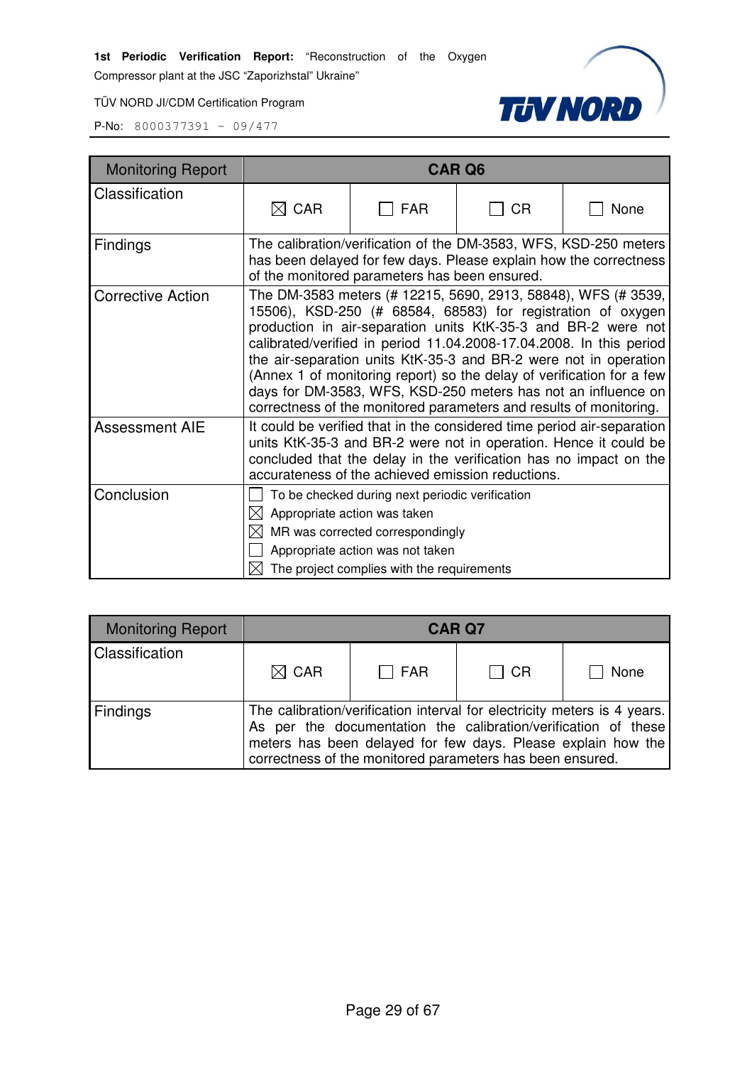| Monitoring Report | CAR Q6 | | | |
|---|---|---|---|---|
| Classification | ☒ CAR | ☐ FAR | ☐ CR | ☐ None |
| Findings | The calibration/verification of the DM-3583, WFS, KSD-250 meters has been delayed for few days. Please explain how the correctness of the monitored parameters has been ensured. | | | |
| Corrective Action | The DM-3583 meters (# 12215, 5690, 2913, 58848), WFS (# 3539, 15506), KSD-250 (# 68584, 68583) for registration of oxygen production in air-separation units KtK-35-3 and BR-2 were not calibrated/verified in period 11.04.2008-17.04.2008. In this period the air-separation units KtK-35-3 and BR-2 were not in operation (Annex 1 of monitoring report) so the delay of verification for a few days for DM-3583, WFS, KSD-250 meters has not an influence on correctness of the monitored parameters and results of monitoring. | | | |
| Assessment AIE | It could be verified that in the considered time period air-separation units KtK-35-3 and BR-2 were not in operation. Hence it could be concluded that the delay in the verification has no impact on the accurateness of the achieved emission reductions. | | | |
| Conclusion | ☐ To be checked during next periodic verification<br>☒ Appropriate action was taken<br>☒ MR was corrected correspondingly<br>☐ Appropriate action was not taken<br>☒ The project complies with the requirements | | | |

| Monitoring Report | CAR Q7 | | | |
|---|---|---|---|---|
| Classification | ☒ CAR | ☐ FAR | ☐ CR | ☐ None |
| Findings | The calibration/verification interval for electricity meters is 4 years. As per the documentation the calibration/verification of these meters has been delayed for few days. Please explain how the correctness of the monitored parameters has been ensured. | | | |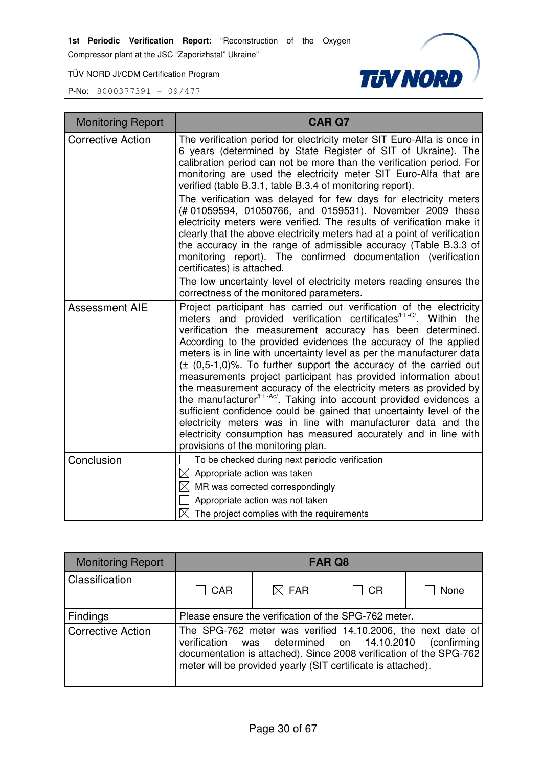| Monitoring Report | CAR Q7 |
|---|---|
| Corrective Action | The verification period for electricity meter SIT Euro-Alfa is once in 6 years (determined by State Register of SIT of Ukraine). The calibration period can not be more than the verification period. For monitoring are used the electricity meter SIT Euro-Alfa that are verified (table B.3.1, table B.3.4 of monitoring report).<br>The verification was delayed for few days for electricity meters (# 01059594, 01050766, and 0159531). November 2009 these electricity meters were verified. The results of verification make it clearly that the above electricity meters had at a point of verification the accuracy in the range of admissible accuracy (Table B.3.3 of monitoring report). The confirmed documentation (verification certificates) is attached.<br>The low uncertainty level of electricity meters reading ensures the correctness of the monitored parameters. |
| Assessment AIE | Project participant has carried out verification of the electricity meters and provided verification certificates[/EL-C/]. Within the verification the measurement accuracy has been determined. According to the provided evidences the accuracy of the applied meters is in line with uncertainty level as per the manufacturer data (± (0,5-1,0)%. To further support the accuracy of the carried out measurements project participant has provided information about the measurement accuracy of the electricity meters as provided by the manufacturer[/EL-Ac/]. Taking into account provided evidences a sufficient confidence could be gained that uncertainty level of the electricity meters was in line with manufacturer data and the electricity consumption has measured accurately and in line with provisions of the monitoring plan. |
| Conclusion | ☐ To be checked during next periodic verification<br>☒ Appropriate action was taken<br>☒ MR was corrected correspondingly<br>☐ Appropriate action was not taken<br>☒ The project complies with the requirements |

| Monitoring Report | FAR Q8 | | | |
|---|---|---|---|---|
| Classification | ☐ CAR | ☒ FAR | ☐ CR | ☐ None |
| Findings | Please ensure the verification of the SPG-762 meter. | | | |
| Corrective Action | The SPG-762 meter was verified 14.10.2006, the next date of verification was determined on 14.10.2010 (confirming documentation is attached). Since 2008 verification of the SPG-762 meter will be provided yearly (SIT certificate is attached). | | | |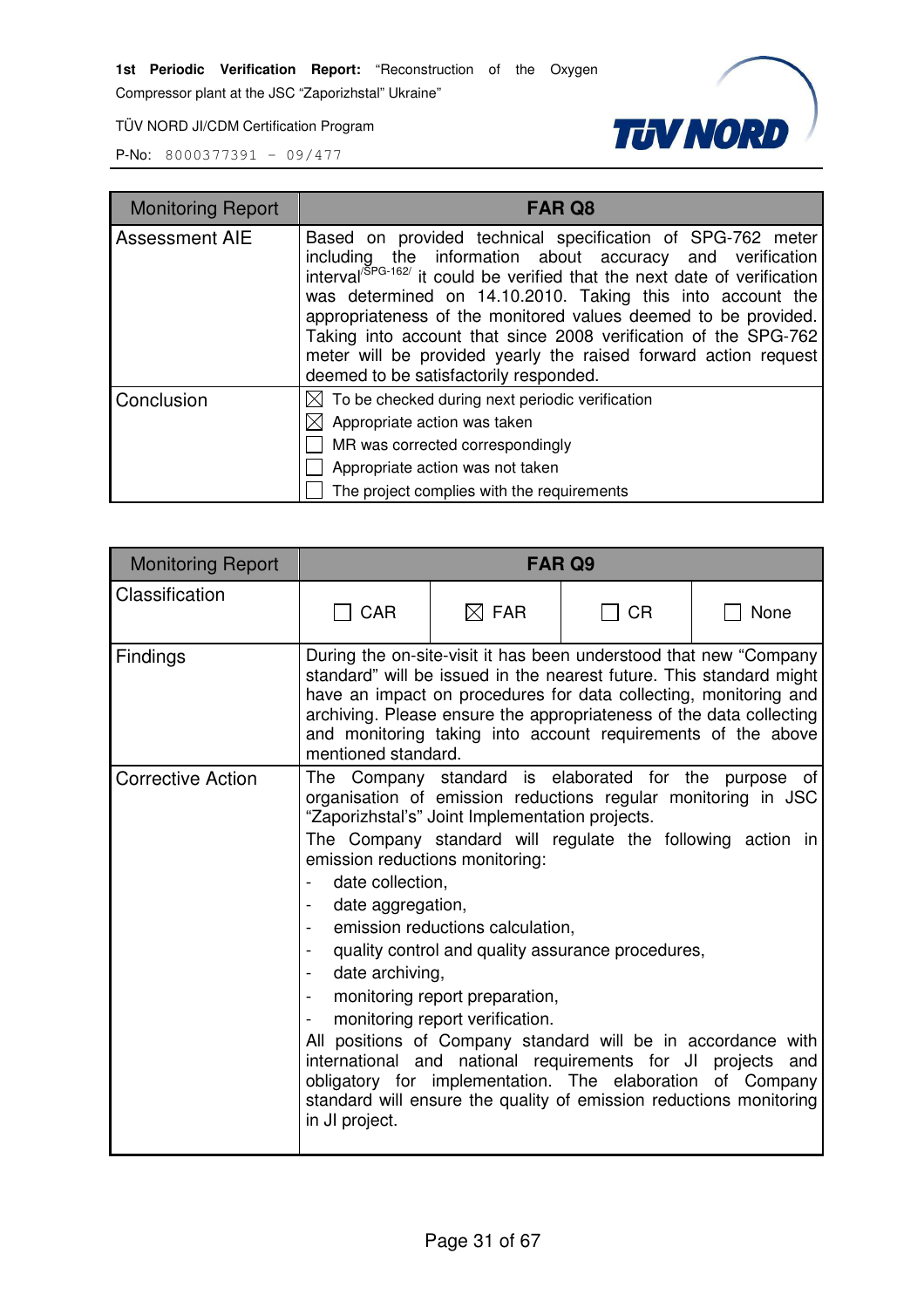| Monitoring Report | FAR Q8 |
|---|---|
| Assessment AIE | Based on provided technical specification of SPG-762 meter including the information about accuracy and verification interval[/SPG-162/] it could be verified that the next date of verification was determined on 14.10.2010. Taking this into account the appropriateness of the monitored values deemed to be provided. Taking into account that since 2008 verification of the SPG-762 meter will be provided yearly the raised forward action request deemed to be satisfactorily responded. |
| Conclusion | ☒ To be checked during next periodic verification<br>☒ Appropriate action was taken<br>☐ MR was corrected correspondingly<br>☐ Appropriate action was not taken<br>☐ The project complies with the requirements |

| Monitoring Report | FAR Q9 | | | |
|---|---|---|---|---|
| Classification | ☐ CAR | ☒ FAR | ☐ CR | ☐ None |
| Findings | During the on-site-visit it has been understood that new “Company standard” will be issued in the nearest future. This standard might have an impact on procedures for data collecting, monitoring and archiving. Please ensure the appropriateness of the data collecting and monitoring taking into account requirements of the above mentioned standard. | | | |
| Corrective Action | The Company standard is elaborated for the purpose of organisation of emission reductions regular monitoring in JSC “Zaporizhstal’s” Joint Implementation projects.<br>The Company standard will regulate the following action in emission reductions monitoring:<br>- date collection,<br>- date aggregation,<br>- emission reductions calculation,<br>- quality control and quality assurance procedures,<br>- date archiving,<br>- monitoring report preparation,<br>- monitoring report verification.<br>All positions of Company standard will be in accordance with international and national requirements for JI projects and obligatory for implementation. The elaboration of Company standard will ensure the quality of emission reductions monitoring in JI project. | | | |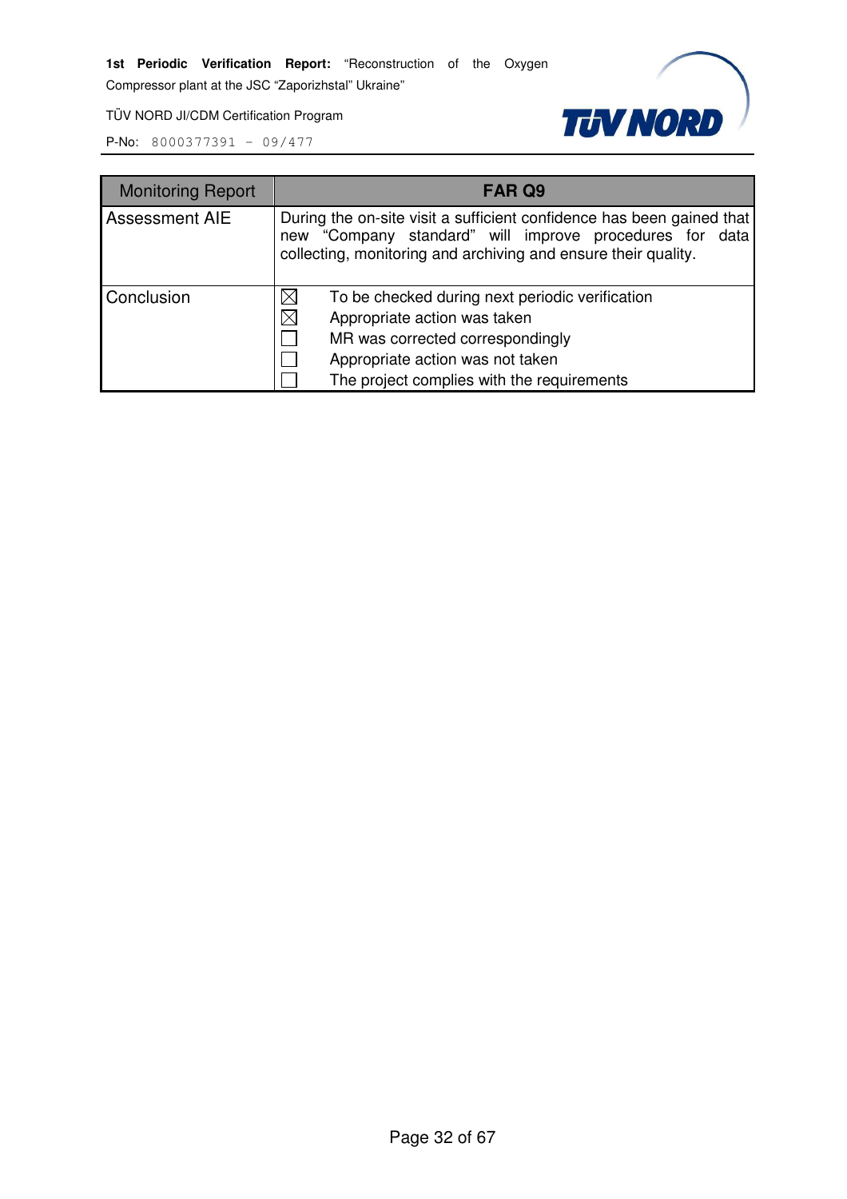| Monitoring Report | FAR Q9 |
|---|---|
| Assessment AIE | During the on-site visit a sufficient confidence has been gained that new "Company standard" will improve procedures for data collecting, monitoring and archiving and ensure their quality. |
| Conclusion | ☒ To be checked during next periodic verification<br>☒ Appropriate action was taken<br>☐ MR was corrected correspondingly<br>☐ Appropriate action was not taken<br>☐ The project complies with the requirements |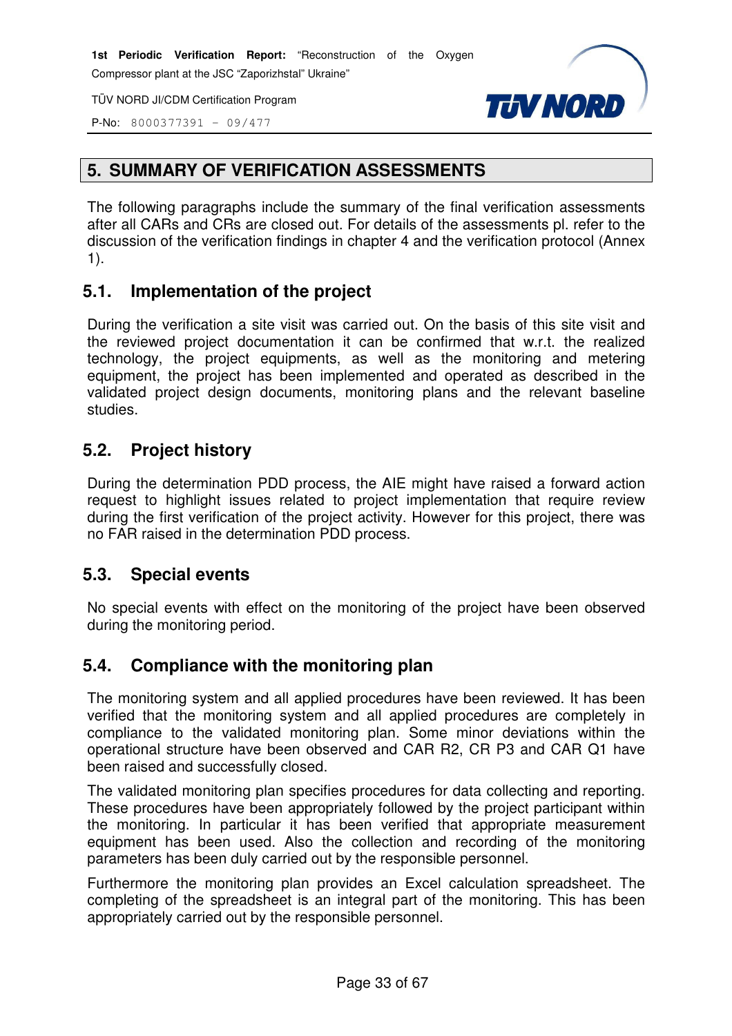# 5. SUMMARY OF VERIFICATION ASSESSMENTS

The following paragraphs include the summary of the final verification assessments after all CARs and CRs are closed out. For details of the assessments pl. refer to the discussion of the verification findings in chapter 4 and the verification protocol (Annex 1).

## 5.1. Implementation of the project

During the verification a site visit was carried out. On the basis of this site visit and the reviewed project documentation it can be confirmed that w.r.t. the realized technology, the project equipments, as well as the monitoring and metering equipment, the project has been implemented and operated as described in the validated project design documents, monitoring plans and the relevant baseline studies.

## 5.2. Project history

During the determination PDD process, the AIE might have raised a forward action request to highlight issues related to project implementation that require review during the first verification of the project activity. However for this project, there was no FAR raised in the determination PDD process.

## 5.3. Special events

No special events with effect on the monitoring of the project have been observed during the monitoring period.

## 5.4. Compliance with the monitoring plan

The monitoring system and all applied procedures have been reviewed. It has been verified that the monitoring system and all applied procedures are completely in compliance to the validated monitoring plan. Some minor deviations within the operational structure have been observed and CAR R2, CR P3 and CAR Q1 have been raised and successfully closed.

The validated monitoring plan specifies procedures for data collecting and reporting. These procedures have been appropriately followed by the project participant within the monitoring. In particular it has been verified that appropriate measurement equipment has been used. Also the collection and recording of the monitoring parameters has been duly carried out by the responsible personnel.

Furthermore the monitoring plan provides an Excel calculation spreadsheet. The completing of the spreadsheet is an integral part of the monitoring. This has been appropriately carried out by the responsible personnel.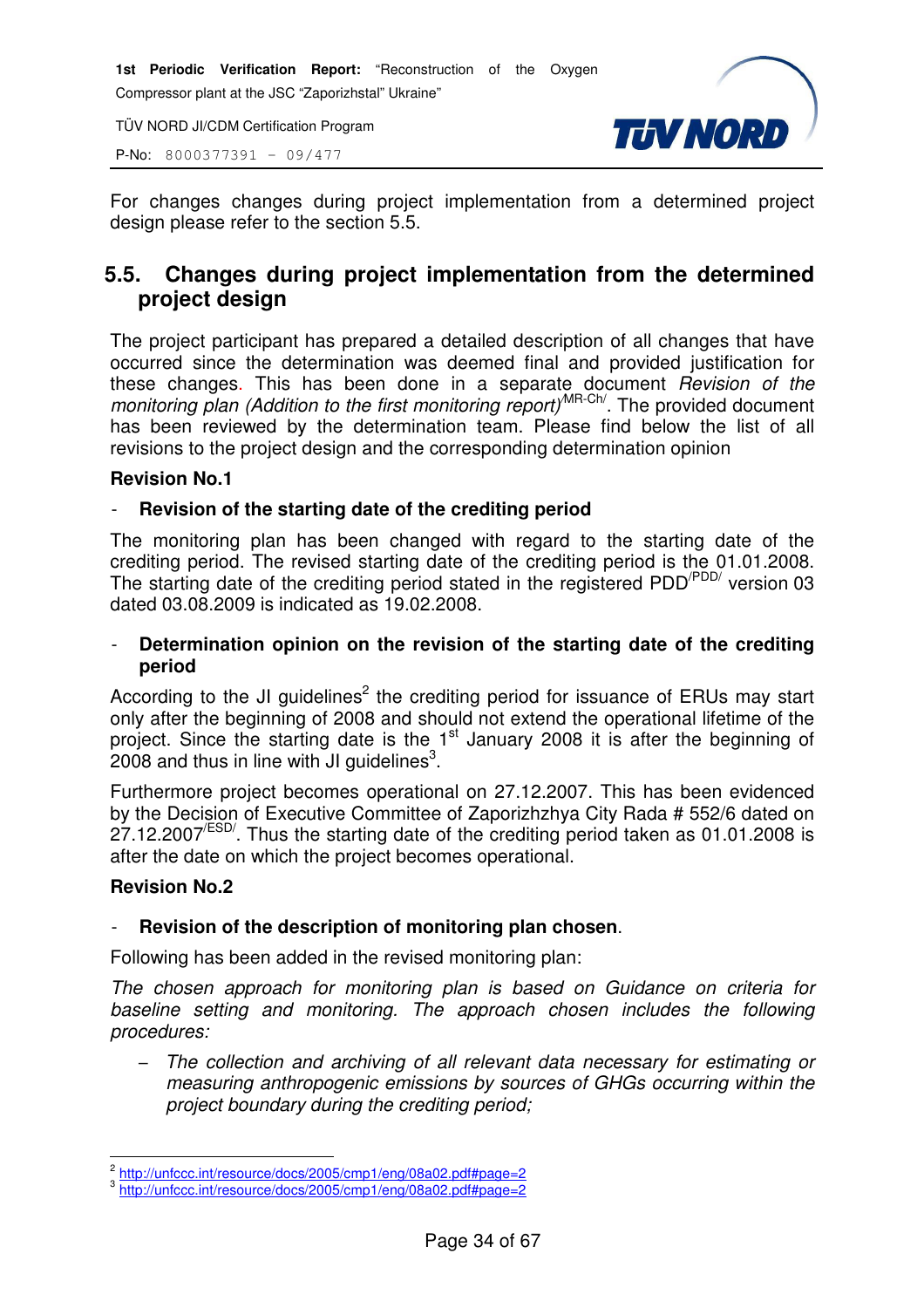For changes changes during project implementation from a determined project design please refer to the section 5.5.

## 5.5. Changes during project implementation from the determined project design

The project participant has prepared a detailed description of all changes that have occurred since the determination was deemed final and provided justification for these changes. This has been done in a separate document *Revision of the monitoring plan (Addition to the first monitoring report)*[/MR-Ch/]. The provided document has been reviewed by the determination team. Please find below the list of all revisions to the project design and the corresponding determination opinion

**Revision No.1**

- **Revision of the starting date of the crediting period**

The monitoring plan has been changed with regard to the starting date of the crediting period. The revised starting date of the crediting period is the 01.01.2008. The starting date of the crediting period stated in the registered PDD[/PDD/] version 03 dated 03.08.2009 is indicated as 19.02.2008.

- **Determination opinion on the revision of the starting date of the crediting period**

According to the JI guidelines[2] the crediting period for issuance of ERUs may start only after the beginning of 2008 and should not extend the operational lifetime of the project. Since the starting date is the 1st January 2008 it is after the beginning of 2008 and thus in line with JI guidelines[3].

Furthermore project becomes operational on 27.12.2007. This has been evidenced by the Decision of Executive Committee of Zaporizhzhya City Rada # 552/6 dated on 27.12.2007[/ESD/]. Thus the starting date of the crediting period taken as 01.01.2008 is after the date on which the project becomes operational.

**Revision No.2**

- **Revision of the description of monitoring plan chosen**.

Following has been added in the revised monitoring plan:

*The chosen approach for monitoring plan is based on Guidance on criteria for baseline setting and monitoring. The approach chosen includes the following procedures:*

- *The collection and archiving of all relevant data necessary for estimating or measuring anthropogenic emissions by sources of GHGs occurring within the project boundary during the crediting period;*

---

[2] http://unfccc.int/resource/docs/2005/cmp1/eng/08a02.pdf#page=2

[3] http://unfccc.int/resource/docs/2005/cmp1/eng/08a02.pdf#page=2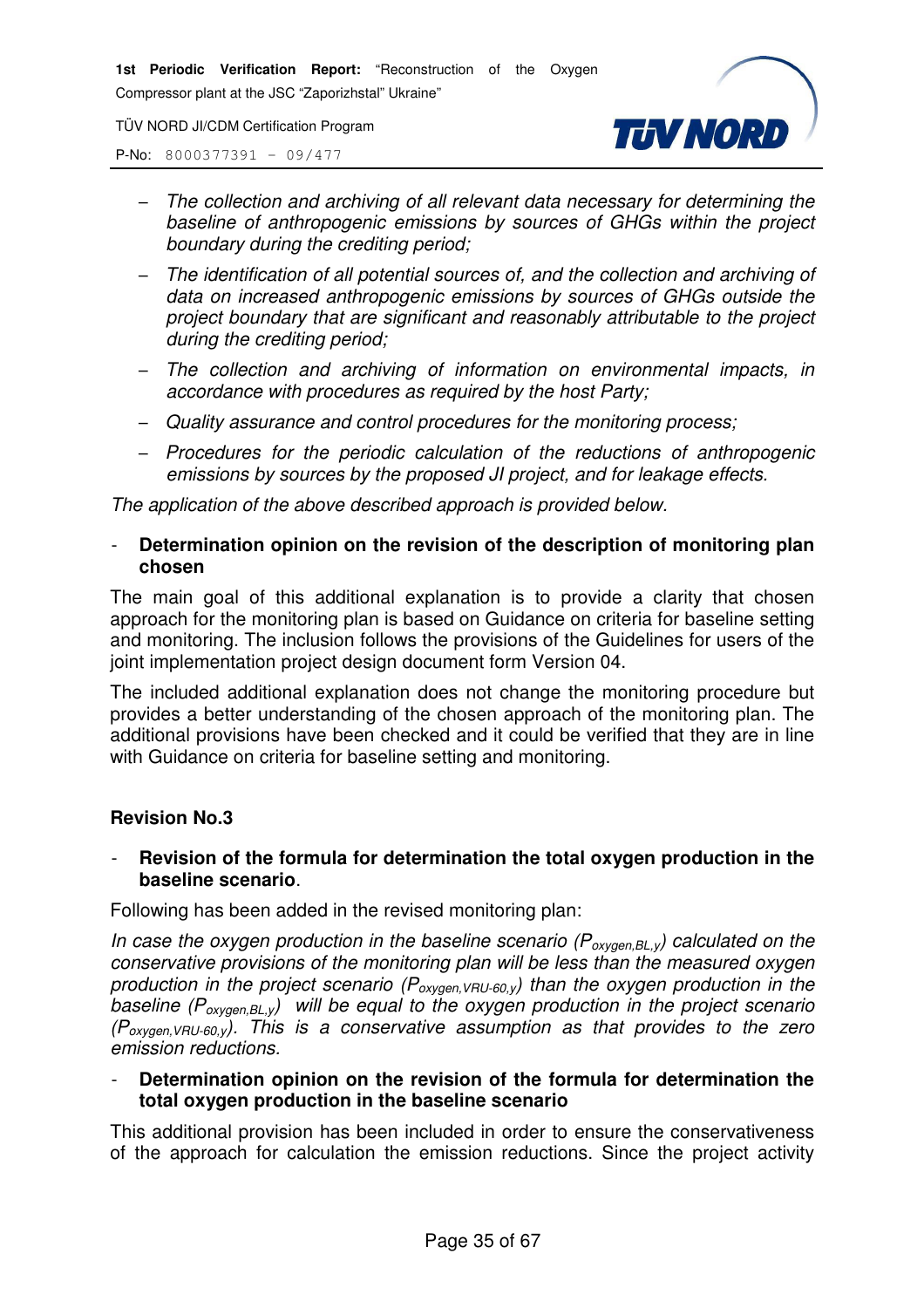- *The collection and archiving of all relevant data necessary for determining the baseline of anthropogenic emissions by sources of GHGs within the project boundary during the crediting period;*
- *The identification of all potential sources of, and the collection and archiving of data on increased anthropogenic emissions by sources of GHGs outside the project boundary that are significant and reasonably attributable to the project during the crediting period;*
- *The collection and archiving of information on environmental impacts, in accordance with procedures as required by the host Party;*
- *Quality assurance and control procedures for the monitoring process;*
- *Procedures for the periodic calculation of the reductions of anthropogenic emissions by sources by the proposed JI project, and for leakage effects.*

*The application of the above described approach is provided below.*

- **Determination opinion on the revision of the description of monitoring plan chosen**

The main goal of this additional explanation is to provide a clarity that chosen approach for the monitoring plan is based on Guidance on criteria for baseline setting and monitoring. The inclusion follows the provisions of the Guidelines for users of the joint implementation project design document form Version 04.

The included additional explanation does not change the monitoring procedure but provides a better understanding of the chosen approach of the monitoring plan. The additional provisions have been checked and it could be verified that they are in line with Guidance on criteria for baseline setting and monitoring.

**Revision No.3**

- **Revision of the formula for determination the total oxygen production in the baseline scenario**.

Following has been added in the revised monitoring plan:

*In case the oxygen production in the baseline scenario ($P_{oxygen,BL,y}$) calculated on the conservative provisions of the monitoring plan will be less than the measured oxygen production in the project scenario ($P_{oxygen,VRU\text{-}60,y}$) than the oxygen production in the baseline ($P_{oxygen,BL,y}$) will be equal to the oxygen production in the project scenario ($P_{oxygen,VRU\text{-}60,y}$). This is a conservative assumption as that provides to the zero emission reductions.*

- **Determination opinion on the revision of the formula for determination the total oxygen production in the baseline scenario**

This additional provision has been included in order to ensure the conservativeness of the approach for calculation the emission reductions. Since the project activity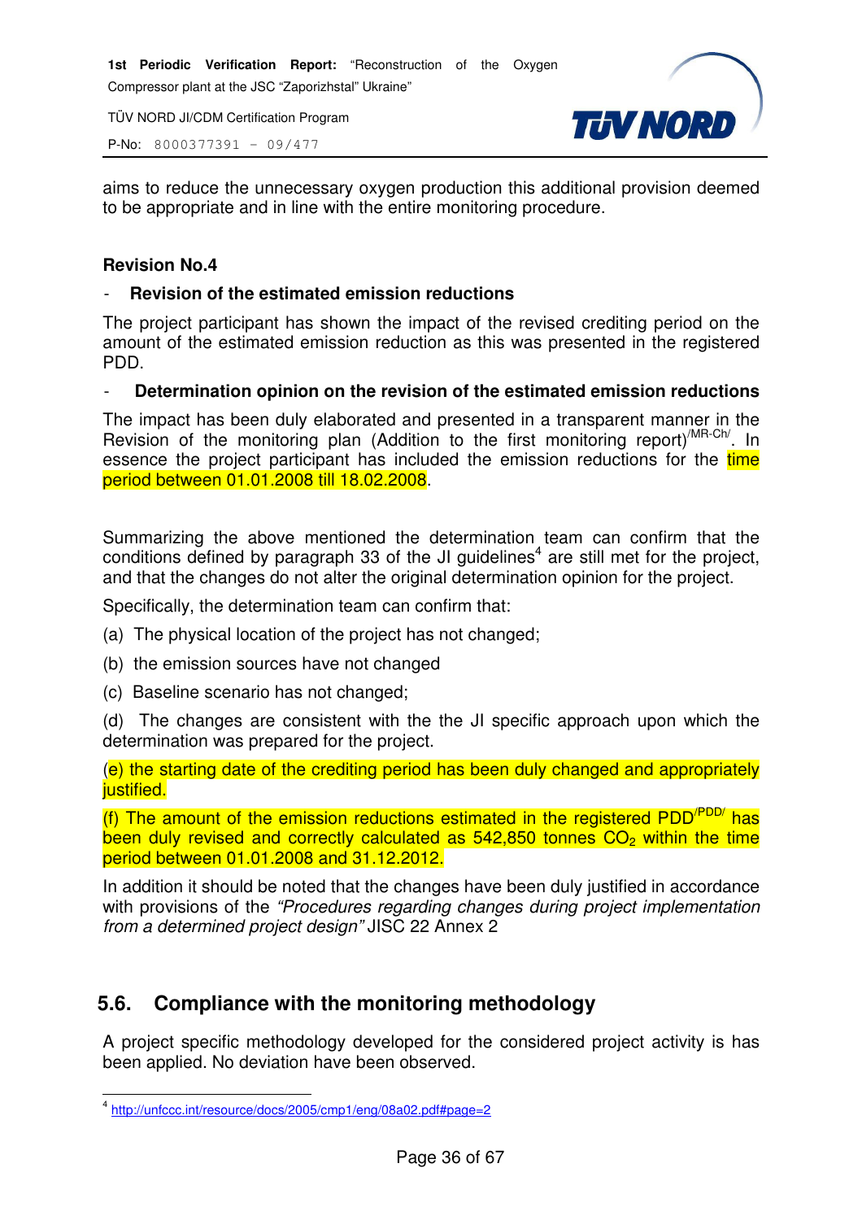aims to reduce the unnecessary oxygen production this additional provision deemed to be appropriate and in line with the entire monitoring procedure.

**Revision No.4**

- **Revision of the estimated emission reductions**

The project participant has shown the impact of the revised crediting period on the amount of the estimated emission reduction as this was presented in the registered PDD.

- **Determination opinion on the revision of the estimated emission reductions**

The impact has been duly elaborated and presented in a transparent manner in the Revision of the monitoring plan (Addition to the first monitoring report)[/MR-Ch/]. In essence the project participant has included the emission reductions for the time period between 01.01.2008 till 18.02.2008.

Summarizing the above mentioned the determination team can confirm that the conditions defined by paragraph 33 of the JI guidelines[4] are still met for the project, and that the changes do not alter the original determination opinion for the project.

Specifically, the determination team can confirm that:

(a) The physical location of the project has not changed;

(b) the emission sources have not changed

(c) Baseline scenario has not changed;

(d) The changes are consistent with the the JI specific approach upon which the determination was prepared for the project.

(e) the starting date of the crediting period has been duly changed and appropriately justified.

(f) The amount of the emission reductions estimated in the registered PDD[/PDD/] has been duly revised and correctly calculated as 542,850 tonnes $CO_2$ within the time period between 01.01.2008 and 31.12.2012.

In addition it should be noted that the changes have been duly justified in accordance with provisions of the *"Procedures regarding changes during project implementation from a determined project design"* JISC 22 Annex 2

## 5.6. Compliance with the monitoring methodology

A project specific methodology developed for the considered project activity is has been applied. No deviation have been observed.

---

[4] http://unfccc.int/resource/docs/2005/cmp1/eng/08a02.pdf#page=2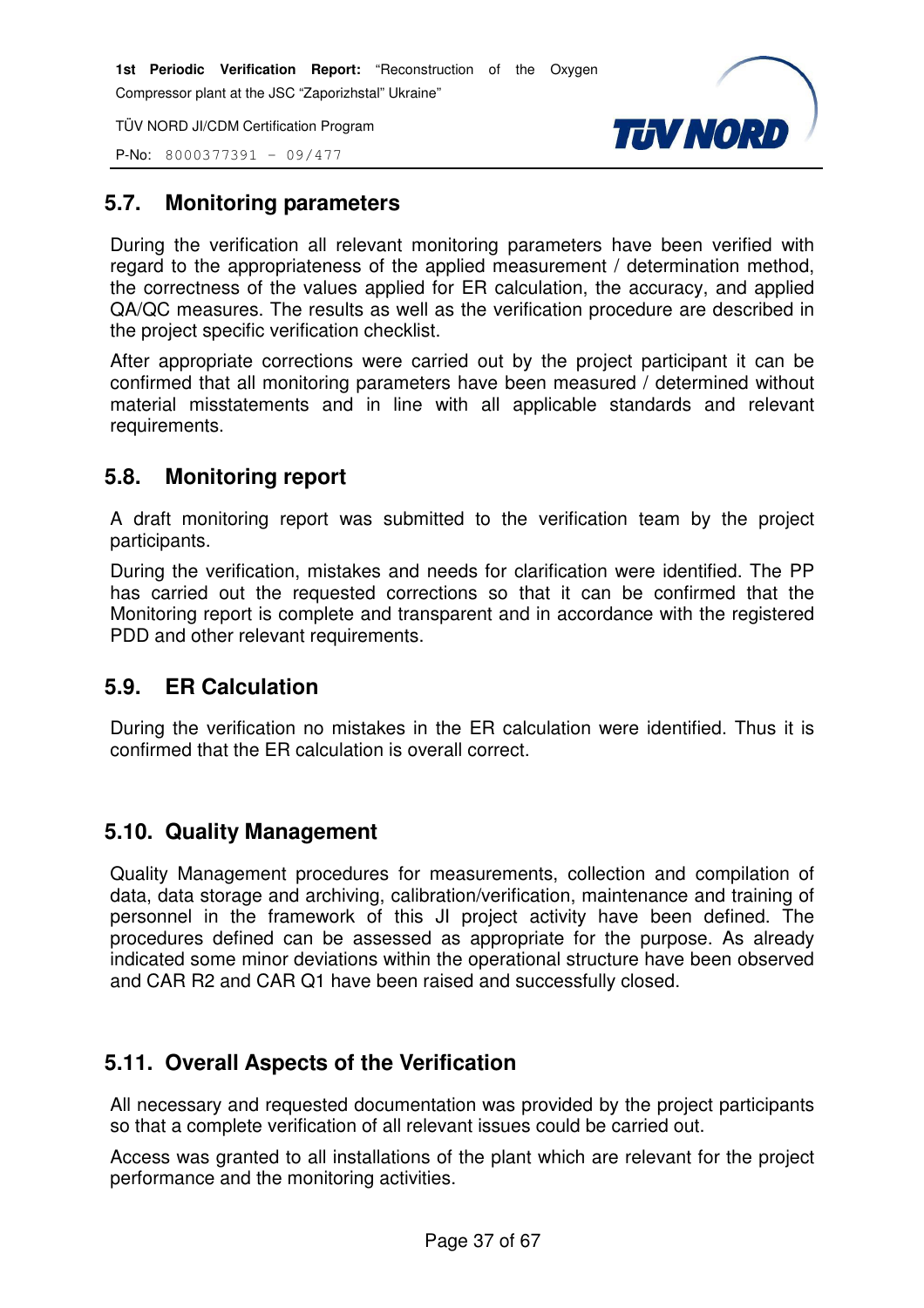## 5.7. Monitoring parameters

During the verification all relevant monitoring parameters have been verified with regard to the appropriateness of the applied measurement / determination method, the correctness of the values applied for ER calculation, the accuracy, and applied QA/QC measures. The results as well as the verification procedure are described in the project specific verification checklist.

After appropriate corrections were carried out by the project participant it can be confirmed that all monitoring parameters have been measured / determined without material misstatements and in line with all applicable standards and relevant requirements.

## 5.8. Monitoring report

A draft monitoring report was submitted to the verification team by the project participants.

During the verification, mistakes and needs for clarification were identified. The PP has carried out the requested corrections so that it can be confirmed that the Monitoring report is complete and transparent and in accordance with the registered PDD and other relevant requirements.

## 5.9. ER Calculation

During the verification no mistakes in the ER calculation were identified. Thus it is confirmed that the ER calculation is overall correct.

## 5.10. Quality Management

Quality Management procedures for measurements, collection and compilation of data, data storage and archiving, calibration/verification, maintenance and training of personnel in the framework of this JI project activity have been defined. The procedures defined can be assessed as appropriate for the purpose. As already indicated some minor deviations within the operational structure have been observed and CAR R2 and CAR Q1 have been raised and successfully closed.

## 5.11. Overall Aspects of the Verification

All necessary and requested documentation was provided by the project participants so that a complete verification of all relevant issues could be carried out.

Access was granted to all installations of the plant which are relevant for the project performance and the monitoring activities.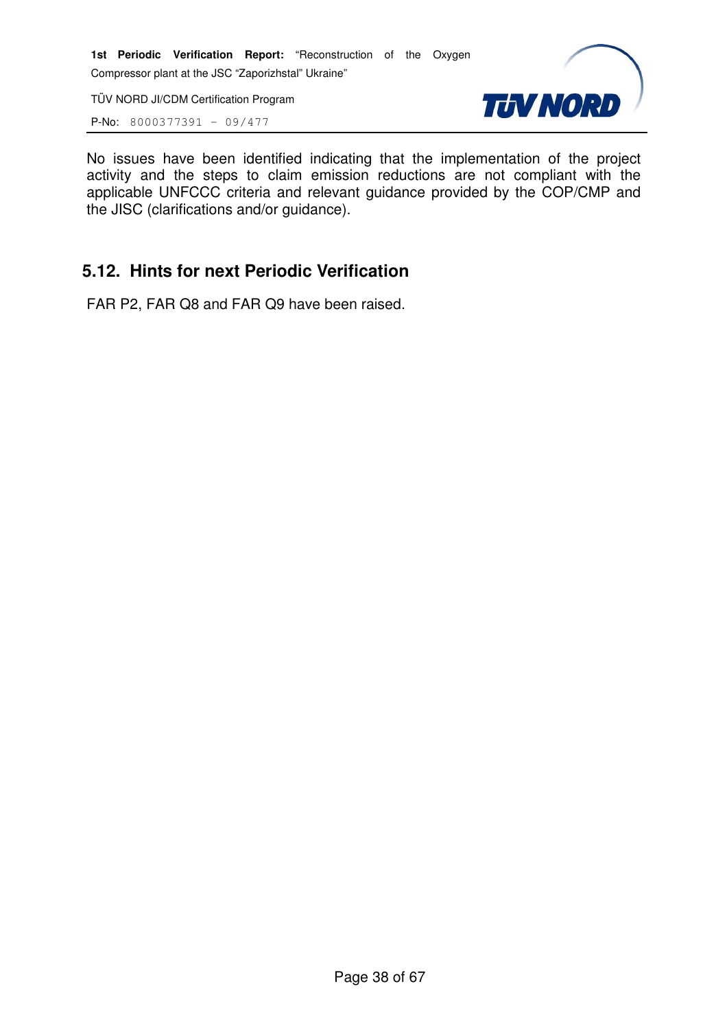No issues have been identified indicating that the implementation of the project activity and the steps to claim emission reductions are not compliant with the applicable UNFCCC criteria and relevant guidance provided by the COP/CMP and the JISC (clarifications and/or guidance).

## 5.12. Hints for next Periodic Verification

FAR P2, FAR Q8 and FAR Q9 have been raised.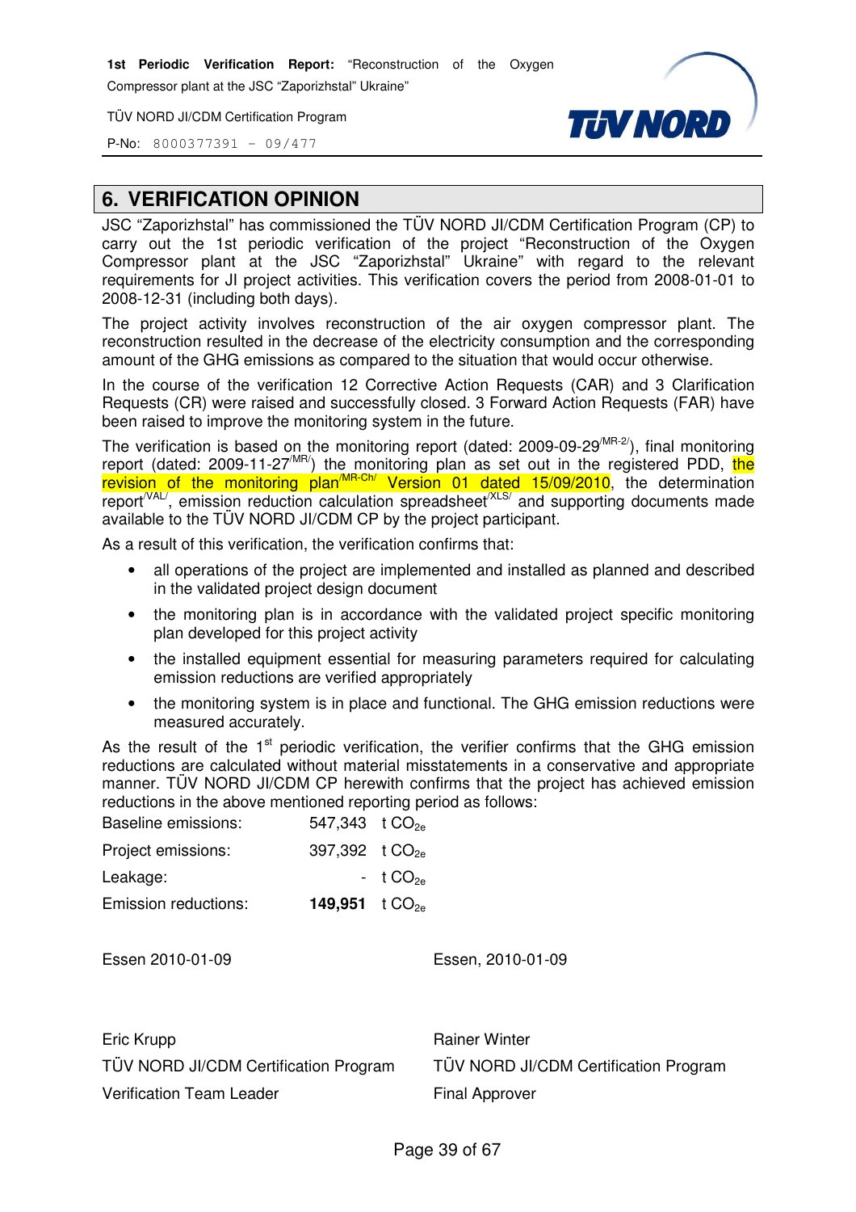## 6. VERIFICATION OPINION

JSC "Zaporizhstal" has commissioned the TÜV NORD JI/CDM Certification Program (CP) to carry out the 1st periodic verification of the project "Reconstruction of the Oxygen Compressor plant at the JSC "Zaporizhstal" Ukraine" with regard to the relevant requirements for JI project activities. This verification covers the period from 2008-01-01 to 2008-12-31 (including both days).

The project activity involves reconstruction of the air oxygen compressor plant. The reconstruction resulted in the decrease of the electricity consumption and the corresponding amount of the GHG emissions as compared to the situation that would occur otherwise.

In the course of the verification 12 Corrective Action Requests (CAR) and 3 Clarification Requests (CR) were raised and successfully closed. 3 Forward Action Requests (FAR) have been raised to improve the monitoring system in the future.

The verification is based on the monitoring report (dated: 2009-09-29[/MR-2/]), final monitoring report (dated: 2009-11-27[/MR/]) the monitoring plan as set out in the registered PDD, the revision of the monitoring plan[/MR-Ch/] Version 01 dated 15/09/2010, the determination report[/VAL/], emission reduction calculation spreadsheet[/XLS/] and supporting documents made available to the TÜV NORD JI/CDM CP by the project participant.

As a result of this verification, the verification confirms that:

- all operations of the project are implemented and installed as planned and described in the validated project design document
- the monitoring plan is in accordance with the validated project specific monitoring plan developed for this project activity
- the installed equipment essential for measuring parameters required for calculating emission reductions are verified appropriately
- the monitoring system is in place and functional. The GHG emission reductions were measured accurately.

As the result of the 1st periodic verification, the verifier confirms that the GHG emission reductions are calculated without material misstatements in a conservative and appropriate manner. TÜV NORD JI/CDM CP herewith confirms that the project has achieved emission reductions in the above mentioned reporting period as follows:

| | | |
|---|---|---|
| Baseline emissions: | 547,343 | t $CO_{2e}$ |
| Project emissions: | 397,392 | t $CO_{2e}$ |
| Leakage: | - | t $CO_{2e}$ |
| Emission reductions: | **149,951** | t $CO_{2e}$ |

Essen 2010-01-09

Eric Krupp
TÜV NORD JI/CDM Certification Program
Verification Team Leader

Essen, 2010-01-09

Rainer Winter
TÜV NORD JI/CDM Certification Program
Final Approver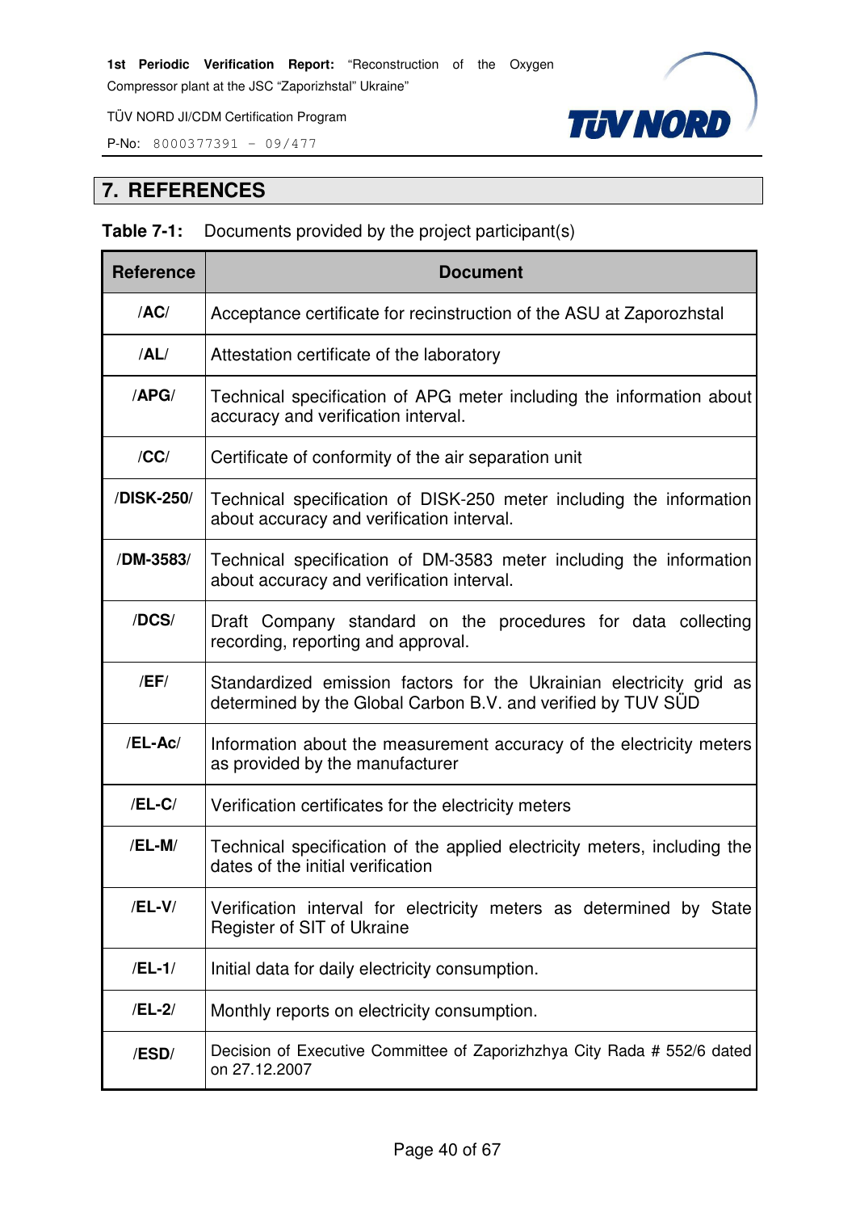## 7. REFERENCES

**Table 7-1:** Documents provided by the project participant(s)

| Reference | Document |
|---|---|
| /**AC**/ | Acceptance certificate for recinstruction of the ASU at Zaporozhstal |
| /**AL**/ | Attestation certificate of the laboratory |
| /**APG**/ | Technical specification of APG meter including the information about accuracy and verification interval. |
| /**CC**/ | Certificate of conformity of the air separation unit |
| /**DISK-250**/ | Technical specification of DISK-250 meter including the information about accuracy and verification interval. |
| /**DM-3583**/ | Technical specification of DM-3583 meter including the information about accuracy and verification interval. |
| /**DCS**/ | Draft Company standard on the procedures for data collecting recording, reporting and approval. |
| /**EF**/ | Standardized emission factors for the Ukrainian electricity grid as determined by the Global Carbon B.V. and verified by TUV SÜD |
| /**EL-Ac**/ | Information about the measurement accuracy of the electricity meters as provided by the manufacturer |
| /**EL-C**/ | Verification certificates for the electricity meters |
| /**EL-M**/ | Technical specification of the applied electricity meters, including the dates of the initial verification |
| /**EL-V**/ | Verification interval for electricity meters as determined by State Register of SIT of Ukraine |
| /**EL-1**/ | Initial data for daily electricity consumption. |
| /**EL-2**/ | Monthly reports on electricity consumption. |
| /**ESD**/ | Decision of Executive Committee of Zaporizhzhya City Rada # 552/6 dated on 27.12.2007 |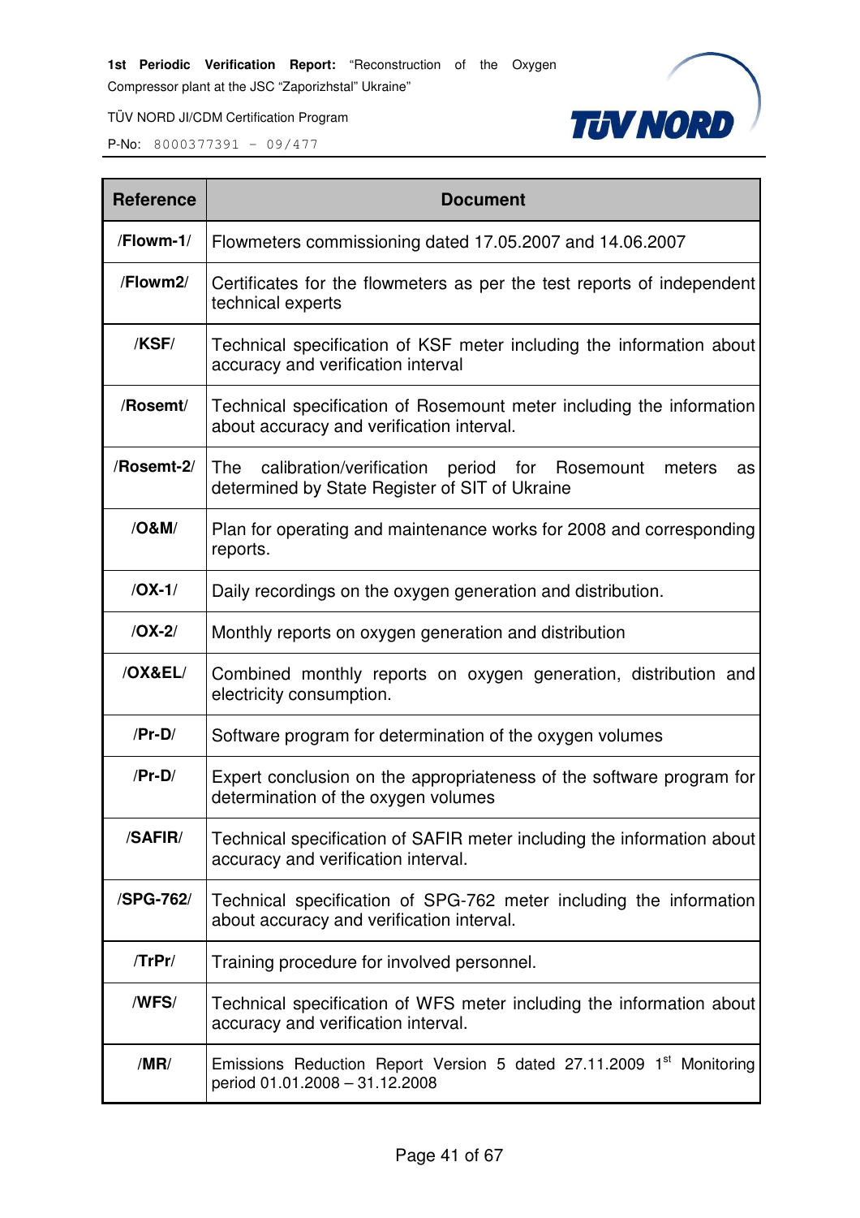| Reference | Document |
|---|---|
| /Flowm-1/ | Flowmeters commissioning dated 17.05.2007 and 14.06.2007 |
| /Flowm2/ | Certificates for the flowmeters as per the test reports of independent technical experts |
| /KSF/ | Technical specification of KSF meter including the information about accuracy and verification interval |
| /Rosemt/ | Technical specification of Rosemount meter including the information about accuracy and verification interval. |
| /Rosemt-2/ | The calibration/verification period for Rosemount meters as determined by State Register of SIT of Ukraine |
| /O&M/ | Plan for operating and maintenance works for 2008 and corresponding reports. |
| /OX-1/ | Daily recordings on the oxygen generation and distribution. |
| /OX-2/ | Monthly reports on oxygen generation and distribution |
| /OX&EL/ | Combined monthly reports on oxygen generation, distribution and electricity consumption. |
| /Pr-D/ | Software program for determination of the oxygen volumes |
| /Pr-D/ | Expert conclusion on the appropriateness of the software program for determination of the oxygen volumes |
| /SAFIR/ | Technical specification of SAFIR meter including the information about accuracy and verification interval. |
| /SPG-762/ | Technical specification of SPG-762 meter including the information about accuracy and verification interval. |
| /TrPr/ | Training procedure for involved personnel. |
| /WFS/ | Technical specification of WFS meter including the information about accuracy and verification interval. |
| /MR/ | Emissions Reduction Report Version 5 dated 27.11.2009 1st Monitoring period 01.01.2008 – 31.12.2008 |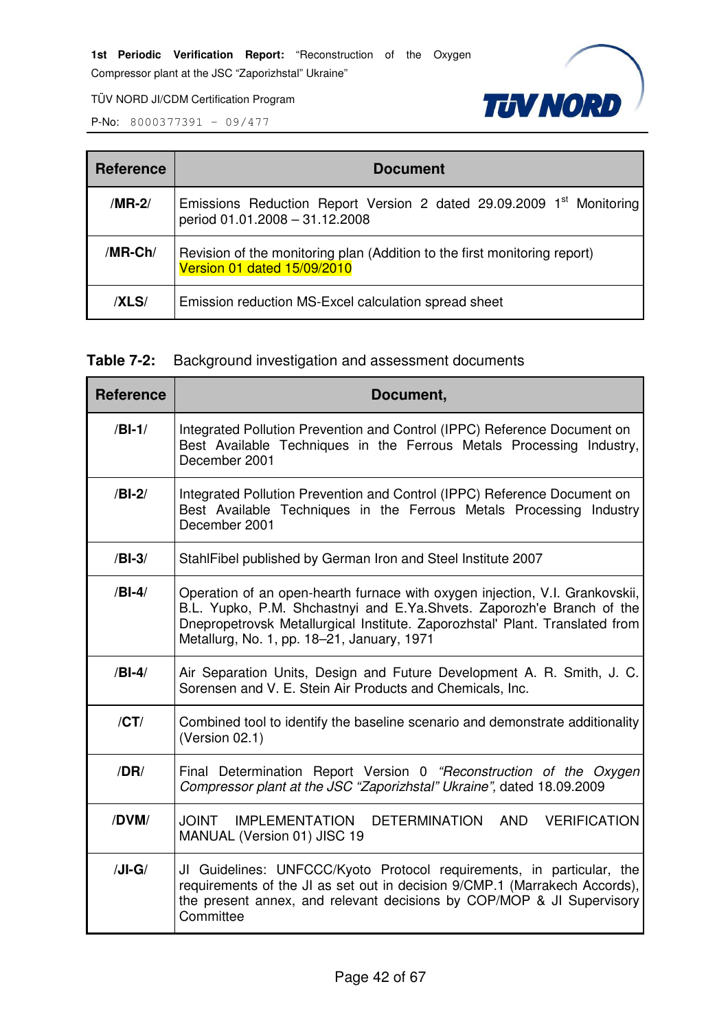| Reference | Document |
|---|---|
| /**MR-2**/ | Emissions Reduction Report Version 2 dated 29.09.2009 1st Monitoring period 01.01.2008 – 31.12.2008 |
| /**MR-Ch**/ | Revision of the monitoring plan (Addition to the first monitoring report) Version 01 dated 15/09/2010 |
| /**XLS**/ | Emission reduction MS-Excel calculation spread sheet |

**Table 7-2:** Background investigation and assessment documents

| Reference | Document, |
|---|---|
| /**BI-1**/ | Integrated Pollution Prevention and Control (IPPC) Reference Document on Best Available Techniques in the Ferrous Metals Processing Industry, December 2001 |
| /**BI-2**/ | Integrated Pollution Prevention and Control (IPPC) Reference Document on Best Available Techniques in the Ferrous Metals Processing Industry December 2001 |
| /**BI-3**/ | StahlFibel published by German Iron and Steel Institute 2007 |
| /**BI-4**/ | Operation of an open-hearth furnace with oxygen injection, V.I. Grankovskii, B.L. Yupko, P.M. Shchastnyi and E.Ya.Shvets. Zaporozh'e Branch of the Dnepropetrovsk Metallurgical Institute. Zaporozhstal' Plant. Translated from Metallurg, No. 1, pp. 18–21, January, 1971 |
| /**BI-4**/ | Air Separation Units, Design and Future Development A. R. Smith, J. C. Sorensen and V. E. Stein Air Products and Chemicals, Inc. |
| /**CT**/ | Combined tool to identify the baseline scenario and demonstrate additionality (Version 02.1) |
| /**DR**/ | Final Determination Report Version 0 *"Reconstruction of the Oxygen Compressor plant at the JSC "Zaporizhstal" Ukraine"*, dated 18.09.2009 |
| /**DVM**/ | JOINT IMPLEMENTATION DETERMINATION AND VERIFICATION MANUAL (Version 01) JISC 19 |
| /**JI-G**/ | JI Guidelines: UNFCCC/Kyoto Protocol requirements, in particular, the requirements of the JI as set out in decision 9/CMP.1 (Marrakech Accords), the present annex, and relevant decisions by COP/MOP & JI Supervisory Committee |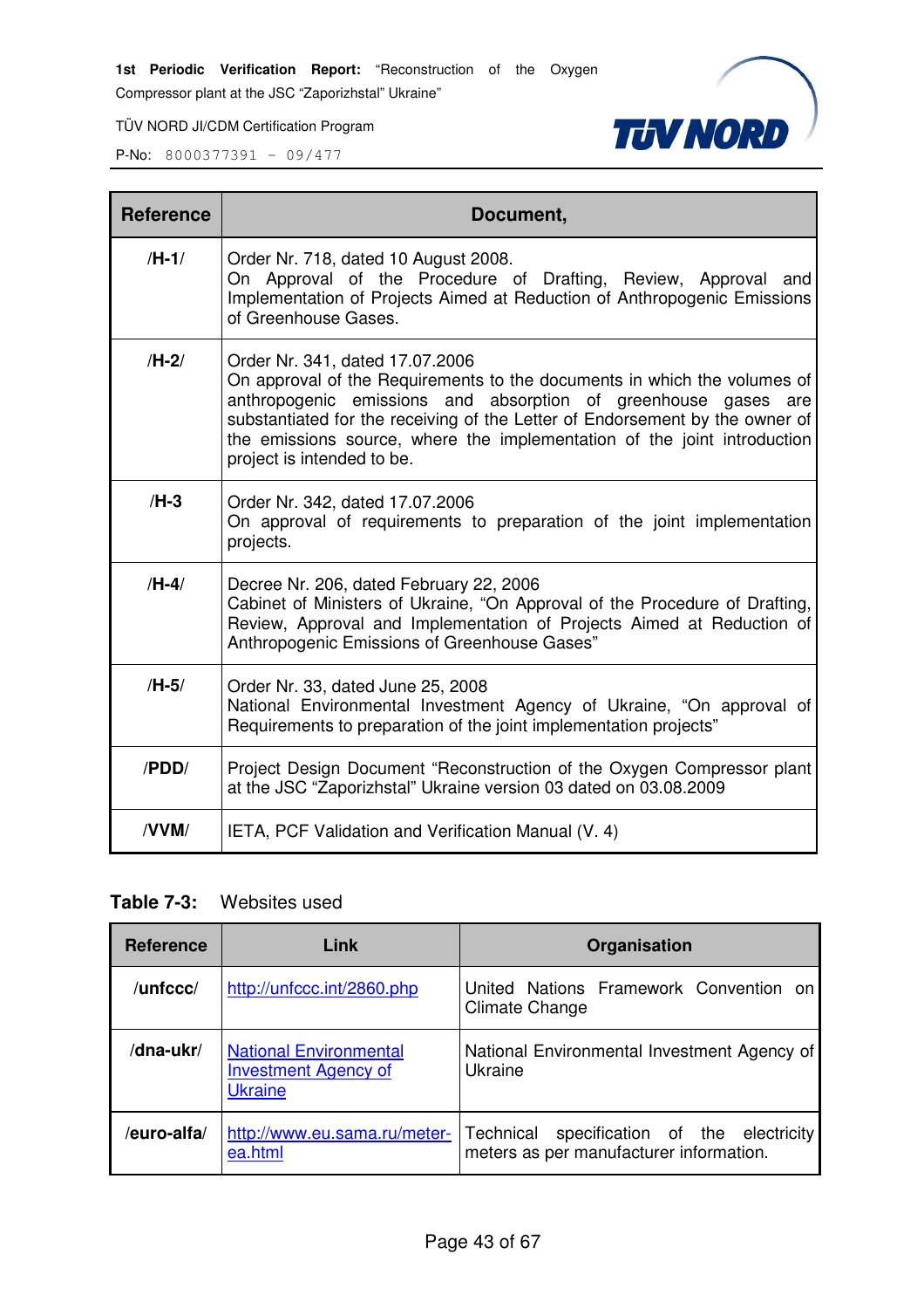| Reference | Document, |
|---|---|
| /H-1/ | Order Nr. 718, dated 10 August 2008. On Approval of the Procedure of Drafting, Review, Approval and Implementation of Projects Aimed at Reduction of Anthropogenic Emissions of Greenhouse Gases. |
| /H-2/ | Order Nr. 341, dated 17.07.2006 On approval of the Requirements to the documents in which the volumes of anthropogenic emissions and absorption of greenhouse gases are substantiated for the receiving of the Letter of Endorsement by the owner of the emissions source, where the implementation of the joint introduction project is intended to be. |
| /H-3 | Order Nr. 342, dated 17.07.2006 On approval of requirements to preparation of the joint implementation projects. |
| /H-4/ | Decree Nr. 206, dated February 22, 2006 Cabinet of Ministers of Ukraine, "On Approval of the Procedure of Drafting, Review, Approval and Implementation of Projects Aimed at Reduction of Anthropogenic Emissions of Greenhouse Gases" |
| /H-5/ | Order Nr. 33, dated June 25, 2008 National Environmental Investment Agency of Ukraine, "On approval of Requirements to preparation of the joint implementation projects" |
| /PDD/ | Project Design Document "Reconstruction of the Oxygen Compressor plant at the JSC "Zaporizhstal" Ukraine version 03 dated on 03.08.2009 |
| /VVM/ | IETA, PCF Validation and Verification Manual (V. 4) |

**Table 7-3:** Websites used

| Reference | Link | Organisation |
|---|---|---|
| /unfccc/ | http://unfccc.int/2860.php | United Nations Framework Convention on Climate Change |
| /dna-ukr/ | National Environmental Investment Agency of Ukraine | National Environmental Investment Agency of Ukraine |
| /euro-alfa/ | http://www.eu.sama.ru/meter-ea.html | Technical specification of the electricity meters as per manufacturer information. |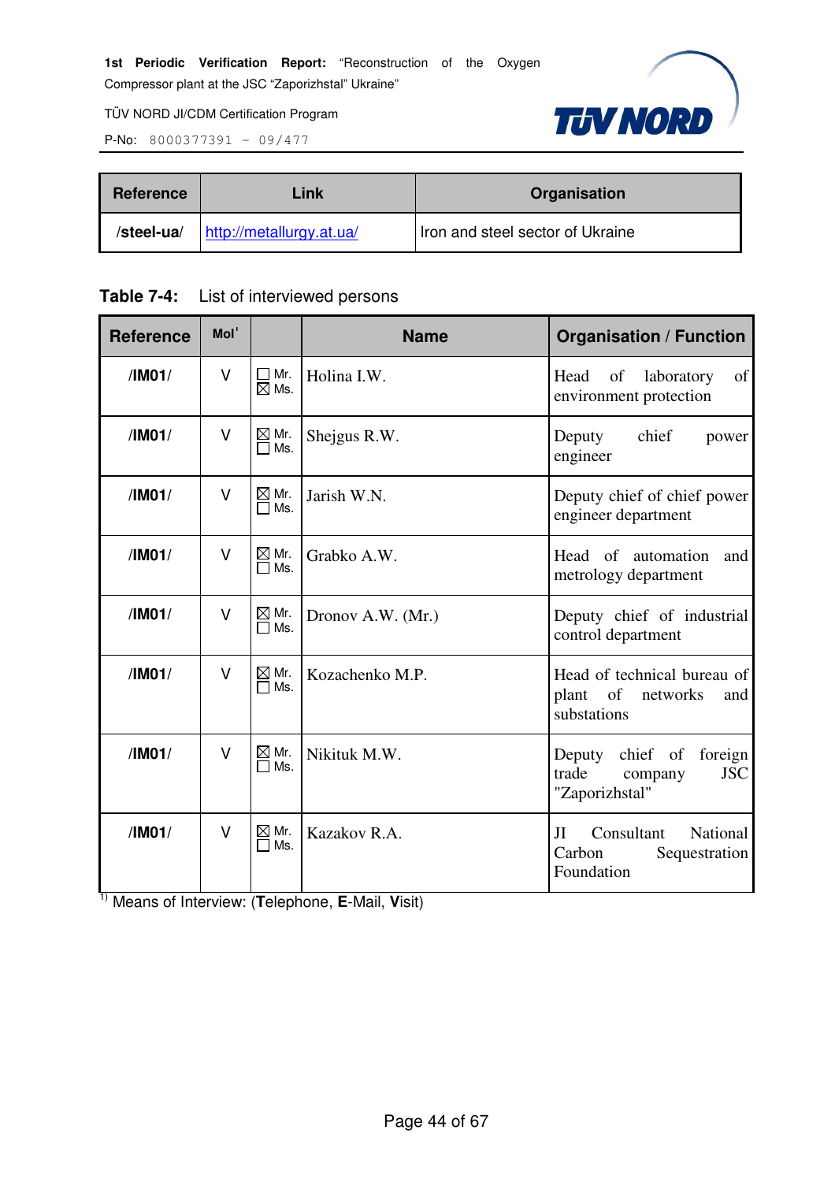| Reference | Link | Organisation |
|---|---|---|
| /steel-ua/ | http://metallurgy.at.ua/ | Iron and steel sector of Ukraine |

**Table 7-4:** List of interviewed persons

| Reference | MoI[1] | | Name | Organisation / Function |
|---|---|---|---|---|
| /IM01/ | V | ☐ Mr. ☒ Ms. | Holina I.W. | Head of laboratory of environment protection |
| /IM01/ | V | ☒ Mr. ☐ Ms. | Shejgus R.W. | Deputy chief power engineer |
| /IM01/ | V | ☒ Mr. ☐ Ms. | Jarish W.N. | Deputy chief of chief power engineer department |
| /IM01/ | V | ☒ Mr. ☐ Ms. | Grabko A.W. | Head of automation and metrology department |
| /IM01/ | V | ☒ Mr. ☐ Ms. | Dronov A.W. (Mr.) | Deputy chief of industrial control department |
| /IM01/ | V | ☒ Mr. ☐ Ms. | Kozachenko M.P. | Head of technical bureau of plant of networks and substations |
| /IM01/ | V | ☒ Mr. ☐ Ms. | Nikituk M.W. | Deputy chief of foreign trade company JSC "Zaporizhstal" |
| /IM01/ | V | ☒ Mr. ☐ Ms. | Kazakov R.A. | JI Consultant National Carbon Sequestration Foundation |

[1] Means of Interview: (**T**elephone, **E**-Mail, **V**isit)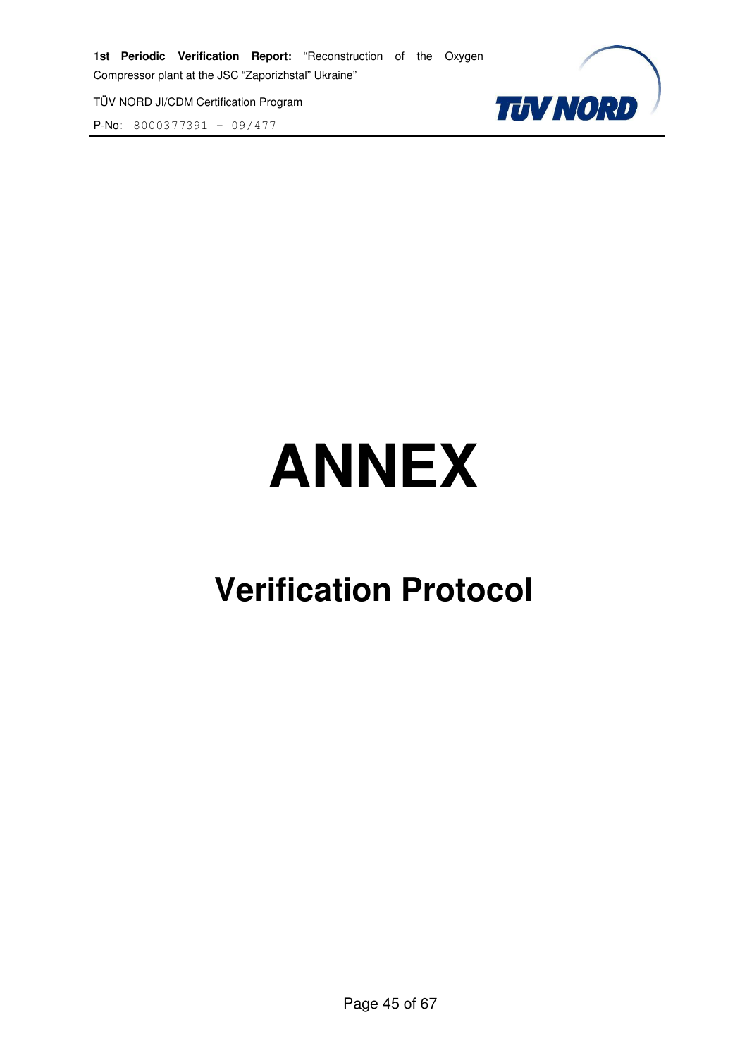# ANNEX

## Verification Protocol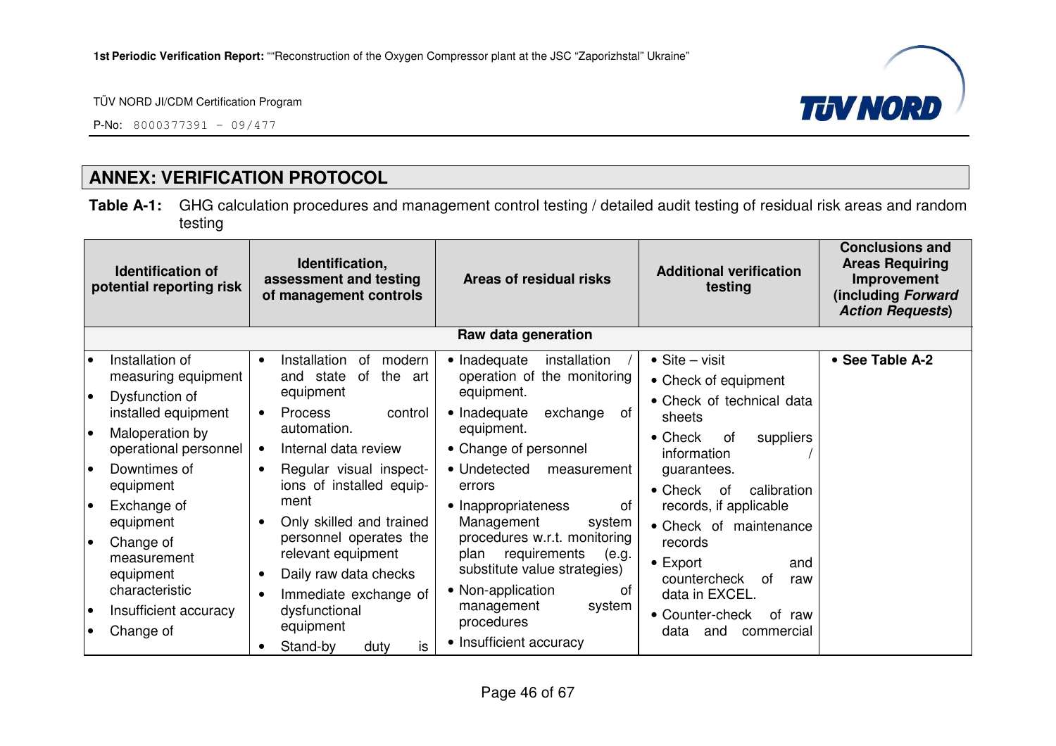## ANNEX: VERIFICATION PROTOCOL

**Table A-1:** GHG calculation procedures and management control testing / detailed audit testing of residual risk areas and random testing

| Identification of potential reporting risk | Identification, assessment and testing of management controls | Areas of residual risks | Additional verification testing | Conclusions and Areas Requiring Improvement (including *Forward Action Requests*) |
|---|---|---|---|---|
| **Raw data generation** | | | | |
| • Installation of measuring equipment<br>• Dysfunction of installed equipment<br>• Maloperation by operational personnel<br>• Downtimes of equipment<br>• Exchange of equipment<br>• Change of measurement equipment characteristic<br>• Insufficient accuracy<br>• Change of | • Installation of modern and state of the art equipment<br>• Process control automation.<br>• Internal data review<br>• Regular visual inspect-ions of installed equip-ment<br>• Only skilled and trained personnel operates the relevant equipment<br>• Daily raw data checks<br>• Immediate exchange of dysfunctional equipment<br>• Stand-by duty is | • Inadequate installation / operation of the monitoring equipment.<br>• Inadequate exchange of equipment.<br>• Change of personnel<br>• Undetected measurement errors<br>• Inappropriateness of Management system procedures w.r.t. monitoring plan requirements (e.g. substitute value strategies)<br>• Non-application of management system procedures<br>• Insufficient accuracy | • Site – visit<br>• Check of equipment<br>• Check of technical data sheets<br>• Check of suppliers information / guarantees.<br>• Check of calibration records, if applicable<br>• Check of maintenance records<br>• Export and countercheck of raw data in EXCEL.<br>• Counter-check of raw data and commercial | • **See Table A-2** |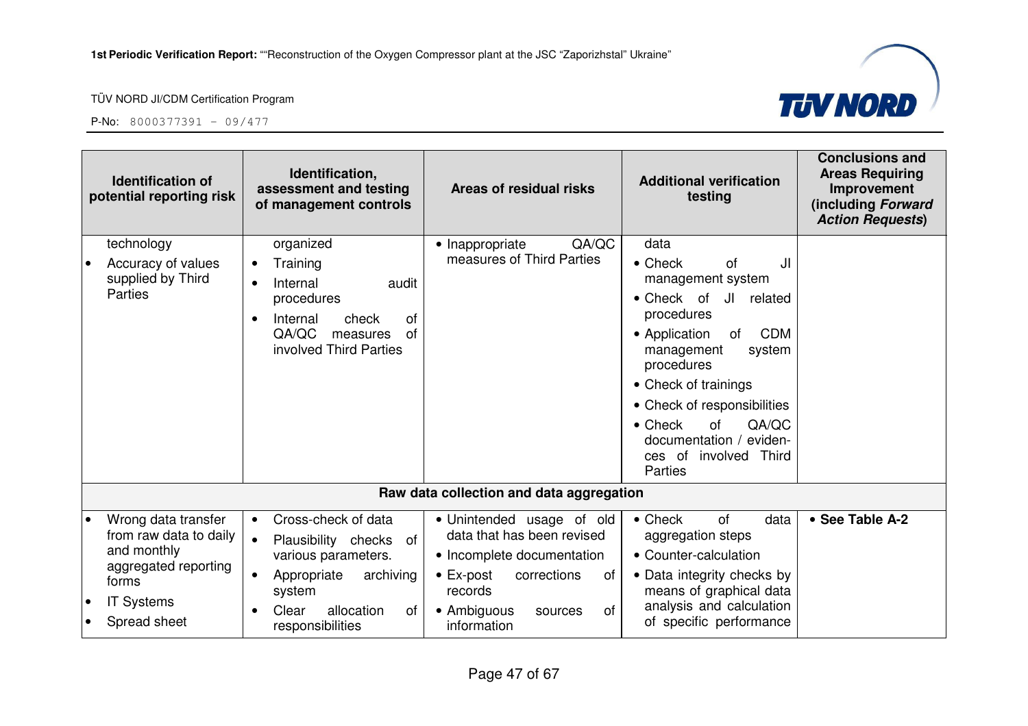| Identification of potential reporting risk | Identification, assessment and testing of management controls | Areas of residual risks | Additional verification testing | Conclusions and Areas Requiring Improvement (including ***Forward Action Requests***) |
|---|---|---|---|---|
| technology<br>• Accuracy of values supplied by Third Parties | organized<br>• Training<br>• Internal audit procedures<br>• Internal check of QA/QC measures of involved Third Parties | • Inappropriate QA/QC measures of Third Parties | data<br>• Check of JI management system<br>• Check of JI related procedures<br>• Application of CDM management system procedures<br>• Check of trainings<br>• Check of responsibilities<br>• Check of QA/QC documentation / evidences of involved Third Parties | |
| **Raw data collection and data aggregation** | | | | |
| • Wrong data transfer from raw data to daily and monthly aggregated reporting forms<br>• IT Systems<br>• Spread sheet | • Cross-check of data<br>• Plausibility checks of various parameters.<br>• Appropriate archiving system<br>• Clear allocation of responsibilities | • Unintended usage of old data that has been revised<br>• Incomplete documentation<br>• Ex-post corrections of records<br>• Ambiguous sources of information | • Check of data aggregation steps<br>• Counter-calculation<br>• Data integrity checks by means of graphical data analysis and calculation of specific performance | • **See Table A-2** |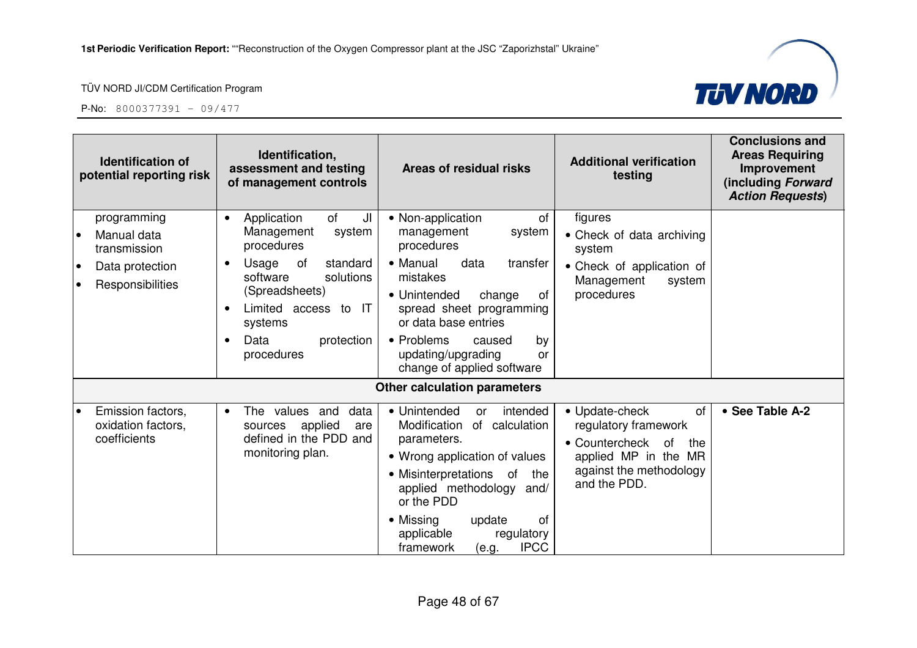| Identification of potential reporting risk | Identification, assessment and testing of management controls | Areas of residual risks | Additional verification testing | Conclusions and Areas Requiring Improvement (including *Forward Action Requests*) |
|---|---|---|---|---|
| programming<br>• Manual data transmission<br>• Data protection<br>• Responsibilities | • Application of JI Management system procedures<br>• Usage of standard software solutions (Spreadsheets)<br>• Limited access to IT systems<br>• Data protection procedures | • Non-application of management system procedures<br>• Manual data transfer mistakes<br>• Unintended change of spread sheet programming or data base entries<br>• Problems caused by updating/upgrading or change of applied software | figures<br>• Check of data archiving system<br>• Check of application of Management system procedures | |
| **Other calculation parameters** | | | | |
| • Emission factors, oxidation factors, coefficients | • The values and data sources applied are defined in the PDD and monitoring plan. | • Unintended or intended Modification of calculation parameters.<br>• Wrong application of values<br>• Misinterpretations of the applied methodology and/ or the PDD<br>• Missing update of applicable regulatory framework (e.g. IPCC | • Update-check of regulatory framework<br>• Countercheck of the applied MP in the MR against the methodology and the PDD. | • **See Table A-2** |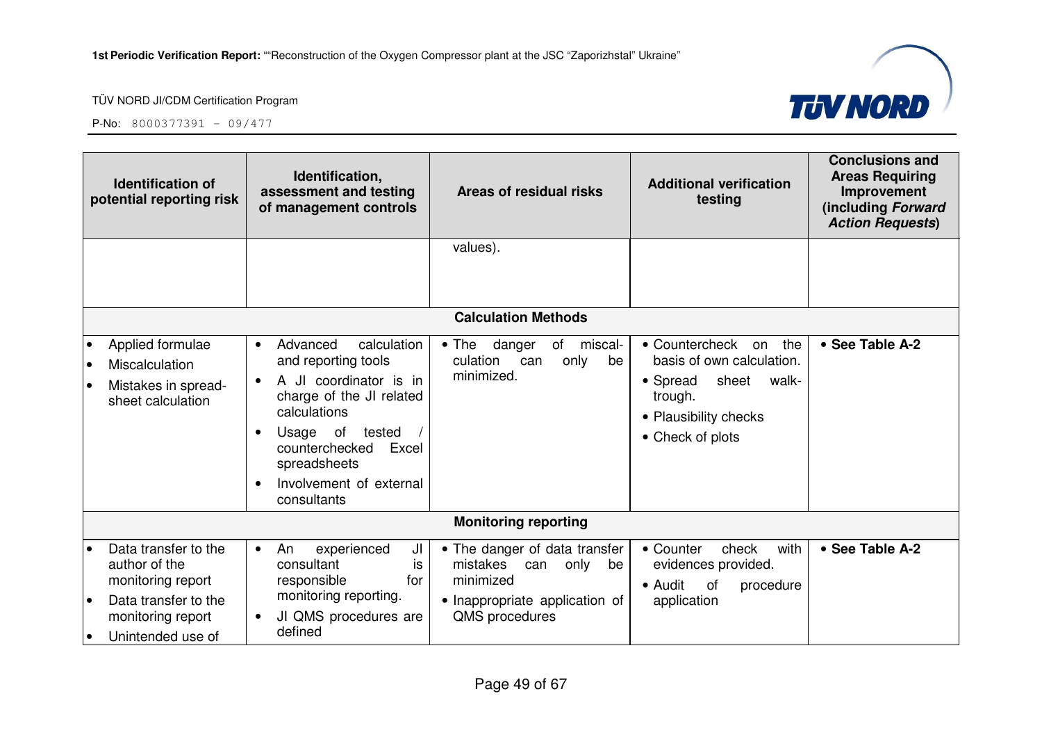| Identification of potential reporting risk | Identification, assessment and testing of management controls | Areas of residual risks | Additional verification testing | Conclusions and Areas Requiring Improvement (including *Forward Action Requests*) |
|---|---|---|---|---|
| | | values). | | |
| **Calculation Methods** | | | | |
| • Applied formulae<br>• Miscalculation<br>• Mistakes in spread-sheet calculation | • Advanced calculation and reporting tools<br>• A JI coordinator is in charge of the JI related calculations<br>• Usage of tested / counterchecked Excel spreadsheets<br>• Involvement of external consultants | • The danger of miscal-culation can only be minimized. | • Countercheck on the basis of own calculation.<br>• Spread sheet walk-trough.<br>• Plausibility checks<br>• Check of plots | • **See Table A-2** |
| **Monitoring reporting** | | | | |
| • Data transfer to the author of the monitoring report<br>• Data transfer to the monitoring report<br>• Unintended use of | • An experienced JI consultant is responsible for monitoring reporting.<br>• JI QMS procedures are defined | • The danger of data transfer mistakes can only be minimized<br>• Inappropriate application of QMS procedures | • Counter check with evidences provided.<br>• Audit of procedure application | • **See Table A-2** |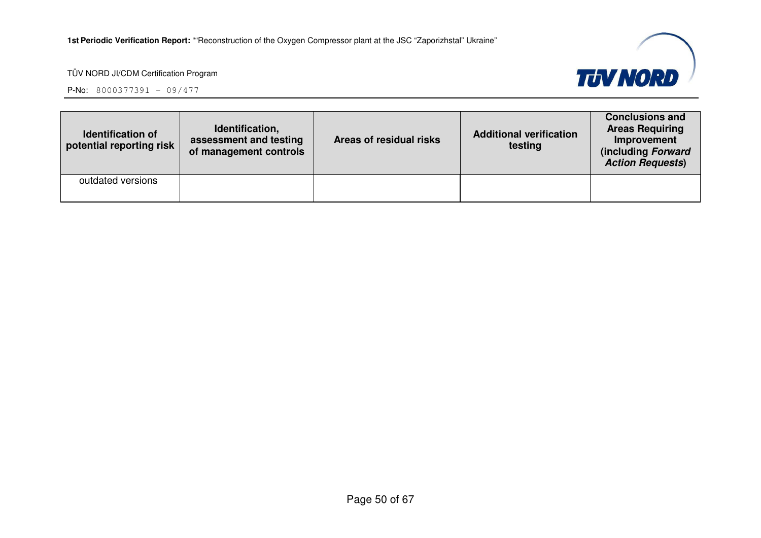| Identification of potential reporting risk | Identification, assessment and testing of management controls | Areas of residual risks | Additional verification testing | Conclusions and Areas Requiring Improvement (including *Forward Action Requests*) |
|---|---|---|---|---|
| outdated versions | | | | |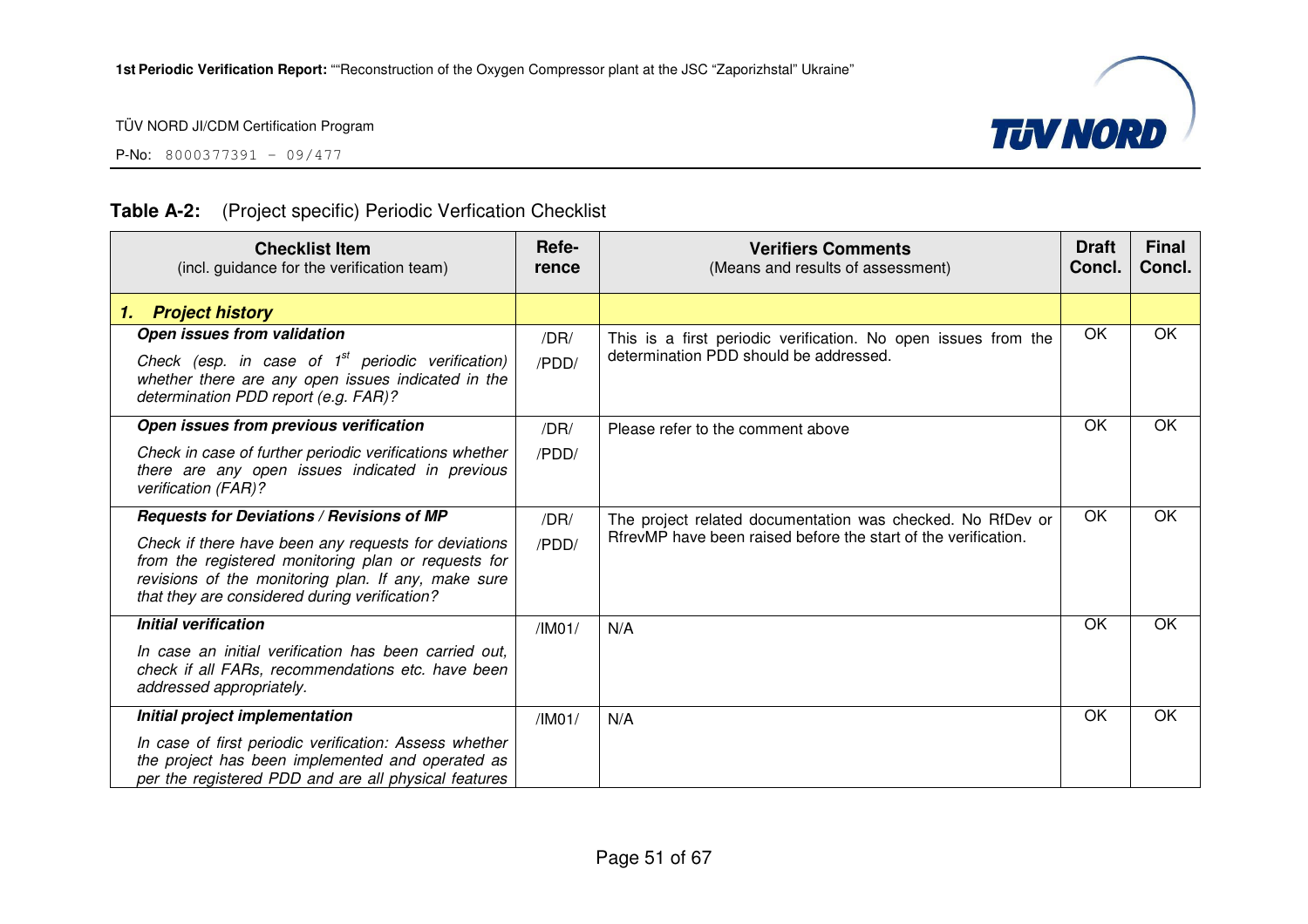**Table A-2:** (Project specific) Periodic Verfication Checklist

| Checklist Item<br>(incl. guidance for the verification team) | Refe-rence | Verifiers Comments<br>(Means and results of assessment) | Draft Concl. | Final Concl. |
|---|---|---|---|---|
| ***1. Project history*** | | | | |
| ***Open issues from validation***<br>*Check (esp. in case of 1st periodic verification) whether there are any open issues indicated in the determination PDD report (e.g. FAR)?* | /DR/<br>/PDD/ | This is a first periodic verification. No open issues from the determination PDD should be addressed. | OK | OK |
| ***Open issues from previous verification***<br>*Check in case of further periodic verifications whether there are any open issues indicated in previous verification (FAR)?* | /DR/<br>/PDD/ | Please refer to the comment above | OK | OK |
| ***Requests for Deviations / Revisions of MP***<br>*Check if there have been any requests for deviations from the registered monitoring plan or requests for revisions of the monitoring plan. If any, make sure that they are considered during verification?* | /DR/<br>/PDD/ | The project related documentation was checked. No RfDev or RfrevMP have been raised before the start of the verification. | OK | OK |
| ***Initial verification***<br>*In case an initial verification has been carried out, check if all FARs, recommendations etc. have been addressed appropriately.* | /IM01/ | N/A | OK | OK |
| ***Initial project implementation***<br>*In case of first periodic verification: Assess whether the project has been implemented and operated as per the registered PDD and are all physical features* | /IM01/ | N/A | OK | OK |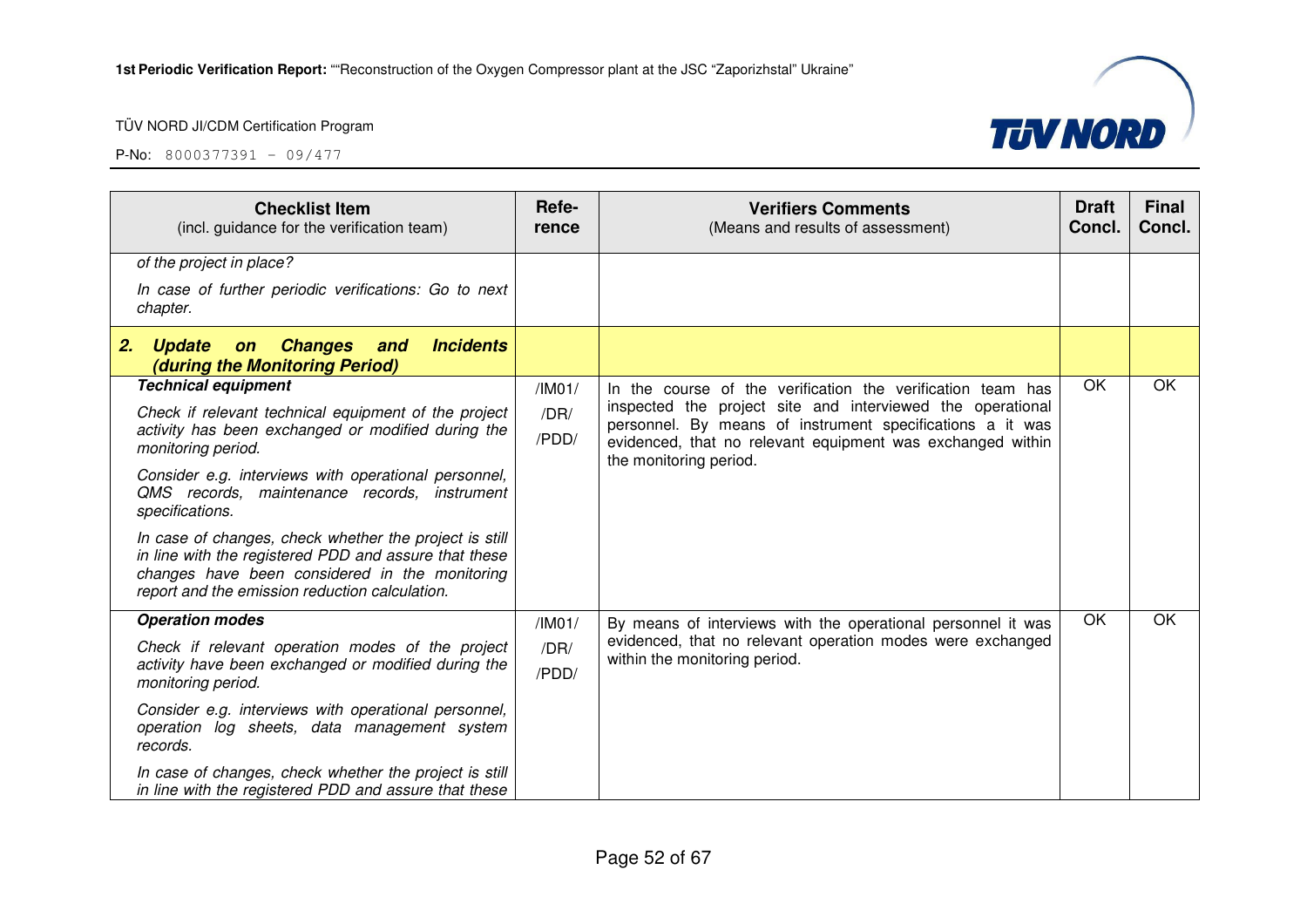| Checklist Item (incl. guidance for the verification team) | Refe-rence | Verifiers Comments (Means and results of assessment) | Draft Concl. | Final Concl. |
|---|---|---|---|---|
| *of the project in place?*<br><br>*In case of further periodic verifications: Go to next chapter.* | | | | |
| ***2. Update on Changes and Incidents (during the Monitoring Period)*** | | | | |
| ***Technical equipment***<br><br>*Check if relevant technical equipment of the project activity has been exchanged or modified during the monitoring period.*<br><br>*Consider e.g. interviews with operational personnel, QMS records, maintenance records, instrument specifications.*<br><br>*In case of changes, check whether the project is still in line with the registered PDD and assure that these changes have been considered in the monitoring report and the emission reduction calculation.* | /IM01/<br>/DR/<br>/PDD/ | In the course of the verification the verification team has inspected the project site and interviewed the operational personnel. By means of instrument specifications a it was evidenced, that no relevant equipment was exchanged within the monitoring period. | OK | OK |
| ***Operation modes***<br><br>*Check if relevant operation modes of the project activity have been exchanged or modified during the monitoring period.*<br><br>*Consider e.g. interviews with operational personnel, operation log sheets, data management system records.*<br><br>*In case of changes, check whether the project is still in line with the registered PDD and assure that these* | /IM01/<br>/DR/<br>/PDD/ | By means of interviews with the operational personnel it was evidenced, that no relevant operation modes were exchanged within the monitoring period. | OK | OK |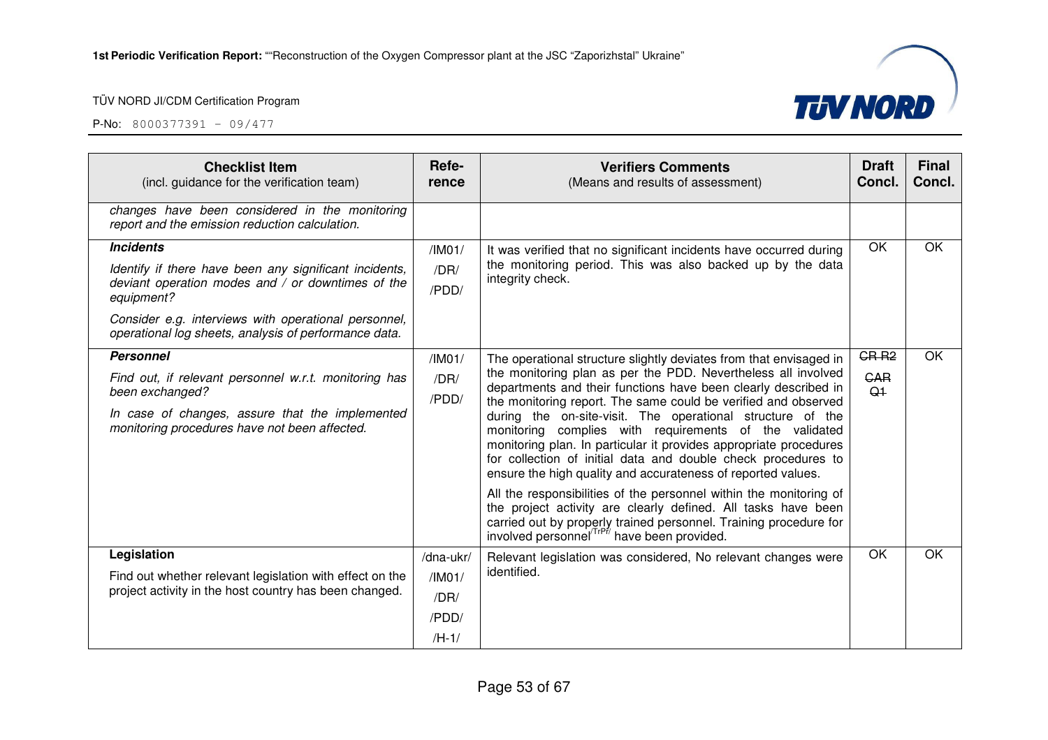| Checklist Item (incl. guidance for the verification team) | Refe-rence | Verifiers Comments (Means and results of assessment) | Draft Concl. | Final Concl. |
|---|---|---|---|---|
| *changes have been considered in the monitoring report and the emission reduction calculation.* | | | | |
| ***Incidents*** *Identify if there have been any significant incidents, deviant operation modes and / or downtimes of the equipment?* *Consider e.g. interviews with operational personnel, operational log sheets, analysis of performance data.* | /IM01/ /DR/ /PDD/ | It was verified that no significant incidents have occurred during the monitoring period. This was also backed up by the data integrity check. | OK | OK |
| ***Personnel*** *Find out, if relevant personnel w.r.t. monitoring has been exchanged?* *In case of changes, assure that the implemented monitoring procedures have not been affected.* | /IM01/ /DR/ /PDD/ | The operational structure slightly deviates from that envisaged in the monitoring plan as per the PDD. Nevertheless all involved departments and their functions have been clearly described in the monitoring report. The same could be verified and observed during the on-site-visit. The operational structure of the monitoring complies with requirements of the validated monitoring plan. In particular it provides appropriate procedures for collection of initial data and double check procedures to ensure the high quality and accurateness of reported values. All the responsibilities of the personnel within the monitoring of the project activity are clearly defined. All tasks have been carried out by properly trained personnel. Training procedure for involved personnel /TrPr/ have been provided. | ~~CR~~ R2 ~~CAR~~ ~~Q1~~ | OK |
| **Legislation** Find out whether relevant legislation with effect on the project activity in the host country has been changed. | /dna-ukr/ /IM01/ /DR/ /PDD/ /H-1/ | Relevant legislation was considered, No relevant changes were identified. | OK | OK |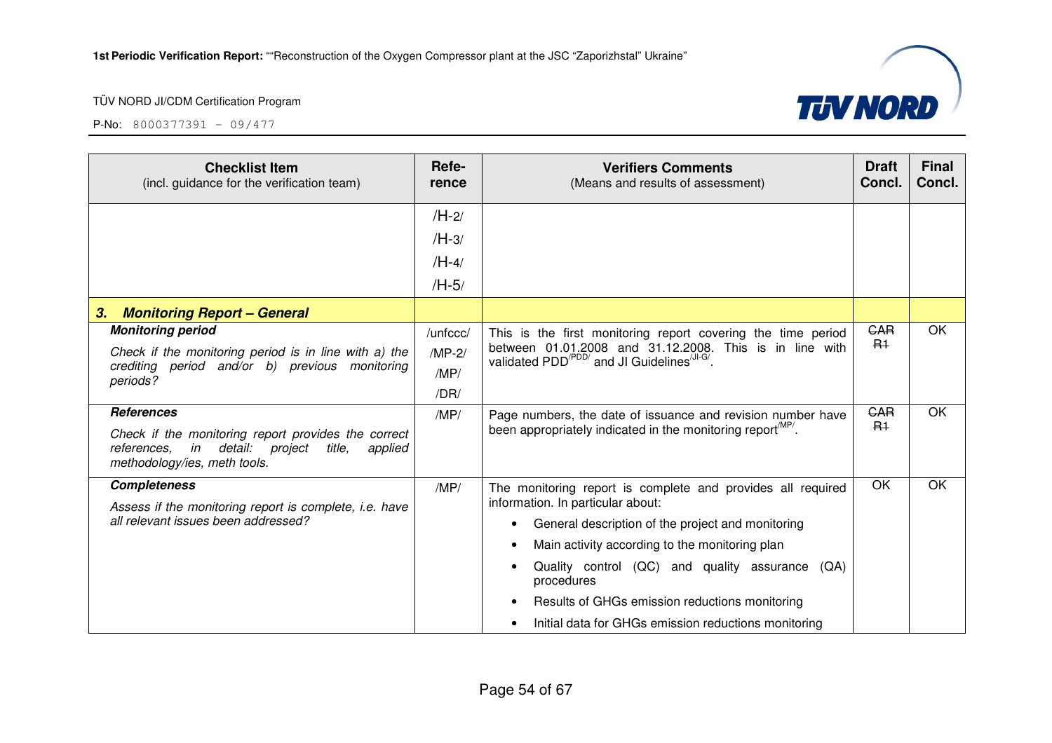| Checklist Item (incl. guidance for the verification team) | Refe-rence | Verifiers Comments (Means and results of assessment) | Draft Concl. | Final Concl. |
|---|---|---|---|---|
| | /H-2/<br>/H-3/<br>/H-4/<br>/H-5/ | | | |
| ***3. Monitoring Report – General*** | | | | |
| ***Monitoring period***<br>*Check if the monitoring period is in line with a) the crediting period and/or b) previous monitoring periods?* | /unfccc/<br>/MP-2/<br>/MP/<br>/DR/ | This is the first monitoring report covering the time period between 01.01.2008 and 31.12.2008. This is in line with validated PDD[/PDD/] and JI Guidelines[/JI-G/]. | ~~CAR R1~~ | OK |
| ***References***<br>*Check if the monitoring report provides the correct references, in detail: project title, applied methodology/ies, meth tools.* | /MP/ | Page numbers, the date of issuance and revision number have been appropriately indicated in the monitoring report[/MP/]. | ~~CAR R1~~ | OK |
| ***Completeness***<br>*Assess if the monitoring report is complete, i.e. have all relevant issues been addressed?* | /MP/ | The monitoring report is complete and provides all required information. In particular about:<br>• General description of the project and monitoring<br>• Main activity according to the monitoring plan<br>• Quality control (QC) and quality assurance (QA) procedures<br>• Results of GHGs emission reductions monitoring<br>• Initial data for GHGs emission reductions monitoring | OK | OK |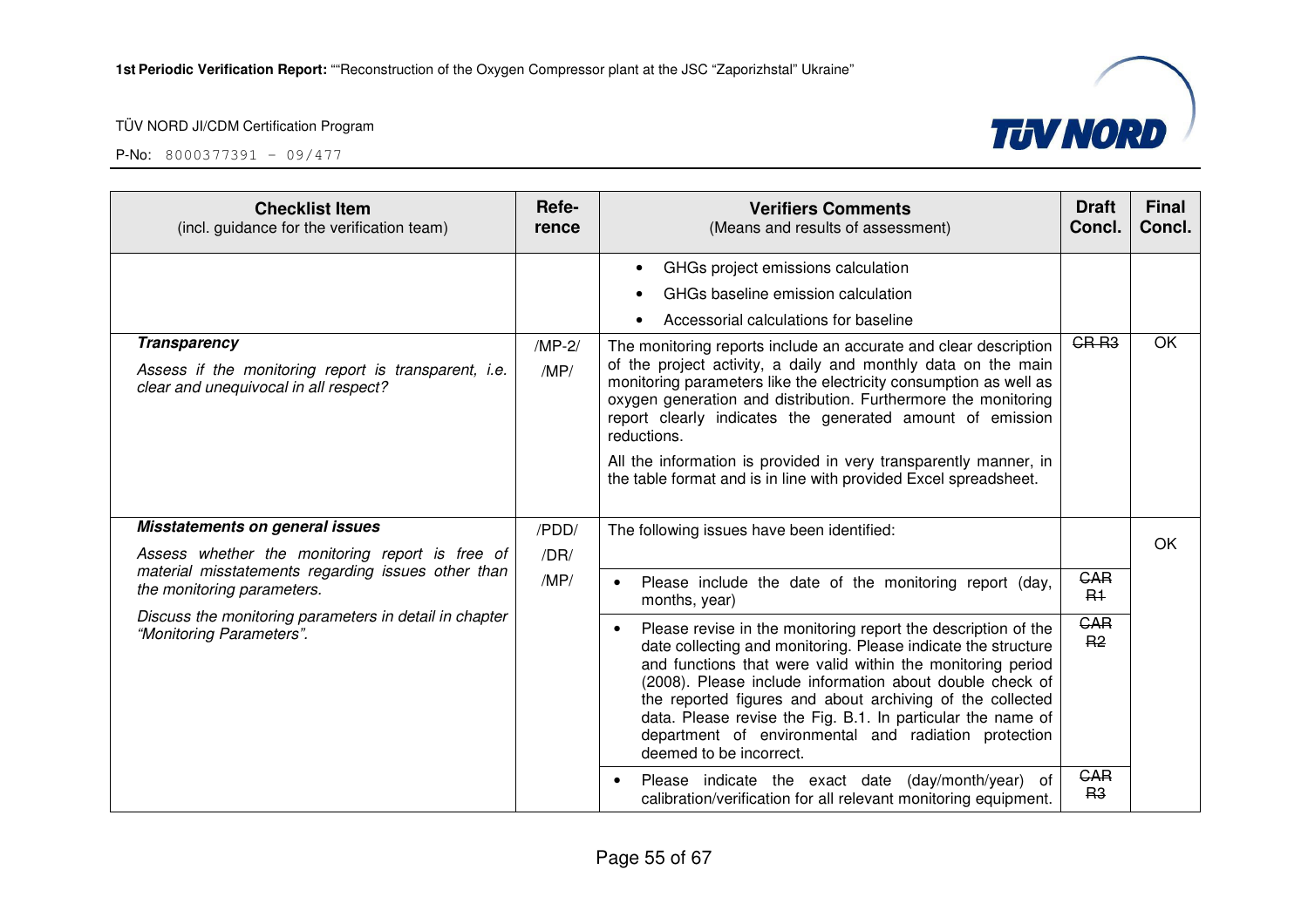| **Checklist Item** (incl. guidance for the verification team) | **Refe-rence** | **Verifiers Comments** (Means and results of assessment) | **Draft Concl.** | **Final Concl.** |
|---|---|---|---|---|
| | | • GHGs project emissions calculation<br>• GHGs baseline emission calculation<br>• Accessorial calculations for baseline | | |
| ***Transparency***<br>*Assess if the monitoring report is transparent, i.e. clear and unequivocal in all respect?* | /MP-2/<br>/MP/ | The monitoring reports include an accurate and clear description of the project activity, a daily and monthly data on the main monitoring parameters like the electricity consumption as well as oxygen generation and distribution. Furthermore the monitoring report clearly indicates the generated amount of emission reductions.<br>All the information is provided in very transparently manner, in the table format and is in line with provided Excel spreadsheet. | ~~CR R3~~ | OK |
| ***Misstatements on general issues***<br>*Assess whether the monitoring report is free of material misstatements regarding issues other than the monitoring parameters.*<br>*Discuss the monitoring parameters in detail in chapter "Monitoring Parameters".* | /PDD/<br>/DR/<br>/MP/ | The following issues have been identified: | | OK |
| | | • Please include the date of the monitoring report (day, months, year) | ~~CAR R1~~ | |
| | | • Please revise in the monitoring report the description of the date collecting and monitoring. Please indicate the structure and functions that were valid within the monitoring period (2008). Please include information about double check of the reported figures and about archiving of the collected data. Please revise the Fig. B.1. In particular the name of department of environmental and radiation protection deemed to be incorrect. | ~~CAR R2~~ | |
| | | • Please indicate the exact date (day/month/year) of calibration/verification for all relevant monitoring equipment. | ~~CAR R3~~ | |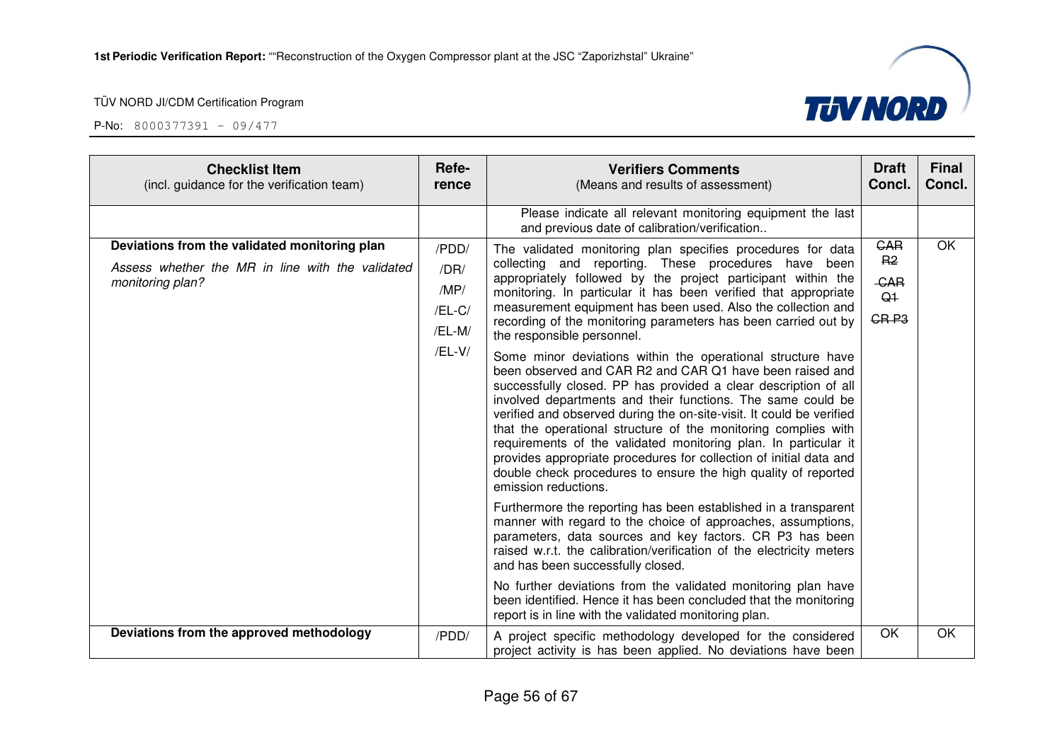| Checklist Item<br>(incl. guidance for the verification team) | Refe-rence | Verifiers Comments<br>(Means and results of assessment) | Draft Concl. | Final Concl. |
|---|---|---|---|---|
| | | Please indicate all relevant monitoring equipment the last and previous date of calibration/verification.. | | |
| **Deviations from the validated monitoring plan**<br>*Assess whether the MR in line with the validated monitoring plan?* | /PDD/<br>/DR/<br>/MP/<br>/EL-C/<br>/EL-M/<br>/EL-V/ | The validated monitoring plan specifies procedures for data collecting and reporting. These procedures have been appropriately followed by the project participant within the monitoring. In particular it has been verified that appropriate measurement equipment has been used. Also the collection and recording of the monitoring parameters has been carried out by the responsible personnel.<br><br>Some minor deviations within the operational structure have been observed and CAR R2 and CAR Q1 have been raised and successfully closed. PP has provided a clear description of all involved departments and their functions. The same could be verified and observed during the on-site-visit. It could be verified that the operational structure of the monitoring complies with requirements of the validated monitoring plan. In particular it provides appropriate procedures for collection of initial data and double check procedures to ensure the high quality of reported emission reductions.<br><br>Furthermore the reporting has been established in a transparent manner with regard to the choice of approaches, assumptions, parameters, data sources and key factors. CR P3 has been raised w.r.t. the calibration/verification of the electricity meters and has been successfully closed.<br><br>No further deviations from the validated monitoring plan have been identified. Hence it has been concluded that the monitoring report is in line with the validated monitoring plan. | ~~CAR R2~~<br>~~CAR Q1~~<br>~~CR P3~~ | OK |
| **Deviations from the approved methodology** | /PDD/ | A project specific methodology developed for the considered project activity is has been applied. No deviations have been | OK | OK |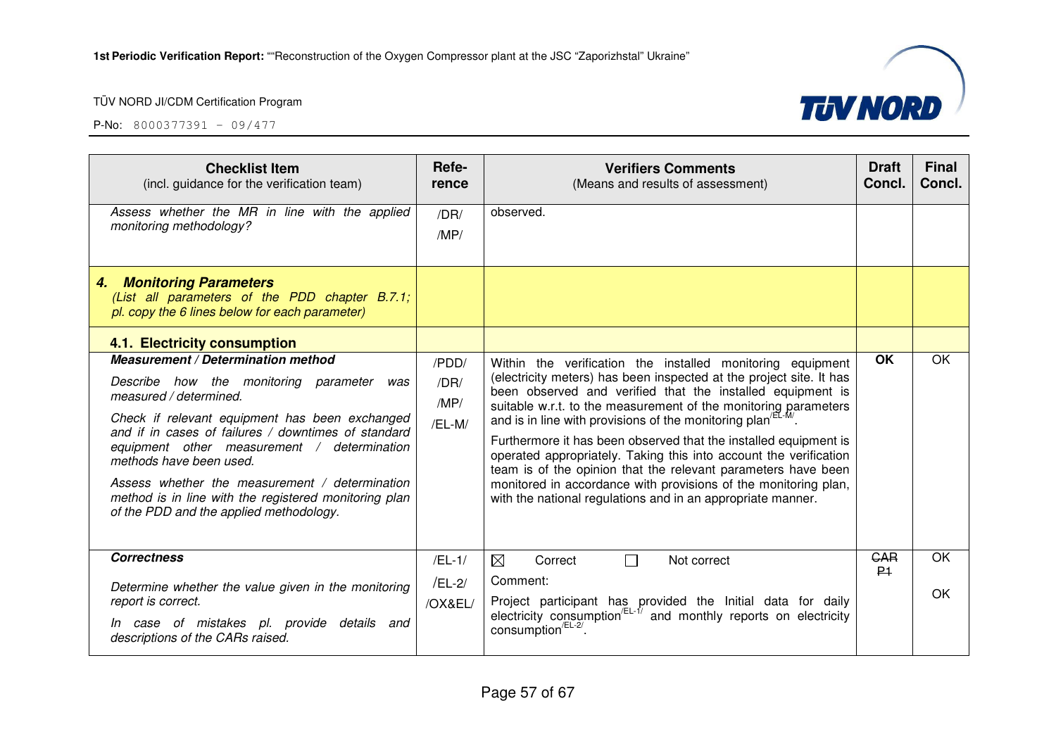| **Checklist Item** (incl. guidance for the verification team) | **Refe-rence** | **Verifiers Comments** (Means and results of assessment) | **Draft Concl.** | **Final Concl.** |
|---|---|---|---|---|
| *Assess whether the MR in line with the applied monitoring methodology?* | /DR/ /MP/ | observed. | | |
| ***4. Monitoring Parameters*** *(List all parameters of the PDD chapter B.7.1; pl. copy the 6 lines below for each parameter)* | | | | |
| **4.1. Electricity consumption** | | | | |
| ***Measurement / Determination method*** *Describe how the monitoring parameter was measured / determined.* *Check if relevant equipment has been exchanged and if in cases of failures / downtimes of standard equipment other measurement / determination methods have been used.* *Assess whether the measurement / determination method is in line with the registered monitoring plan of the PDD and the applied methodology.* | /PDD/ /DR/ /MP/ /EL-M/ | Within the verification the installed monitoring equipment (electricity meters) has been inspected at the project site. It has been observed and verified that the installed equipment is suitable w.r.t. to the measurement of the monitoring parameters and is in line with provisions of the monitoring plan[/EL-M/]. Furthermore it has been observed that the installed equipment is operated appropriately. Taking this into account the verification team is of the opinion that the relevant parameters have been monitored in accordance with provisions of the monitoring plan, with the national regulations and in an appropriate manner. | **OK** | OK |
| ***Correctness*** *Determine whether the value given in the monitoring report is correct.* *In case of mistakes pl. provide details and descriptions of the CARs raised.* | /EL-1/ /EL-2/ /OX&EL/ | ☒ Correct ☐ Not correct Comment: Project participant has provided the Initial data for daily electricity consumption[/EL-1/] and monthly reports on electricity consumption[/EL-2/]. | ~~CAR P1~~ | OK OK |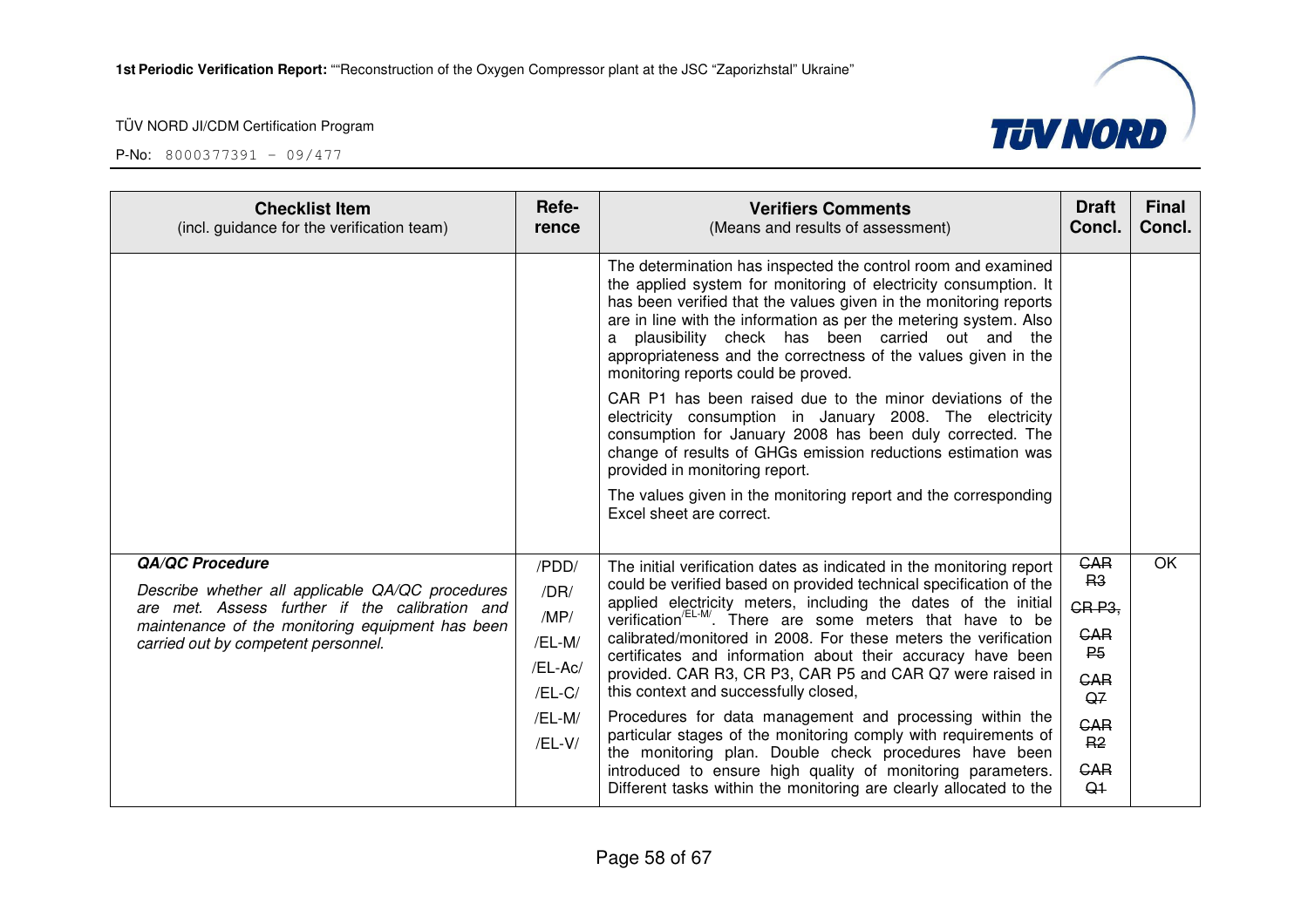| Checklist Item (incl. guidance for the verification team) | Reference | Verifiers Comments (Means and results of assessment) | Draft Concl. | Final Concl. |
|---|---|---|---|---|
| | | The determination has inspected the control room and examined the applied system for monitoring of electricity consumption. It has been verified that the values given in the monitoring reports are in line with the information as per the metering system. Also a plausibility check has been carried out and the appropriateness and the correctness of the values given in the monitoring reports could be proved.<br><br>CAR P1 has been raised due to the minor deviations of the electricity consumption in January 2008. The electricity consumption for January 2008 has been duly corrected. The change of results of GHGs emission reductions estimation was provided in monitoring report.<br><br>The values given in the monitoring report and the corresponding Excel sheet are correct. | | |
| ***QA/QC Procedure***<br><br>*Describe whether all applicable QA/QC procedures are met. Assess further if the calibration and maintenance of the monitoring equipment has been carried out by competent personnel.* | /PDD/<br>/DR/<br>/MP/<br>/EL-M/<br>/EL-Ac/<br>/EL-C/<br>/EL-M/<br>/EL-V/ | The initial verification dates as indicated in the monitoring report could be verified based on provided technical specification of the applied electricity meters, including the dates of the initial verification[/EL-M/]. There are some meters that have to be calibrated/monitored in 2008. For these meters the verification certificates and information about their accuracy have been provided. CAR R3, CR P3, CAR P5 and CAR Q7 were raised in this context and successfully closed,<br><br>Procedures for data management and processing within the particular stages of the monitoring comply with requirements of the monitoring plan. Double check procedures have been introduced to ensure high quality of monitoring parameters. Different tasks within the monitoring are clearly allocated to the | ~~CAR R3~~<br>~~CR P3,~~<br>~~CAR P5~~<br>~~CAR Q7~~<br>~~CAR R2~~<br>~~CAR Q1~~ | OK |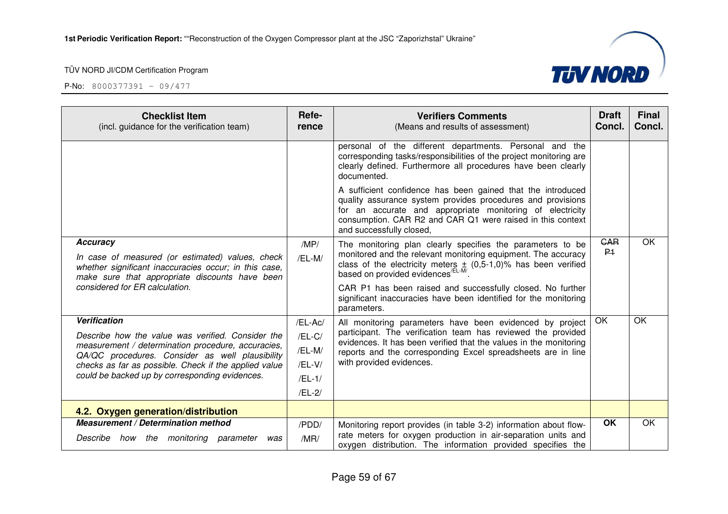| **Checklist Item** (incl. guidance for the verification team) | **Refe-rence** | **Verifiers Comments** (Means and results of assessment) | **Draft Concl.** | **Final Concl.** |
|---|---|---|---|---|
| | | personal of the different departments. Personal and the corresponding tasks/responsibilities of the project monitoring are clearly defined. Furthermore all procedures have been clearly documented.<br><br>A sufficient confidence has been gained that the introduced quality assurance system provides procedures and provisions for an accurate and appropriate monitoring of electricity consumption. CAR R2 and CAR Q1 were raised in this context and successfully closed, | | |
| ***Accuracy***<br><br>*In case of measured (or estimated) values, check whether significant inaccuracies occur; in this case, make sure that appropriate discounts have been considered for ER calculation.* | /MP/<br><br>/EL-M/ | The monitoring plan clearly specifies the parameters to be monitored and the relevant monitoring equipment. The accuracy class of the electricity meters ± (0,5-1,0)% has been verified based on provided evidences[/EL-M/].<br><br>CAR P1 has been raised and successfully closed. No further significant inaccuracies have been identified for the monitoring parameters. | ~~CAR P1~~ | OK |
| ***Verification***<br><br>*Describe how the value was verified. Consider the measurement / determination procedure, accuracies, QA/QC procedures. Consider as well plausibility checks as far as possible. Check if the applied value could be backed up by corresponding evidences.* | /EL-Ac/<br><br>/EL-C/<br><br>/EL-M/<br><br>/EL-V/<br><br>/EL-1/<br><br>/EL-2/ | All monitoring parameters have been evidenced by project participant. The verification team has reviewed the provided evidences. It has been verified that the values in the monitoring reports and the corresponding Excel spreadsheets are in line with provided evidences. | OK | OK |
| **4.2. Oxygen generation/distribution** | | | | |
| ***Measurement / Determination method***<br><br>*Describe how the monitoring parameter was* | /PDD/<br><br>/MR/ | Monitoring report provides (in table 3-2) information about flow-rate meters for oxygen production in air-separation units and oxygen distribution. The information provided specifies the | **OK** | OK |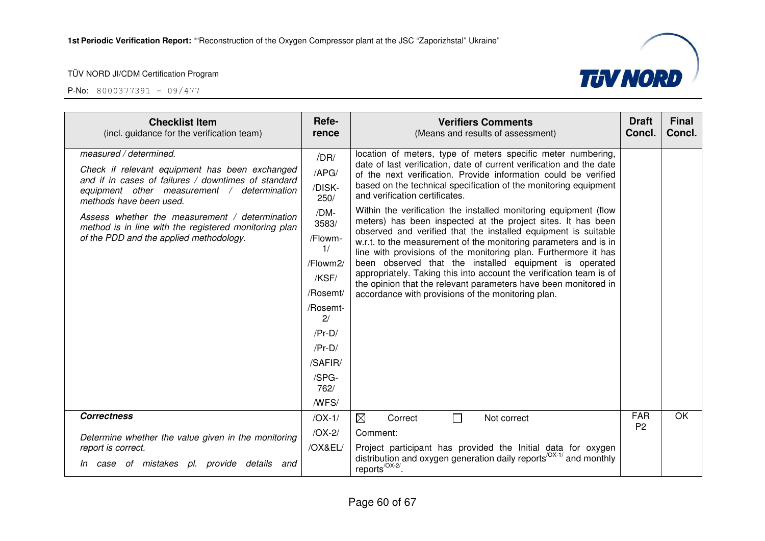| **Checklist Item** (incl. guidance for the verification team) | **Refe-rence** | **Verifiers Comments** (Means and results of assessment) | **Draft Concl.** | **Final Concl.** |
|---|---|---|---|---|
| *measured / determined.*<br><br>*Check if relevant equipment has been exchanged and if in cases of failures / downtimes of standard equipment other measurement / determination methods have been used.*<br><br>*Assess whether the measurement / determination method is in line with the registered monitoring plan of the PDD and the applied methodology.* | /DR/<br>/APG/<br>/DISK-250/<br>/DM-3583/<br>/Flowm-1/<br>/Flowm2/<br>/KSF/<br>/Rosemt/<br>/Rosemt-2/<br>/Pr-D/<br>/Pr-D/<br>/SAFIR/<br>/SPG-762/<br>/WFS/ | location of meters, type of meters specific meter numbering, date of last verification, date of current verification and the date of the next verification. Provide information could be verified based on the technical specification of the monitoring equipment and verification certificates.<br><br>Within the verification the installed monitoring equipment (flow meters) has been inspected at the project sites. It has been observed and verified that the installed equipment is suitable w.r.t. to the measurement of the monitoring parameters and is in line with provisions of the monitoring plan. Furthermore it has been observed that the installed equipment is operated appropriately. Taking this into account the verification team is of the opinion that the relevant parameters have been monitored in accordance with provisions of the monitoring plan. | | |
| ***Correctness***<br><br>*Determine whether the value given in the monitoring report is correct.*<br><br>*In case of mistakes pl. provide details and* | /OX-1/<br>/OX-2/<br>/OX&EL/ | ☒ Correct ☐ Not correct<br><br>Comment:<br><br>Project participant has provided the Initial data for oxygen distribution and oxygen generation daily reports[/OX-1/] and monthly reports[/OX-2/]. | FAR P2 | OK |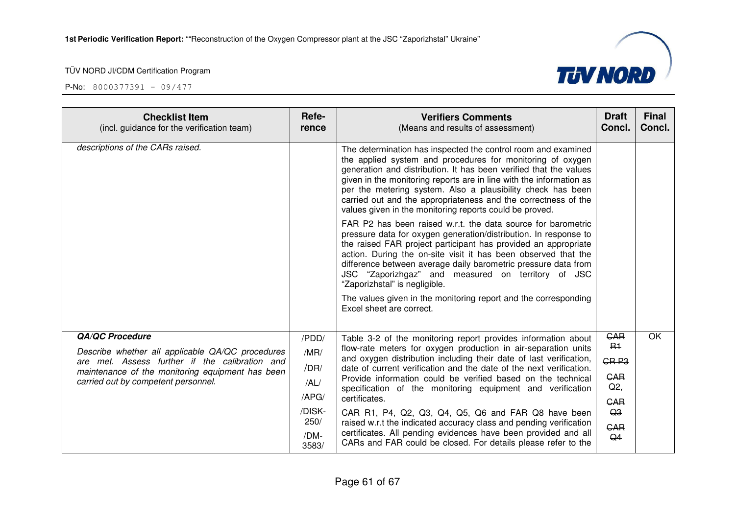| Checklist Item (incl. guidance for the verification team) | Refe-rence | Verifiers Comments (Means and results of assessment) | Draft Concl. | Final Concl. |
|---|---|---|---|---|
| *descriptions of the CARs raised.* | | The determination has inspected the control room and examined the applied system and procedures for monitoring of oxygen generation and distribution. It has been verified that the values given in the monitoring reports are in line with the information as per the metering system. Also a plausibility check has been carried out and the appropriateness and the correctness of the values given in the monitoring reports could be proved.<br><br>FAR P2 has been raised w.r.t. the data source for barometric pressure data for oxygen generation/distribution. In response to the raised FAR project participant has provided an appropriate action. During the on-site visit it has been observed that the difference between average daily barometric pressure data from JSC "Zaporizhgaz" and measured on territory of JSC "Zaporizhstal" is negligible.<br><br>The values given in the monitoring report and the corresponding Excel sheet are correct. | | |
| ***QA/QC Procedure***<br><br>*Describe whether all applicable QA/QC procedures are met. Assess further if the calibration and maintenance of the monitoring equipment has been carried out by competent personnel.* | /PDD/<br>/MR/<br>/DR/<br>/AL/<br>/APG/<br>/DISK-250/<br>/DM-3583/ | Table 3-2 of the monitoring report provides information about flow-rate meters for oxygen production in air-separation units and oxygen distribution including their date of last verification, date of current verification and the date of the next verification. Provide information could be verified based on the technical specification of the monitoring equipment and verification certificates.<br><br>CAR R1, P4, Q2, Q3, Q4, Q5, Q6 and FAR Q8 have been raised w.r.t the indicated accuracy class and pending verification certificates. All pending evidences have been provided and all CARs and FAR could be closed. For details please refer to the | ~~CAR R1~~<br>~~CR P3~~<br>~~CAR Q2,~~<br>~~CAR Q3~~<br>~~CAR Q4~~ | OK |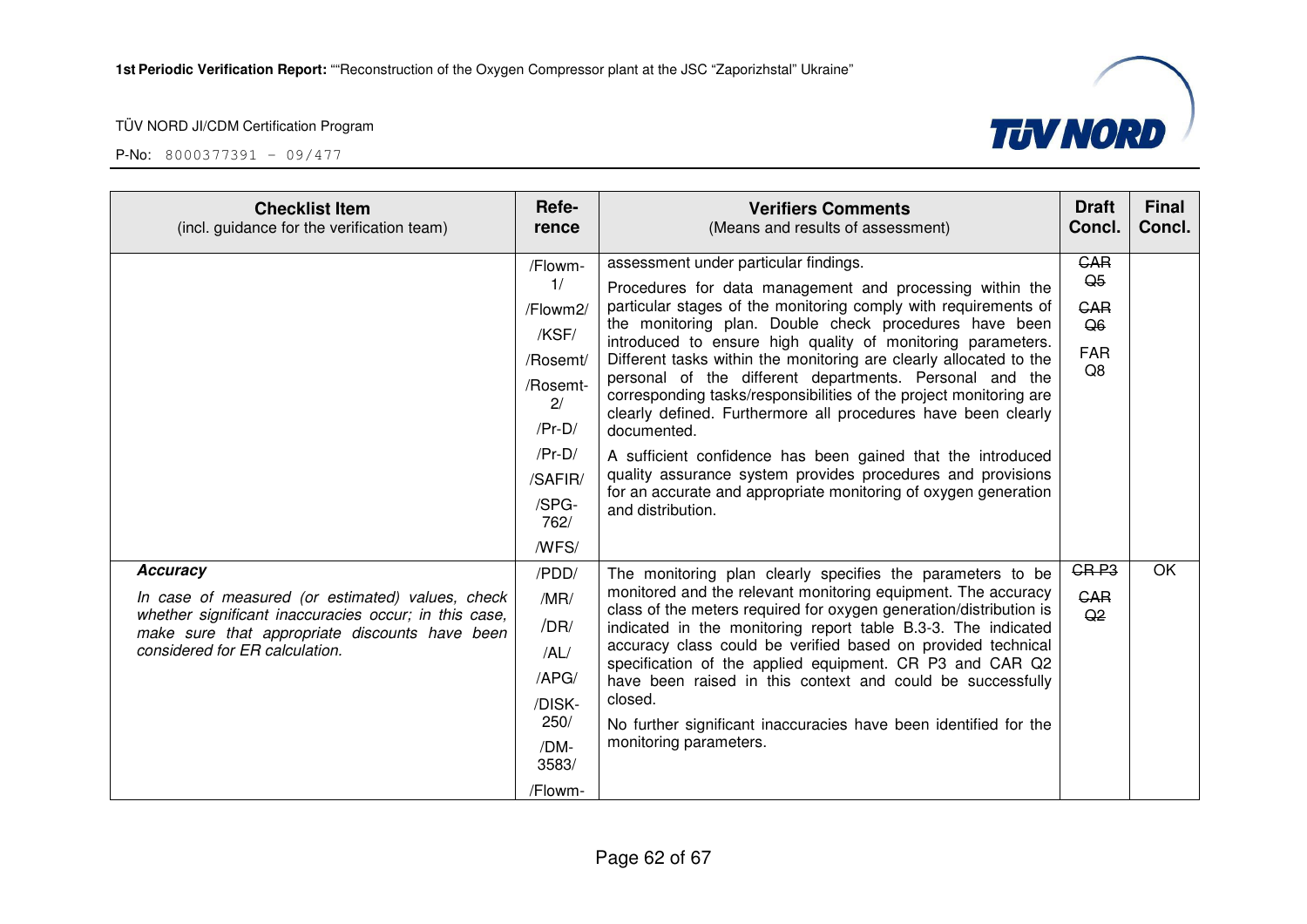| Checklist Item<br>(incl. guidance for the verification team) | Refe-<br>rence | Verifiers Comments<br>(Means and results of assessment) | Draft Concl. | Final Concl. |
|---|---|---|---|---|
| | /Flowm-1/<br>/Flowm2/<br>/KSF/<br>/Rosemt/<br>/Rosemt-2/<br>/Pr-D/<br>/Pr-D/<br>/SAFIR/<br>/SPG-762/<br>/WFS/ | assessment under particular findings.<br><br>Procedures for data management and processing within the particular stages of the monitoring comply with requirements of the monitoring plan. Double check procedures have been introduced to ensure high quality of monitoring parameters. Different tasks within the monitoring are clearly allocated to the personal of the different departments. Personal and the corresponding tasks/responsibilities of the project monitoring are clearly defined. Furthermore all procedures have been clearly documented.<br><br>A sufficient confidence has been gained that the introduced quality assurance system provides procedures and provisions for an accurate and appropriate monitoring of oxygen generation and distribution. | ~~CAR Q5~~<br>~~CAR Q6~~<br>FAR Q8 | |
| ***Accuracy***<br><br>*In case of measured (or estimated) values, check whether significant inaccuracies occur; in this case, make sure that appropriate discounts have been considered for ER calculation.* | /PDD/<br>/MR/<br>/DR/<br>/AL/<br>/APG/<br>/DISK-250/<br>/DM-3583/<br>/Flowm- | The monitoring plan clearly specifies the parameters to be monitored and the relevant monitoring equipment. The accuracy class of the meters required for oxygen generation/distribution is indicated in the monitoring report table B.3-3. The indicated accuracy class could be verified based on provided technical specification of the applied equipment. CR P3 and CAR Q2 have been raised in this context and could be successfully closed.<br><br>No further significant inaccuracies have been identified for the monitoring parameters. | ~~CR P3~~<br>~~CAR Q2~~ | OK |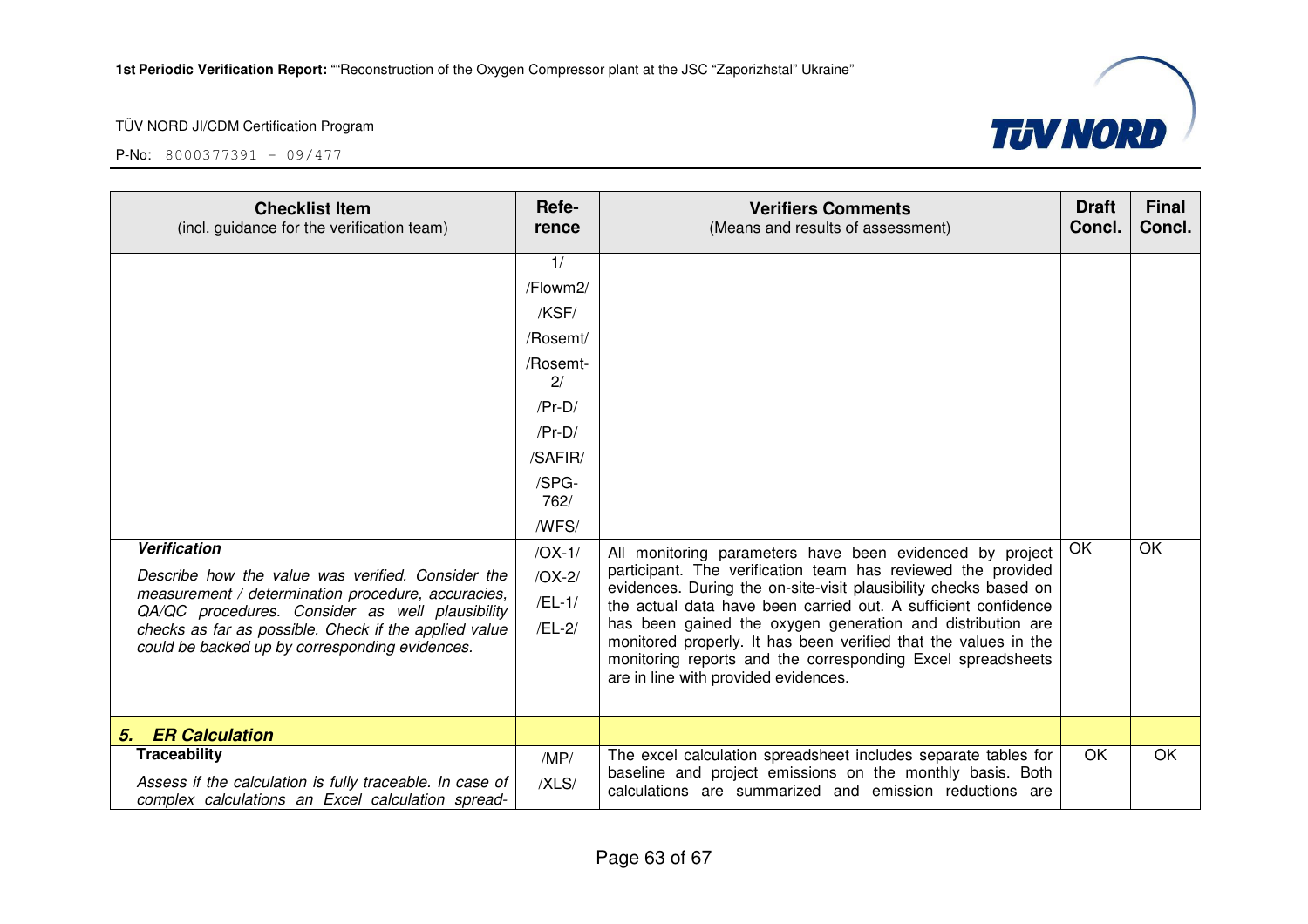| Checklist Item (incl. guidance for the verification team) | Refe-rence | Verifiers Comments (Means and results of assessment) | Draft Concl. | Final Concl. |
|---|---|---|---|---|
| | 1/ /Flowm2/ /KSF/ /Rosemt/ /Rosemt-2/ /Pr-D/ /Pr-D/ /SAFIR/ /SPG-762/ /WFS/ | | | |
| ***Verification*** *Describe how the value was verified. Consider the measurement / determination procedure, accuracies, QA/QC procedures. Consider as well plausibility checks as far as possible. Check if the applied value could be backed up by corresponding evidences.* | /OX-1/ /OX-2/ /EL-1/ /EL-2/ | All monitoring parameters have been evidenced by project participant. The verification team has reviewed the provided evidences. During the on-site-visit plausibility checks based on the actual data have been carried out. A sufficient confidence has been gained the oxygen generation and distribution are monitored properly. It has been verified that the values in the monitoring reports and the corresponding Excel spreadsheets are in line with provided evidences. | OK | OK |
| ***5. ER Calculation*** | | | | |
| **Traceability** *Assess if the calculation is fully traceable. In case of complex calculations an Excel calculation spread-* | /MP/ /XLS/ | The excel calculation spreadsheet includes separate tables for baseline and project emissions on the monthly basis. Both calculations are summarized and emission reductions are | OK | OK |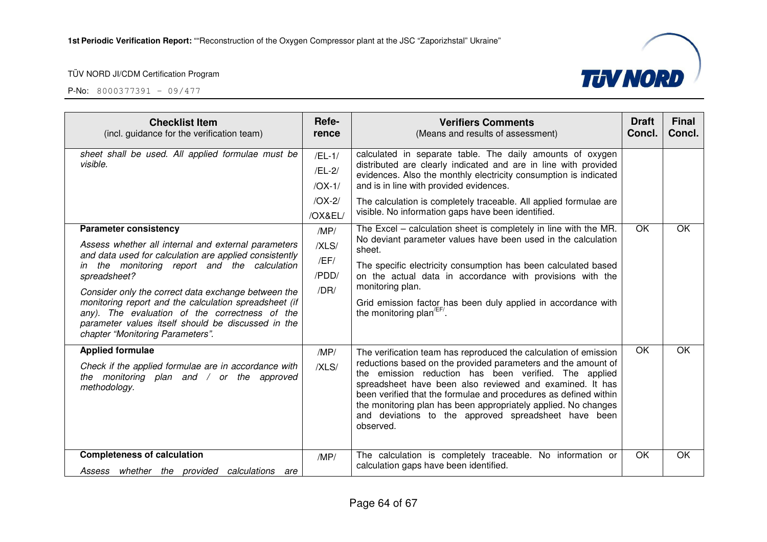| Checklist Item (incl. guidance for the verification team) | Refe-rence | Verifiers Comments (Means and results of assessment) | Draft Concl. | Final Concl. |
|---|---|---|---|---|
| *sheet shall be used. All applied formulae must be visible.* | /EL-1/ /EL-2/ /OX-1/ /OX-2/ /OX&EL/ | calculated in separate table. The daily amounts of oxygen distributed are clearly indicated and are in line with provided evidences. Also the monthly electricity consumption is indicated and is in line with provided evidences.<br><br>The calculation is completely traceable. All applied formulae are visible. No information gaps have been identified. | | |
| **Parameter consistency**<br><br>*Assess whether all internal and external parameters and data used for calculation are applied consistently in the monitoring report and the calculation spreadsheet?*<br><br>*Consider only the correct data exchange between the monitoring report and the calculation spreadsheet (if any). The evaluation of the correctness of the parameter values itself should be discussed in the chapter "Monitoring Parameters".* | /MP/ /XLS/ /EF/ /PDD/ /DR/ | The Excel – calculation sheet is completely in line with the MR. No deviant parameter values have been used in the calculation sheet.<br><br>The specific electricity consumption has been calculated based on the actual data in accordance with provisions with the monitoring plan.<br><br>Grid emission factor has been duly applied in accordance with the monitoring plan[/EF/]. | OK | OK |
| **Applied formulae**<br><br>*Check if the applied formulae are in accordance with the monitoring plan and / or the approved methodology.* | /MP/ /XLS/ | The verification team has reproduced the calculation of emission reductions based on the provided parameters and the amount of the emission reduction has been verified. The applied spreadsheet have been also reviewed and examined. It has been verified that the formulae and procedures as defined within the monitoring plan has been appropriately applied. No changes and deviations to the approved spreadsheet have been observed. | OK | OK |
| **Completeness of calculation**<br><br>*Assess whether the provided calculations are* | /MP/ | The calculation is completely traceable. No information or calculation gaps have been identified. | OK | OK |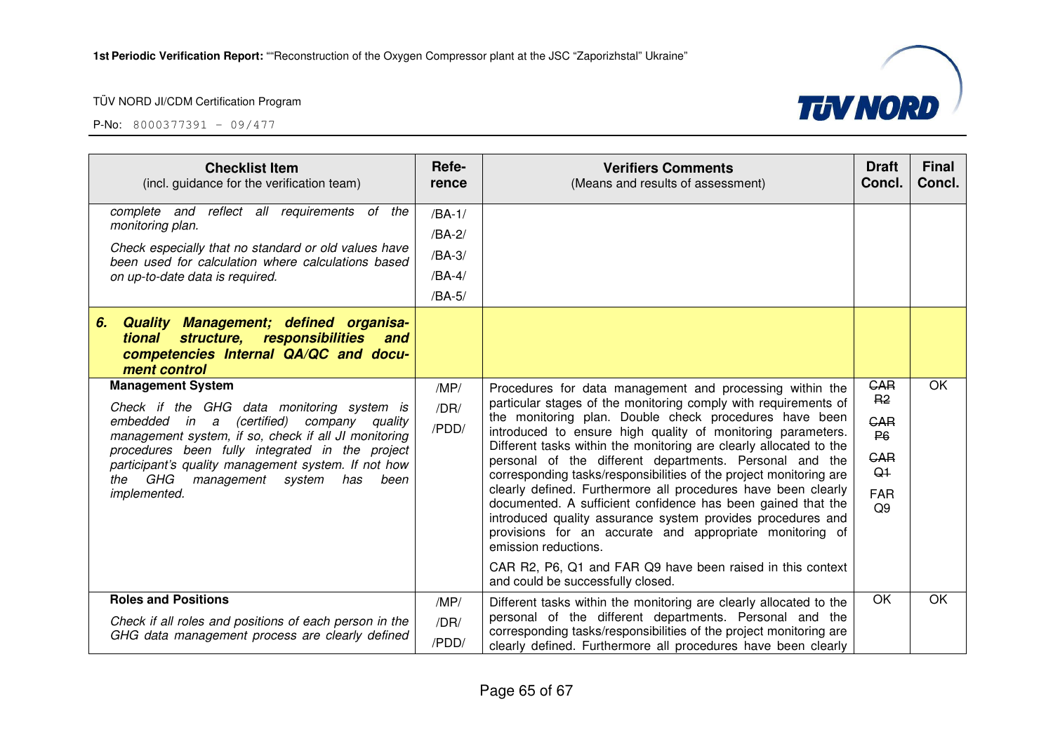| Checklist Item (incl. guidance for the verification team) | Refe-rence | Verifiers Comments (Means and results of assessment) | Draft Concl. | Final Concl. |
|---|---|---|---|---|
| *complete and reflect all requirements of the monitoring plan.* *Check especially that no standard or old values have been used for calculation where calculations based on up-to-date data is required.* | /BA-1/ /BA-2/ /BA-3/ /BA-4/ /BA-5/ | | | |
| ***6. Quality Management; defined organisational structure, responsibilities and competencies Internal QA/QC and document control*** | | | | |
| **Management System** *Check if the GHG data monitoring system is embedded in a (certified) company quality management system, if so, check if all JI monitoring procedures been fully integrated in the project participant's quality management system. If not how the GHG management system has been implemented.* | /MP/ /DR/ /PDD/ | Procedures for data management and processing within the particular stages of the monitoring comply with requirements of the monitoring plan. Double check procedures have been introduced to ensure high quality of monitoring parameters. Different tasks within the monitoring are clearly allocated to the personal of the different departments. Personal and the corresponding tasks/responsibilities of the project monitoring are clearly defined. Furthermore all procedures have been clearly documented. A sufficient confidence has been gained that the introduced quality assurance system provides procedures and provisions for an accurate and appropriate monitoring of emission reductions. CAR R2, P6, Q1 and FAR Q9 have been raised in this context and could be successfully closed. | ~~CAR R2~~ ~~CAR P6~~ ~~CAR Q1~~ FAR Q9 | OK |
| **Roles and Positions** *Check if all roles and positions of each person in the GHG data management process are clearly defined* | /MP/ /DR/ /PDD/ | Different tasks within the monitoring are clearly allocated to the personal of the different departments. Personal and the corresponding tasks/responsibilities of the project monitoring are clearly defined. Furthermore all procedures have been clearly | OK | OK |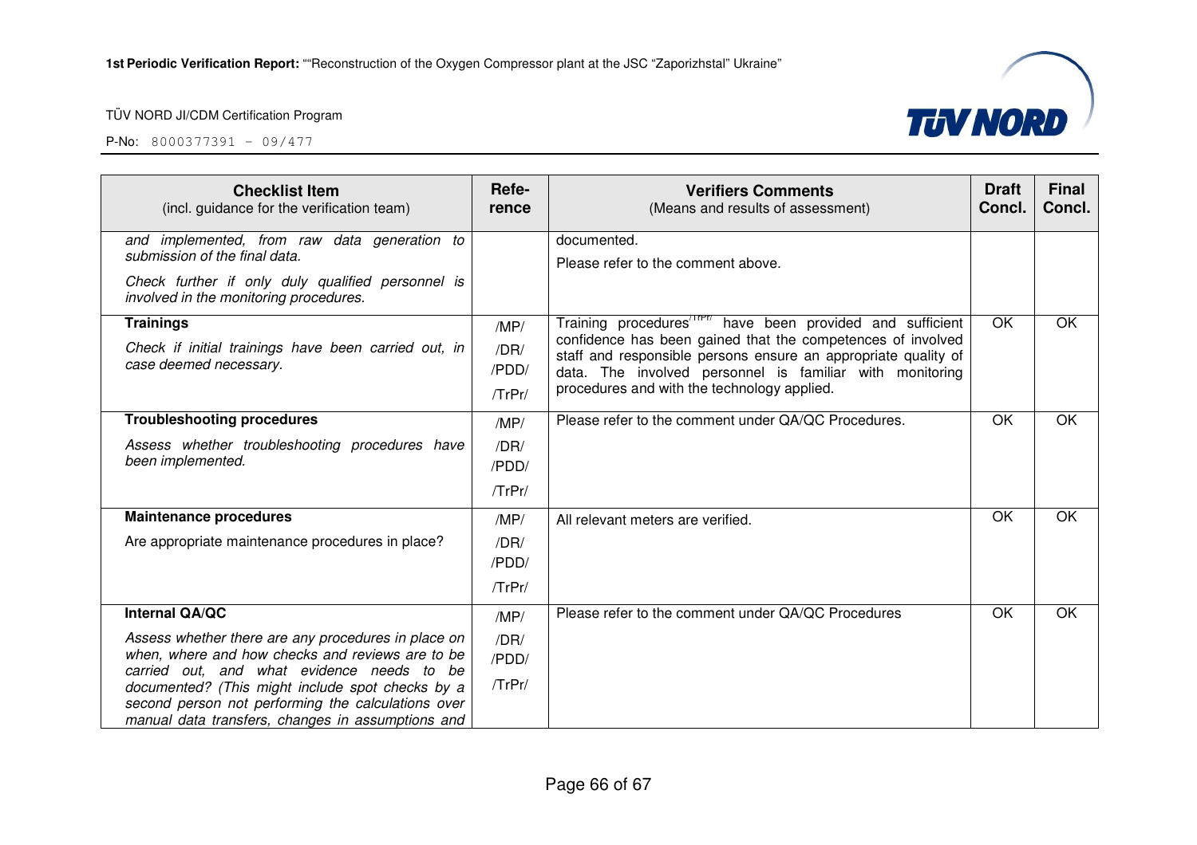| Checklist Item (incl. guidance for the verification team) | Refe-rence | Verifiers Comments (Means and results of assessment) | Draft Concl. | Final Concl. |
|---|---|---|---|---|
| *and implemented, from raw data generation to submission of the final data.* *Check further if only duly qualified personnel is involved in the monitoring procedures.* | | documented. Please refer to the comment above. | | |
| **Trainings** *Check if initial trainings have been carried out, in case deemed necessary.* | /MP/ /DR/ /PDD/ /TrPr/ | Training procedures/TrPr/ have been provided and sufficient confidence has been gained that the competences of involved staff and responsible persons ensure an appropriate quality of data. The involved personnel is familiar with monitoring procedures and with the technology applied. | OK | OK |
| **Troubleshooting procedures** *Assess whether troubleshooting procedures have been implemented.* | /MP/ /DR/ /PDD/ /TrPr/ | Please refer to the comment under QA/QC Procedures. | OK | OK |
| **Maintenance procedures** Are appropriate maintenance procedures in place? | /MP/ /DR/ /PDD/ /TrPr/ | All relevant meters are verified. | OK | OK |
| **Internal QA/QC** *Assess whether there are any procedures in place on when, where and how checks and reviews are to be carried out, and what evidence needs to be documented? (This might include spot checks by a second person not performing the calculations over manual data transfers, changes in assumptions and* | /MP/ /DR/ /PDD/ /TrPr/ | Please refer to the comment under QA/QC Procedures | OK | OK |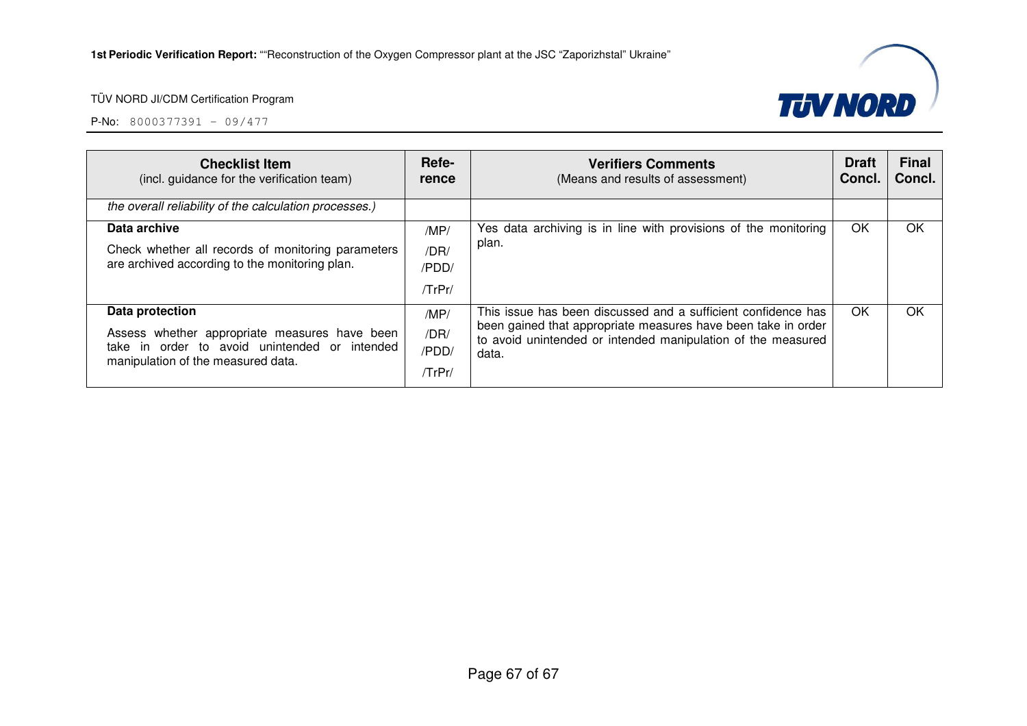| Checklist Item (incl. guidance for the verification team) | Reference | Verifiers Comments (Means and results of assessment) | Draft Concl. | Final Concl. |
|---|---|---|---|---|
| *the overall reliability of the calculation processes.)* | | | | |
| **Data archive**<br>Check whether all records of monitoring parameters are archived according to the monitoring plan. | /MP/<br>/DR/<br>/PDD/<br>/TrPr/ | Yes data archiving is in line with provisions of the monitoring plan. | OK | OK |
| **Data protection**<br>Assess whether appropriate measures have been take in order to avoid unintended or intended manipulation of the measured data. | /MP/<br>/DR/<br>/PDD/<br>/TrPr/ | This issue has been discussed and a sufficient confidence has been gained that appropriate measures have been take in order to avoid unintended or intended manipulation of the measured data. | OK | OK |